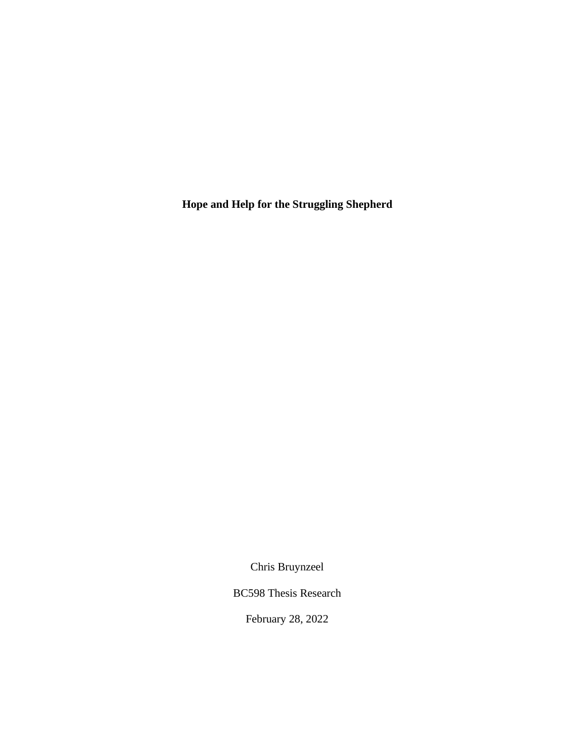**Hope and Help for the Struggling Shepherd**

Chris Bruynzeel

BC598 Thesis Research

February 28, 2022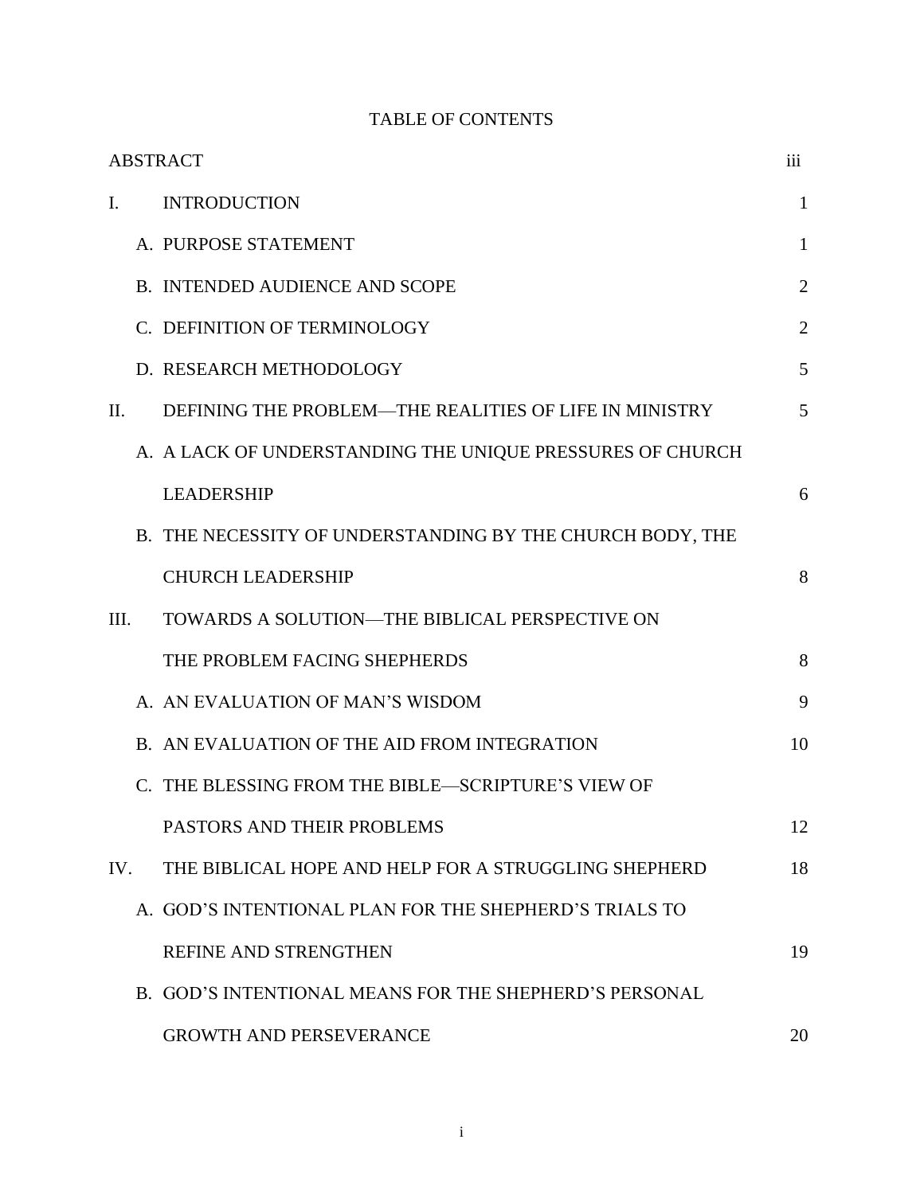# TABLE OF CONTENTS

| | |
|---|---|
| ABSTRACT | iii |
| I. INTRODUCTION | 1 |
| A. PURPOSE STATEMENT | 1 |
| B. INTENDED AUDIENCE AND SCOPE | 2 |
| C. DEFINITION OF TERMINOLOGY | 2 |
| D. RESEARCH METHODOLOGY | 5 |
| II. DEFINING THE PROBLEM—THE REALITIES OF LIFE IN MINISTRY | 5 |
| A. A LACK OF UNDERSTANDING THE UNIQUE PRESSURES OF CHURCH LEADERSHIP | 6 |
| B. THE NECESSITY OF UNDERSTANDING BY THE CHURCH BODY, THE CHURCH LEADERSHIP | 8 |
| III. TOWARDS A SOLUTION—THE BIBLICAL PERSPECTIVE ON THE PROBLEM FACING SHEPHERDS | 8 |
| A. AN EVALUATION OF MAN'S WISDOM | 9 |
| B. AN EVALUATION OF THE AID FROM INTEGRATION | 10 |
| C. THE BLESSING FROM THE BIBLE—SCRIPTURE'S VIEW OF PASTORS AND THEIR PROBLEMS | 12 |
| IV. THE BIBLICAL HOPE AND HELP FOR A STRUGGLING SHEPHERD | 18 |
| A. GOD'S INTENTIONAL PLAN FOR THE SHEPHERD'S TRIALS TO REFINE AND STRENGTHEN | 19 |
| B. GOD'S INTENTIONAL MEANS FOR THE SHEPHERD'S PERSONAL GROWTH AND PERSEVERANCE | 20 |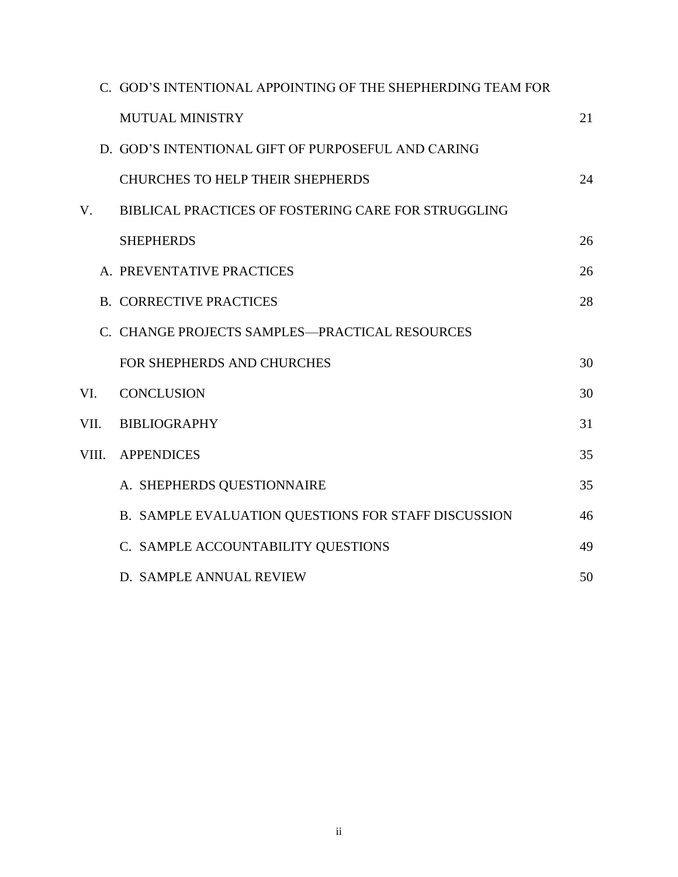C. GOD'S INTENTIONAL APPOINTING OF THE SHEPHERDING TEAM FOR MUTUAL MINISTRY 21

D. GOD'S INTENTIONAL GIFT OF PURPOSEFUL AND CARING CHURCHES TO HELP THEIR SHEPHERDS 24

V. BIBLICAL PRACTICES OF FOSTERING CARE FOR STRUGGLING SHEPHERDS 26

A. PREVENTATIVE PRACTICES 26

B. CORRECTIVE PRACTICES 28

C. CHANGE PROJECTS SAMPLES—PRACTICAL RESOURCES FOR SHEPHERDS AND CHURCHES 30

VI. CONCLUSION 30

VII. BIBLIOGRAPHY 31

VIII. APPENDICES 35

A. SHEPHERDS QUESTIONNAIRE 35

B. SAMPLE EVALUATION QUESTIONS FOR STAFF DISCUSSION 46

C. SAMPLE ACCOUNTABILITY QUESTIONS 49

D. SAMPLE ANNUAL REVIEW 50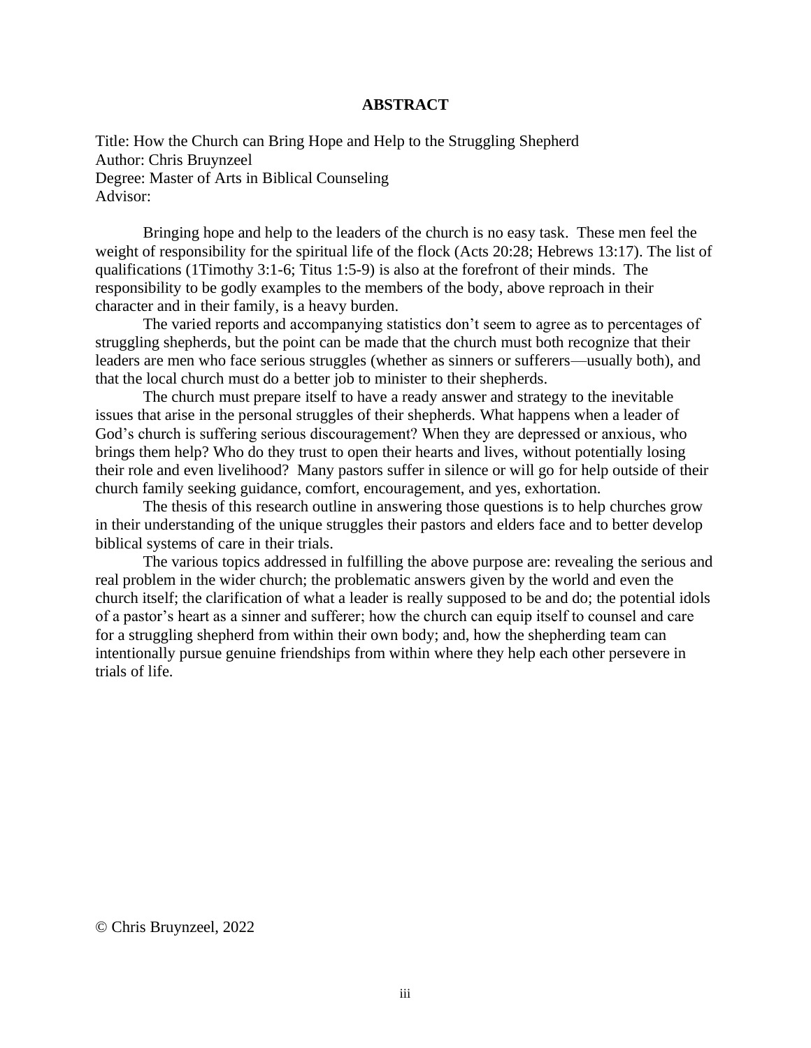## ABSTRACT

Title: How the Church can Bring Hope and Help to the Struggling Shepherd
Author: Chris Bruynzeel
Degree: Master of Arts in Biblical Counseling
Advisor:

Bringing hope and help to the leaders of the church is no easy task. These men feel the weight of responsibility for the spiritual life of the flock (Acts 20:28; Hebrews 13:17). The list of qualifications (1Timothy 3:1-6; Titus 1:5-9) is also at the forefront of their minds. The responsibility to be godly examples to the members of the body, above reproach in their character and in their family, is a heavy burden.

The varied reports and accompanying statistics don't seem to agree as to percentages of struggling shepherds, but the point can be made that the church must both recognize that their leaders are men who face serious struggles (whether as sinners or sufferers—usually both), and that the local church must do a better job to minister to their shepherds.

The church must prepare itself to have a ready answer and strategy to the inevitable issues that arise in the personal struggles of their shepherds. What happens when a leader of God's church is suffering serious discouragement? When they are depressed or anxious, who brings them help? Who do they trust to open their hearts and lives, without potentially losing their role and even livelihood? Many pastors suffer in silence or will go for help outside of their church family seeking guidance, comfort, encouragement, and yes, exhortation.

The thesis of this research outline in answering those questions is to help churches grow in their understanding of the unique struggles their pastors and elders face and to better develop biblical systems of care in their trials.

The various topics addressed in fulfilling the above purpose are: revealing the serious and real problem in the wider church; the problematic answers given by the world and even the church itself; the clarification of what a leader is really supposed to be and do; the potential idols of a pastor's heart as a sinner and sufferer; how the church can equip itself to counsel and care for a struggling shepherd from within their own body; and, how the shepherding team can intentionally pursue genuine friendships from within where they help each other persevere in trials of life.

© Chris Bruynzeel, 2022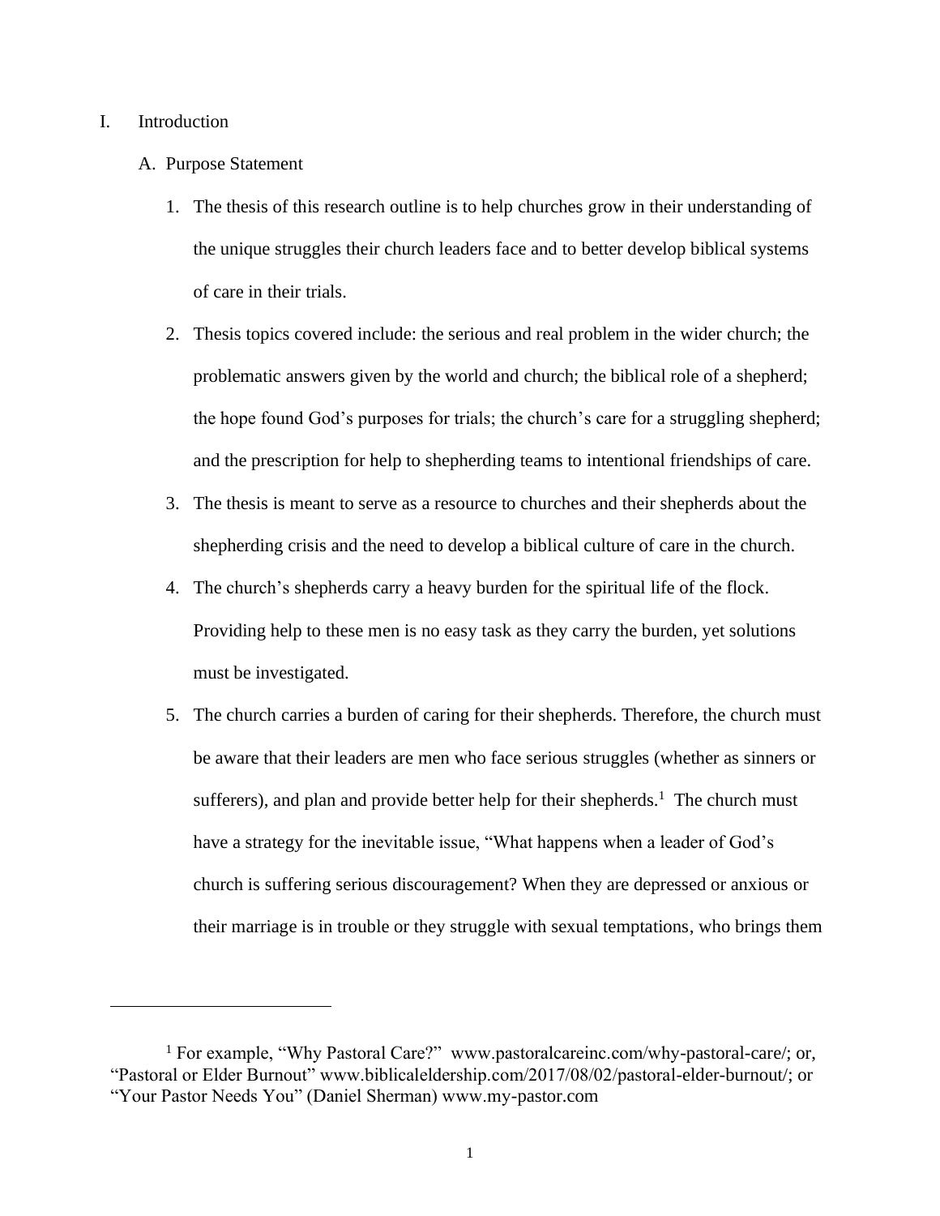I. Introduction

A. Purpose Statement

1. The thesis of this research outline is to help churches grow in their understanding of the unique struggles their church leaders face and to better develop biblical systems of care in their trials.

2. Thesis topics covered include: the serious and real problem in the wider church; the problematic answers given by the world and church; the biblical role of a shepherd; the hope found God's purposes for trials; the church's care for a struggling shepherd; and the prescription for help to shepherding teams to intentional friendships of care.

3. The thesis is meant to serve as a resource to churches and their shepherds about the shepherding crisis and the need to develop a biblical culture of care in the church.

4. The church's shepherds carry a heavy burden for the spiritual life of the flock. Providing help to these men is no easy task as they carry the burden, yet solutions must be investigated.

5. The church carries a burden of caring for their shepherds. Therefore, the church must be aware that their leaders are men who face serious struggles (whether as sinners or sufferers), and plan and provide better help for their shepherds.[1] The church must have a strategy for the inevitable issue, "What happens when a leader of God's church is suffering serious discouragement? When they are depressed or anxious or their marriage is in trouble or they struggle with sexual temptations, who brings them

[1] For example, "Why Pastoral Care?" www.pastoralcareinc.com/why-pastoral-care/; or, "Pastoral or Elder Burnout" www.biblicaleldership.com/2017/08/02/pastoral-elder-burnout/; or "Your Pastor Needs You" (Daniel Sherman) www.my-pastor.com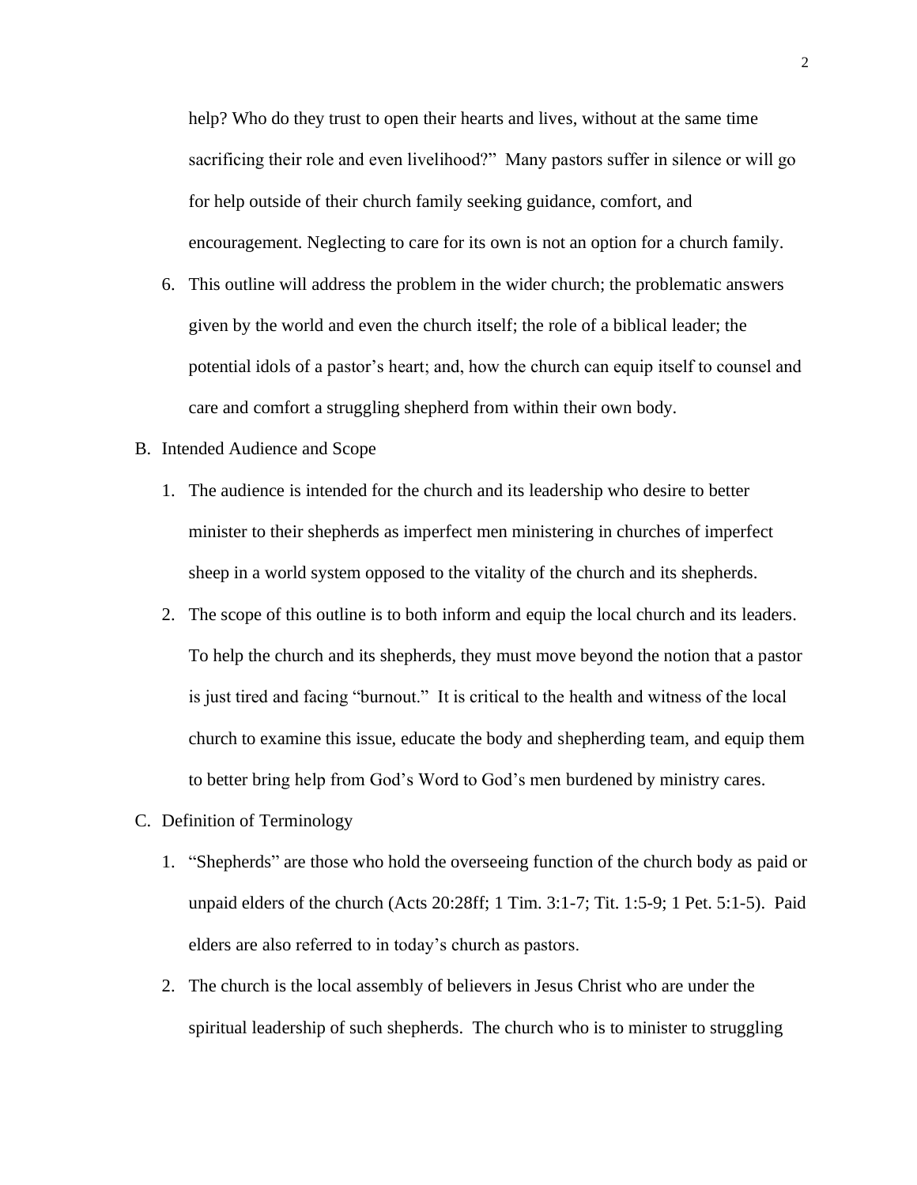help? Who do they trust to open their hearts and lives, without at the same time sacrificing their role and even livelihood?" Many pastors suffer in silence or will go for help outside of their church family seeking guidance, comfort, and encouragement. Neglecting to care for its own is not an option for a church family.

6. This outline will address the problem in the wider church; the problematic answers given by the world and even the church itself; the role of a biblical leader; the potential idols of a pastor's heart; and, how the church can equip itself to counsel and care and comfort a struggling shepherd from within their own body.

B. Intended Audience and Scope

1. The audience is intended for the church and its leadership who desire to better minister to their shepherds as imperfect men ministering in churches of imperfect sheep in a world system opposed to the vitality of the church and its shepherds.
2. The scope of this outline is to both inform and equip the local church and its leaders. To help the church and its shepherds, they must move beyond the notion that a pastor is just tired and facing "burnout." It is critical to the health and witness of the local church to examine this issue, educate the body and shepherding team, and equip them to better bring help from God's Word to God's men burdened by ministry cares.

C. Definition of Terminology

1. "Shepherds" are those who hold the overseeing function of the church body as paid or unpaid elders of the church (Acts 20:28ff; 1 Tim. 3:1-7; Tit. 1:5-9; 1 Pet. 5:1-5). Paid elders are also referred to in today's church as pastors.
2. The church is the local assembly of believers in Jesus Christ who are under the spiritual leadership of such shepherds. The church who is to minister to struggling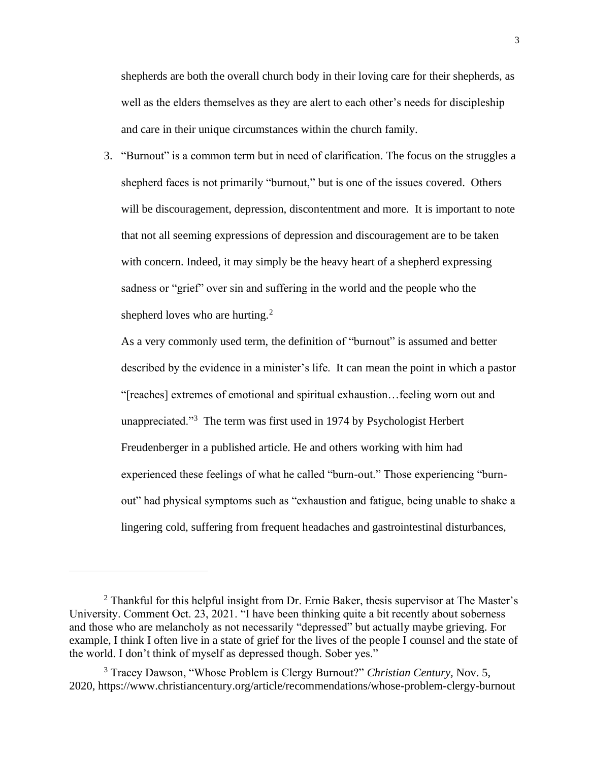shepherds are both the overall church body in their loving care for their shepherds, as well as the elders themselves as they are alert to each other's needs for discipleship and care in their unique circumstances within the church family.

3. "Burnout" is a common term but in need of clarification. The focus on the struggles a shepherd faces is not primarily "burnout," but is one of the issues covered. Others will be discouragement, depression, discontentment and more. It is important to note that not all seeming expressions of depression and discouragement are to be taken with concern. Indeed, it may simply be the heavy heart of a shepherd expressing sadness or "grief" over sin and suffering in the world and the people who the shepherd loves who are hurting.[2]

   As a very commonly used term, the definition of "burnout" is assumed and better described by the evidence in a minister's life. It can mean the point in which a pastor "[reaches] extremes of emotional and spiritual exhaustion…feeling worn out and unappreciated."[3] The term was first used in 1974 by Psychologist Herbert Freudenberger in a published article. He and others working with him had experienced these feelings of what he called "burn-out." Those experiencing "burn-out" had physical symptoms such as "exhaustion and fatigue, being unable to shake a lingering cold, suffering from frequent headaches and gastrointestinal disturbances,

---

[2] Thankful for this helpful insight from Dr. Ernie Baker, thesis supervisor at The Master's University. Comment Oct. 23, 2021. "I have been thinking quite a bit recently about soberness and those who are melancholy as not necessarily "depressed" but actually maybe grieving. For example, I think I often live in a state of grief for the lives of the people I counsel and the state of the world. I don't think of myself as depressed though. Sober yes."

[3] Tracey Dawson, "Whose Problem is Clergy Burnout?" *Christian Century,* Nov. 5, 2020, https://www.christiancentury.org/article/recommendations/whose-problem-clergy-burnout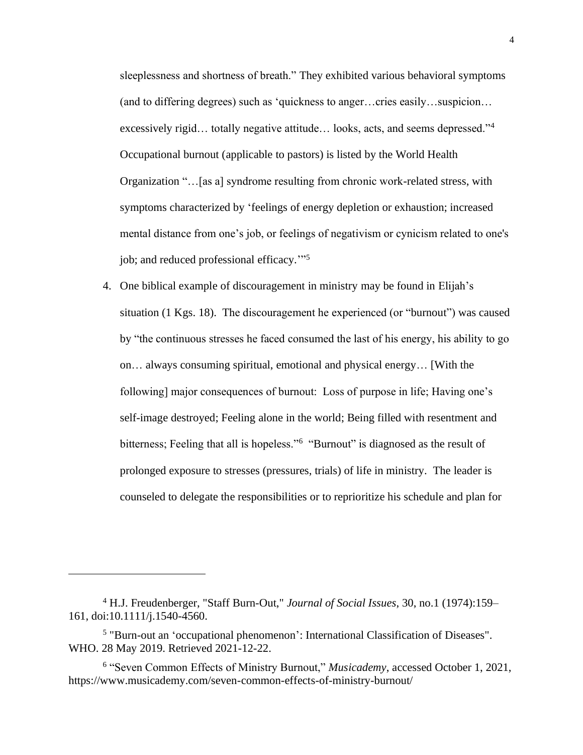sleeplessness and shortness of breath." They exhibited various behavioral symptoms (and to differing degrees) such as 'quickness to anger…cries easily…suspicion… excessively rigid… totally negative attitude… looks, acts, and seems depressed."[4] Occupational burnout (applicable to pastors) is listed by the World Health Organization "…[as a] syndrome resulting from chronic work-related stress, with symptoms characterized by 'feelings of energy depletion or exhaustion; increased mental distance from one's job, or feelings of negativism or cynicism related to one's job; and reduced professional efficacy.'"[5]

4. One biblical example of discouragement in ministry may be found in Elijah's situation (1 Kgs. 18). The discouragement he experienced (or "burnout") was caused by "the continuous stresses he faced consumed the last of his energy, his ability to go on… always consuming spiritual, emotional and physical energy… [With the following] major consequences of burnout: Loss of purpose in life; Having one's self-image destroyed; Feeling alone in the world; Being filled with resentment and bitterness; Feeling that all is hopeless."[6] "Burnout" is diagnosed as the result of prolonged exposure to stresses (pressures, trials) of life in ministry. The leader is counseled to delegate the responsibilities or to reprioritize his schedule and plan for

---

[4] H.J. Freudenberger, "Staff Burn-Out," *Journal of Social Issues*, 30, no.1 (1974):159–161, doi:10.1111/j.1540-4560.

[5] "Burn-out an 'occupational phenomenon': International Classification of Diseases". WHO. 28 May 2019. Retrieved 2021-12-22.

[6] "Seven Common Effects of Ministry Burnout," *Musicademy*, accessed October 1, 2021, https://www.musicademy.com/seven-common-effects-of-ministry-burnout/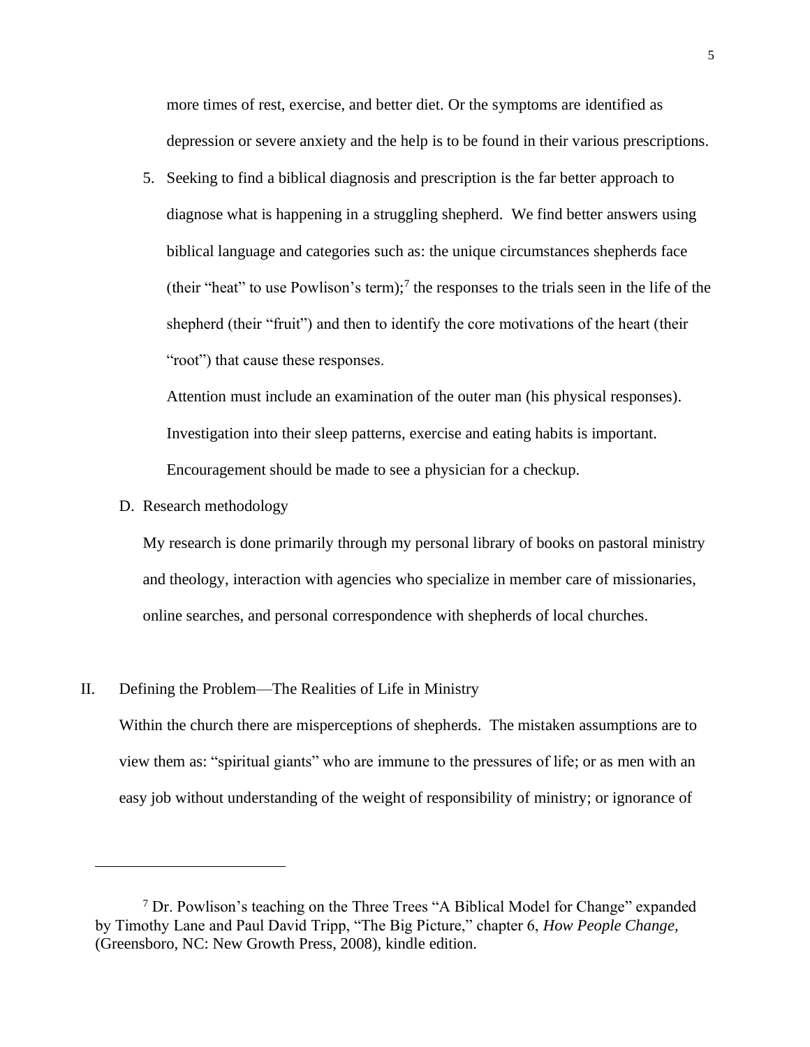more times of rest, exercise, and better diet. Or the symptoms are identified as depression or severe anxiety and the help is to be found in their various prescriptions.

5. Seeking to find a biblical diagnosis and prescription is the far better approach to diagnose what is happening in a struggling shepherd. We find better answers using biblical language and categories such as: the unique circumstances shepherds face (their "heat" to use Powlison's term);[7] the responses to the trials seen in the life of the shepherd (their "fruit") and then to identify the core motivations of the heart (their "root") that cause these responses.

   Attention must include an examination of the outer man (his physical responses). Investigation into their sleep patterns, exercise and eating habits is important. Encouragement should be made to see a physician for a checkup.

D. Research methodology

My research is done primarily through my personal library of books on pastoral ministry and theology, interaction with agencies who specialize in member care of missionaries, online searches, and personal correspondence with shepherds of local churches.

## II. Defining the Problem—The Realities of Life in Ministry

Within the church there are misperceptions of shepherds. The mistaken assumptions are to view them as: "spiritual giants" who are immune to the pressures of life; or as men with an easy job without understanding of the weight of responsibility of ministry; or ignorance of

---

[7] Dr. Powlison's teaching on the Three Trees "A Biblical Model for Change" expanded by Timothy Lane and Paul David Tripp, "The Big Picture," chapter 6, *How People Change,* (Greensboro, NC: New Growth Press, 2008), kindle edition.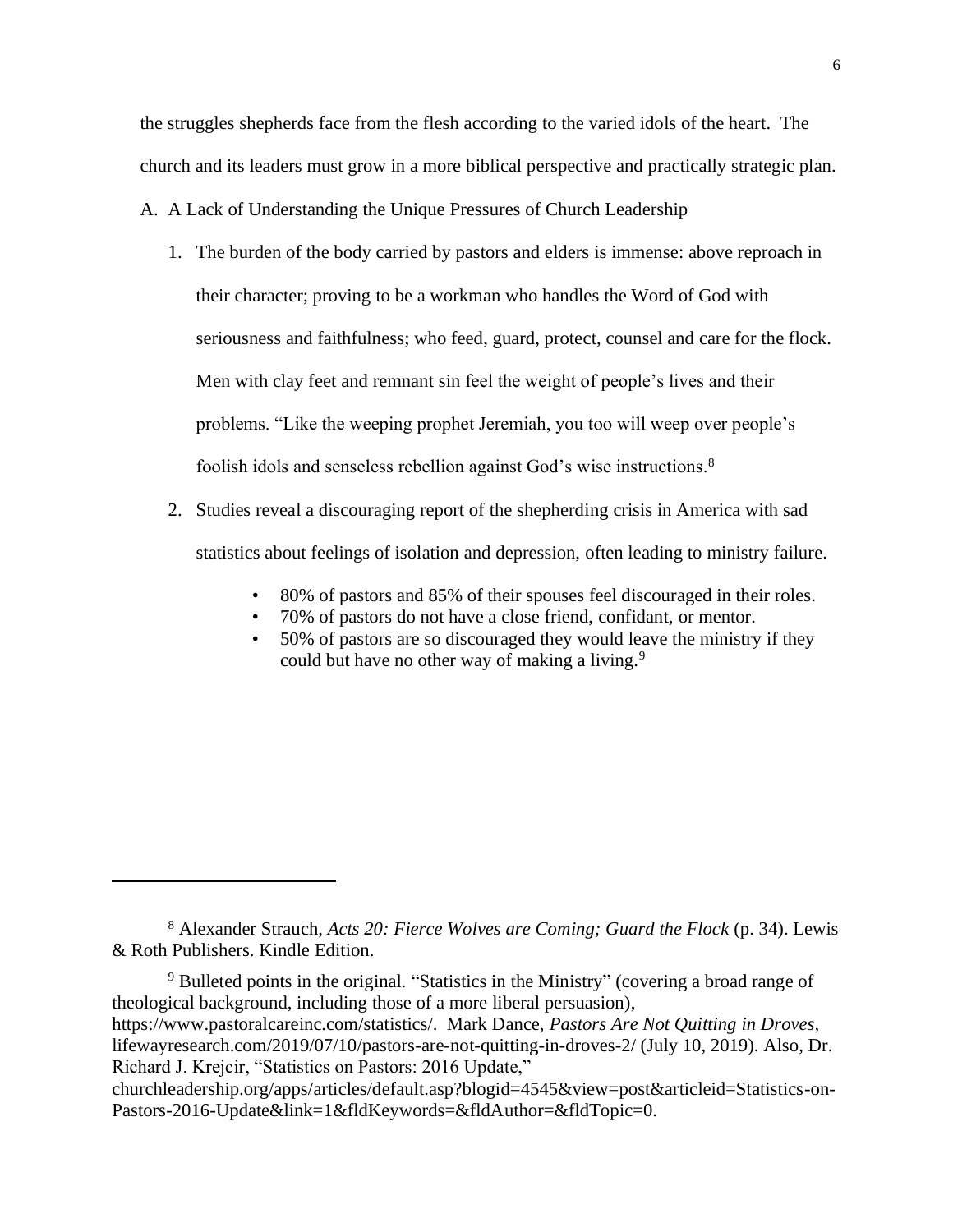the struggles shepherds face from the flesh according to the varied idols of the heart. The church and its leaders must grow in a more biblical perspective and practically strategic plan.

A. A Lack of Understanding the Unique Pressures of Church Leadership

1. The burden of the body carried by pastors and elders is immense: above reproach in their character; proving to be a workman who handles the Word of God with seriousness and faithfulness; who feed, guard, protect, counsel and care for the flock. Men with clay feet and remnant sin feel the weight of people's lives and their problems. "Like the weeping prophet Jeremiah, you too will weep over people's foolish idols and senseless rebellion against God's wise instructions.[8]

2. Studies reveal a discouraging report of the shepherding crisis in America with sad statistics about feelings of isolation and depression, often leading to ministry failure.

    - 80% of pastors and 85% of their spouses feel discouraged in their roles.
    - 70% of pastors do not have a close friend, confidant, or mentor.
    - 50% of pastors are so discouraged they would leave the ministry if they could but have no other way of making a living.[9]

---

[8] Alexander Strauch, *Acts 20: Fierce Wolves are Coming; Guard the Flock* (p. 34). Lewis & Roth Publishers. Kindle Edition.

[9] Bulleted points in the original. "Statistics in the Ministry" (covering a broad range of theological background, including those of a more liberal persuasion), https://www.pastoralcareinc.com/statistics/. Mark Dance, *Pastors Are Not Quitting in Droves*, lifewayresearch.com/2019/07/10/pastors-are-not-quitting-in-droves-2/ (July 10, 2019). Also, Dr. Richard J. Krejcir, "Statistics on Pastors: 2016 Update," churchleadership.org/apps/articles/default.asp?blogid=4545&view=post&articleid=Statistics-on-Pastors-2016-Update&link=1&fldKeywords=&fldAuthor=&fldTopic=0.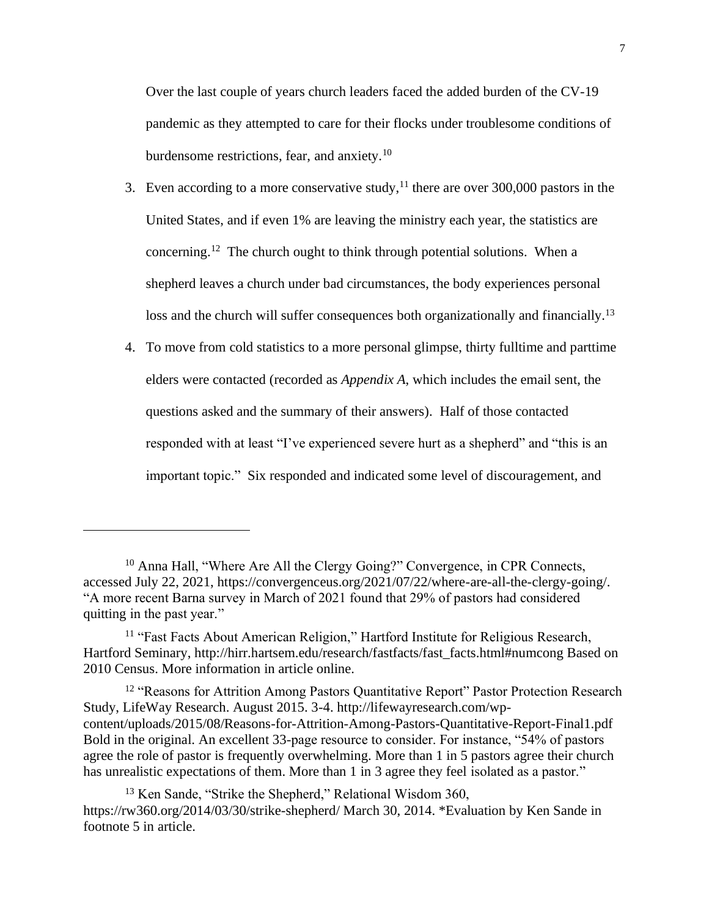Over the last couple of years church leaders faced the added burden of the CV-19 pandemic as they attempted to care for their flocks under troublesome conditions of burdensome restrictions, fear, and anxiety.[10]

3. Even according to a more conservative study,[11] there are over 300,000 pastors in the United States, and if even 1% are leaving the ministry each year, the statistics are concerning.[12] The church ought to think through potential solutions. When a shepherd leaves a church under bad circumstances, the body experiences personal loss and the church will suffer consequences both organizationally and financially.[13]

4. To move from cold statistics to a more personal glimpse, thirty fulltime and parttime elders were contacted (recorded as *Appendix A*, which includes the email sent, the questions asked and the summary of their answers). Half of those contacted responded with at least "I've experienced severe hurt as a shepherd" and "this is an important topic." Six responded and indicated some level of discouragement, and

---

[10] Anna Hall, "Where Are All the Clergy Going?" Convergence, in CPR Connects, accessed July 22, 2021, https://convergenceus.org/2021/07/22/where-are-all-the-clergy-going/. "A more recent Barna survey in March of 2021 found that 29% of pastors had considered quitting in the past year."

[11] "Fast Facts About American Religion," Hartford Institute for Religious Research, Hartford Seminary, http://hirr.hartsem.edu/research/fastfacts/fast_facts.html#numcong Based on 2010 Census. More information in article online.

[12] "Reasons for Attrition Among Pastors Quantitative Report" Pastor Protection Research Study, LifeWay Research. August 2015. 3-4. http://lifewayresearch.com/wp-content/uploads/2015/08/Reasons-for-Attrition-Among-Pastors-Quantitative-Report-Final1.pdf Bold in the original. An excellent 33-page resource to consider. For instance, "54% of pastors agree the role of pastor is frequently overwhelming. More than 1 in 5 pastors agree their church has unrealistic expectations of them. More than 1 in 3 agree they feel isolated as a pastor."

[13] Ken Sande, "Strike the Shepherd," Relational Wisdom 360, https://rw360.org/2014/03/30/strike-shepherd/ March 30, 2014. *Evaluation by Ken Sande in footnote 5 in article.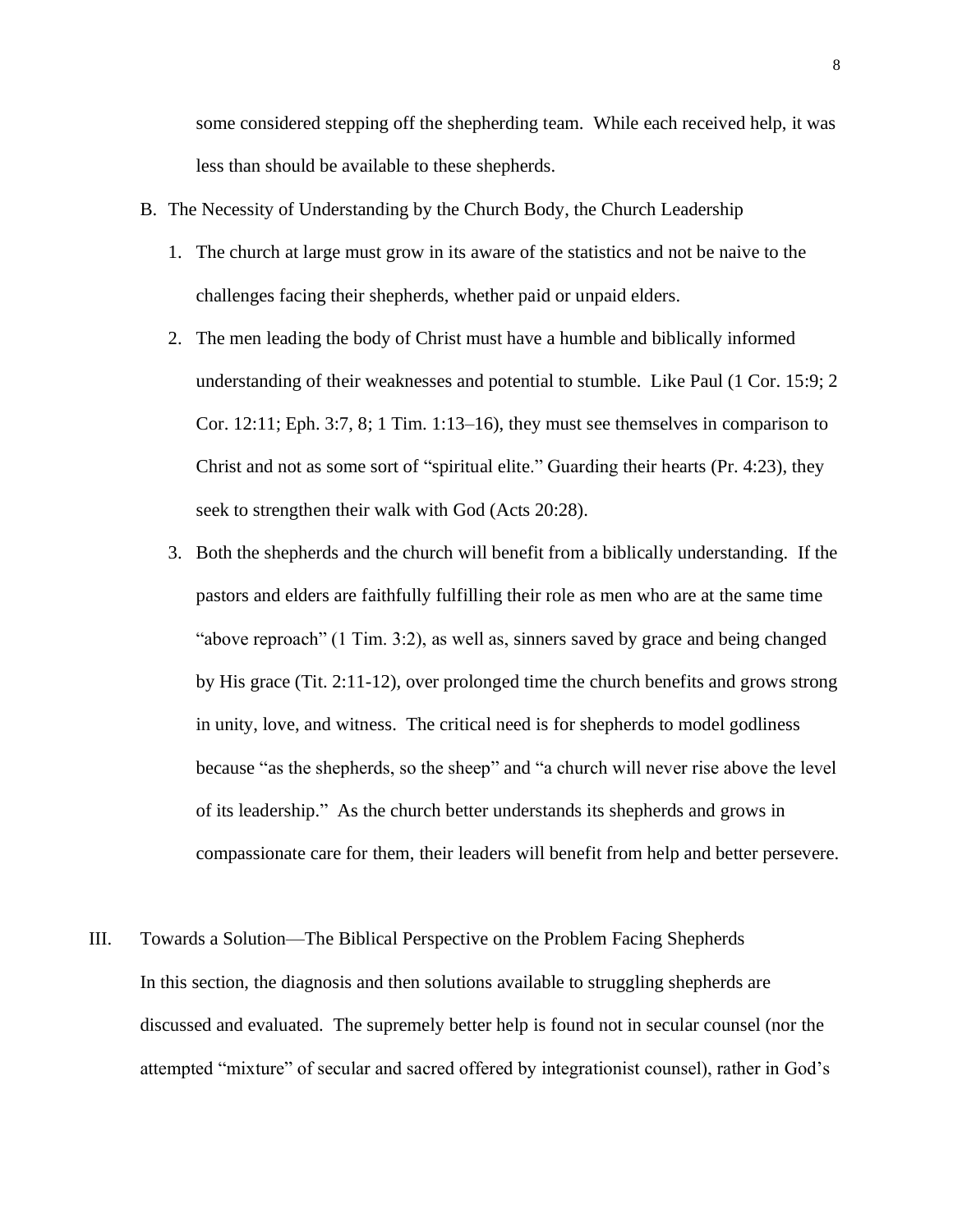some considered stepping off the shepherding team. While each received help, it was less than should be available to these shepherds.

B. The Necessity of Understanding by the Church Body, the Church Leadership

1. The church at large must grow in its aware of the statistics and not be naive to the challenges facing their shepherds, whether paid or unpaid elders.
2. The men leading the body of Christ must have a humble and biblically informed understanding of their weaknesses and potential to stumble. Like Paul (1 Cor. 15:9; 2 Cor. 12:11; Eph. 3:7, 8; 1 Tim. 1:13–16), they must see themselves in comparison to Christ and not as some sort of "spiritual elite." Guarding their hearts (Pr. 4:23), they seek to strengthen their walk with God (Acts 20:28).
3. Both the shepherds and the church will benefit from a biblically understanding. If the pastors and elders are faithfully fulfilling their role as men who are at the same time "above reproach" (1 Tim. 3:2), as well as, sinners saved by grace and being changed by His grace (Tit. 2:11-12), over prolonged time the church benefits and grows strong in unity, love, and witness. The critical need is for shepherds to model godliness because "as the shepherds, so the sheep" and "a church will never rise above the level of its leadership." As the church better understands its shepherds and grows in compassionate care for them, their leaders will benefit from help and better persevere.

## III. Towards a Solution—The Biblical Perspective on the Problem Facing Shepherds

In this section, the diagnosis and then solutions available to struggling shepherds are discussed and evaluated. The supremely better help is found not in secular counsel (nor the attempted "mixture" of secular and sacred offered by integrationist counsel), rather in God's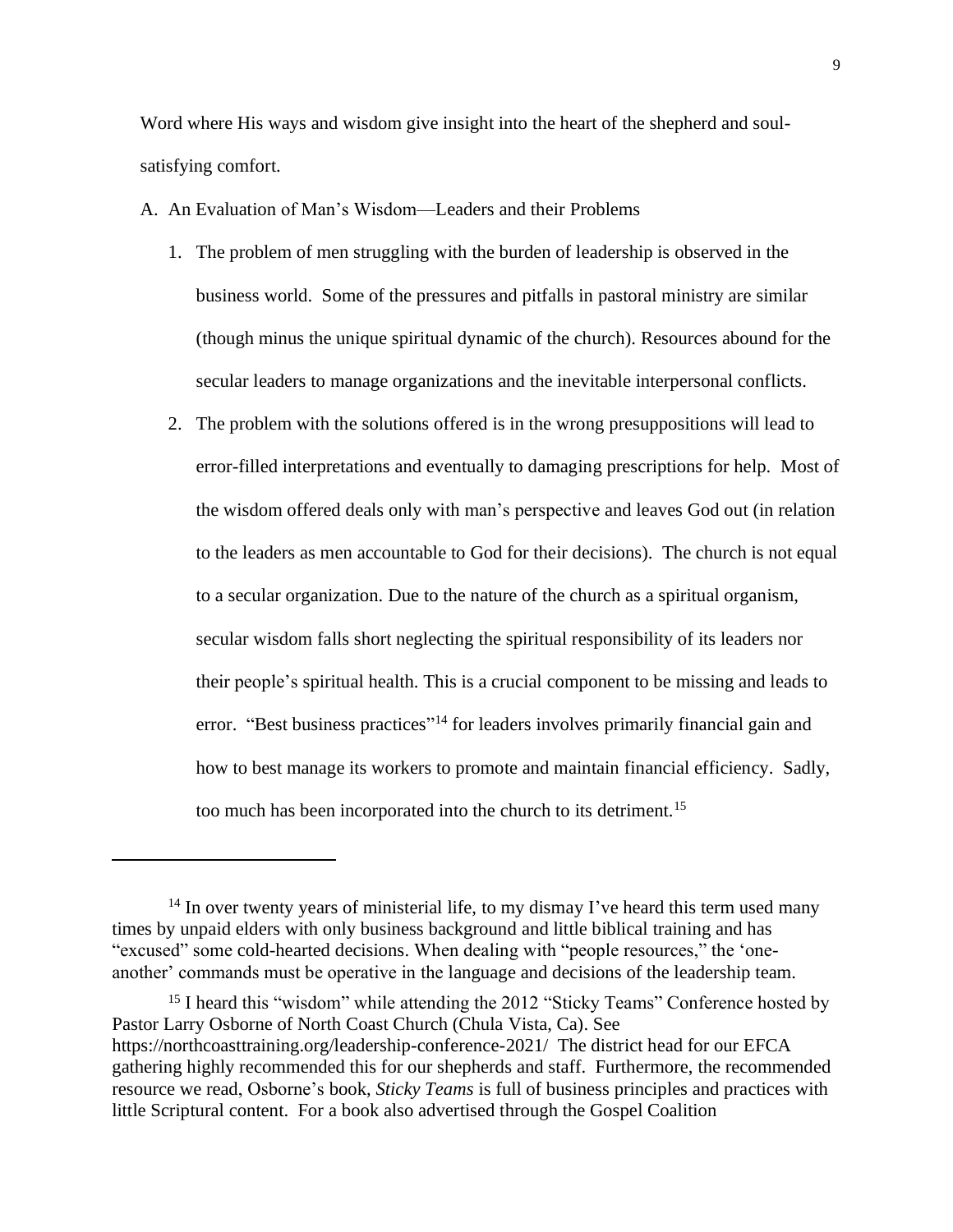Word where His ways and wisdom give insight into the heart of the shepherd and soul-satisfying comfort.

A. An Evaluation of Man's Wisdom—Leaders and their Problems

1. The problem of men struggling with the burden of leadership is observed in the business world. Some of the pressures and pitfalls in pastoral ministry are similar (though minus the unique spiritual dynamic of the church). Resources abound for the secular leaders to manage organizations and the inevitable interpersonal conflicts.

2. The problem with the solutions offered is in the wrong presuppositions will lead to error-filled interpretations and eventually to damaging prescriptions for help. Most of the wisdom offered deals only with man's perspective and leaves God out (in relation to the leaders as men accountable to God for their decisions). The church is not equal to a secular organization. Due to the nature of the church as a spiritual organism, secular wisdom falls short neglecting the spiritual responsibility of its leaders nor their people's spiritual health. This is a crucial component to be missing and leads to error. "Best business practices"[14] for leaders involves primarily financial gain and how to best manage its workers to promote and maintain financial efficiency. Sadly, too much has been incorporated into the church to its detriment.[15]

---

[14] In over twenty years of ministerial life, to my dismay I've heard this term used many times by unpaid elders with only business background and little biblical training and has "excused" some cold-hearted decisions. When dealing with "people resources," the 'one-another' commands must be operative in the language and decisions of the leadership team.

[15] I heard this "wisdom" while attending the 2012 "Sticky Teams" Conference hosted by Pastor Larry Osborne of North Coast Church (Chula Vista, Ca). See https://northcoasttraining.org/leadership-conference-2021/ The district head for our EFCA gathering highly recommended this for our shepherds and staff. Furthermore, the recommended resource we read, Osborne's book, *Sticky Teams* is full of business principles and practices with little Scriptural content. For a book also advertised through the Gospel Coalition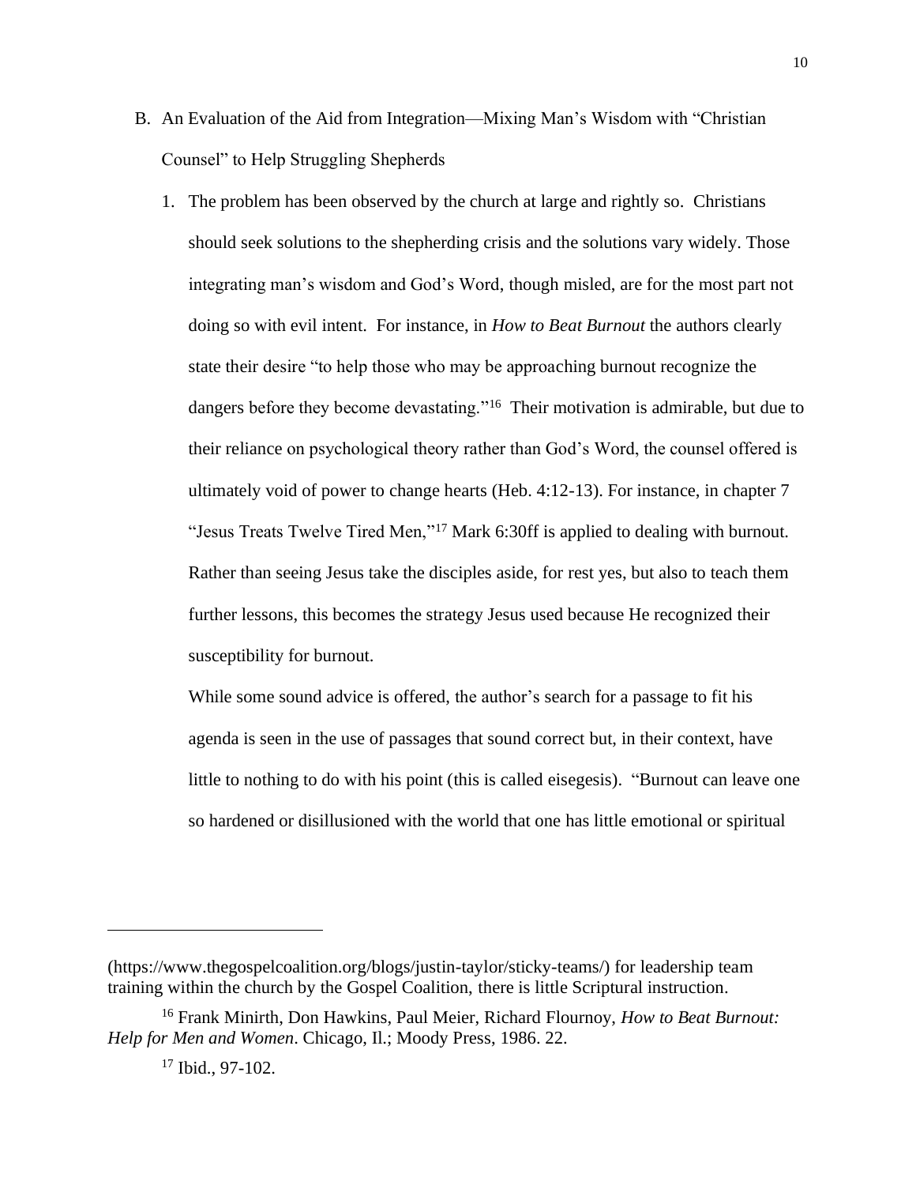B. An Evaluation of the Aid from Integration—Mixing Man's Wisdom with "Christian Counsel" to Help Struggling Shepherds

1. The problem has been observed by the church at large and rightly so. Christians should seek solutions to the shepherding crisis and the solutions vary widely. Those integrating man's wisdom and God's Word, though misled, are for the most part not doing so with evil intent. For instance, in *How to Beat Burnout* the authors clearly state their desire "to help those who may be approaching burnout recognize the dangers before they become devastating."[16] Their motivation is admirable, but due to their reliance on psychological theory rather than God's Word, the counsel offered is ultimately void of power to change hearts (Heb. 4:12-13). For instance, in chapter 7 "Jesus Treats Twelve Tired Men,"[17] Mark 6:30ff is applied to dealing with burnout. Rather than seeing Jesus take the disciples aside, for rest yes, but also to teach them further lessons, this becomes the strategy Jesus used because He recognized their susceptibility for burnout.

   While some sound advice is offered, the author's search for a passage to fit his agenda is seen in the use of passages that sound correct but, in their context, have little to nothing to do with his point (this is called eisegesis). "Burnout can leave one so hardened or disillusioned with the world that one has little emotional or spiritual

---

(https://www.thegospelcoalition.org/blogs/justin-taylor/sticky-teams/) for leadership team training within the church by the Gospel Coalition, there is little Scriptural instruction.

[16] Frank Minirth, Don Hawkins, Paul Meier, Richard Flournoy, *How to Beat Burnout: Help for Men and Women*. Chicago, Il.; Moody Press, 1986. 22.

[17] Ibid., 97-102.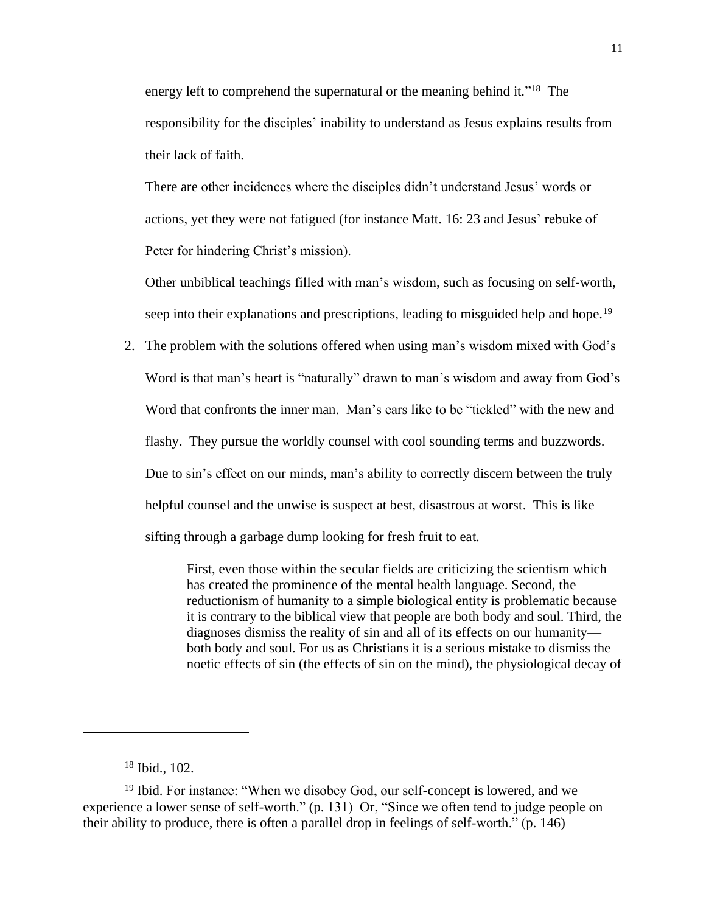energy left to comprehend the supernatural or the meaning behind it."[18] The responsibility for the disciples' inability to understand as Jesus explains results from their lack of faith.

There are other incidences where the disciples didn't understand Jesus' words or actions, yet they were not fatigued (for instance Matt. 16: 23 and Jesus' rebuke of Peter for hindering Christ's mission).

Other unbiblical teachings filled with man's wisdom, such as focusing on self-worth, seep into their explanations and prescriptions, leading to misguided help and hope.[19]

2. The problem with the solutions offered when using man's wisdom mixed with God's Word is that man's heart is "naturally" drawn to man's wisdom and away from God's Word that confronts the inner man. Man's ears like to be "tickled" with the new and flashy. They pursue the worldly counsel with cool sounding terms and buzzwords. Due to sin's effect on our minds, man's ability to correctly discern between the truly helpful counsel and the unwise is suspect at best, disastrous at worst. This is like sifting through a garbage dump looking for fresh fruit to eat.

> First, even those within the secular fields are criticizing the scientism which has created the prominence of the mental health language. Second, the reductionism of humanity to a simple biological entity is problematic because it is contrary to the biblical view that people are both body and soul. Third, the diagnoses dismiss the reality of sin and all of its effects on our humanity—both body and soul. For us as Christians it is a serious mistake to dismiss the noetic effects of sin (the effects of sin on the mind), the physiological decay of

---

[18] Ibid., 102.

[19] Ibid. For instance: "When we disobey God, our self-concept is lowered, and we experience a lower sense of self-worth." (p. 131) Or, "Since we often tend to judge people on their ability to produce, there is often a parallel drop in feelings of self-worth." (p. 146)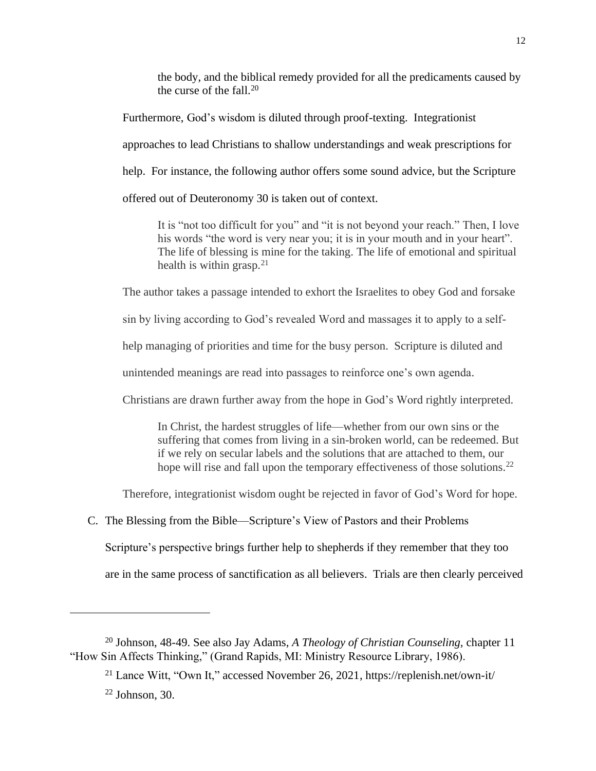> the body, and the biblical remedy provided for all the predicaments caused by the curse of the fall.[20]

Furthermore, God's wisdom is diluted through proof-texting. Integrationist approaches to lead Christians to shallow understandings and weak prescriptions for help. For instance, the following author offers some sound advice, but the Scripture offered out of Deuteronomy 30 is taken out of context.

> It is "not too difficult for you" and "it is not beyond your reach." Then, I love his words "the word is very near you; it is in your mouth and in your heart". The life of blessing is mine for the taking. The life of emotional and spiritual health is within grasp.[21]

The author takes a passage intended to exhort the Israelites to obey God and forsake sin by living according to God's revealed Word and massages it to apply to a self-help managing of priorities and time for the busy person. Scripture is diluted and unintended meanings are read into passages to reinforce one's own agenda. Christians are drawn further away from the hope in God's Word rightly interpreted.

> In Christ, the hardest struggles of life—whether from our own sins or the suffering that comes from living in a sin-broken world, can be redeemed. But if we rely on secular labels and the solutions that are attached to them, our hope will rise and fall upon the temporary effectiveness of those solutions.[22]

Therefore, integrationist wisdom ought be rejected in favor of God's Word for hope.

C. The Blessing from the Bible—Scripture's View of Pastors and their Problems

Scripture's perspective brings further help to shepherds if they remember that they too are in the same process of sanctification as all believers. Trials are then clearly perceived

---

[20] Johnson, 48-49. See also Jay Adams, *A Theology of Christian Counseling*, chapter 11 "How Sin Affects Thinking," (Grand Rapids, MI: Ministry Resource Library, 1986).

[21] Lance Witt, "Own It," accessed November 26, 2021, https://replenish.net/own-it/

[22] Johnson, 30.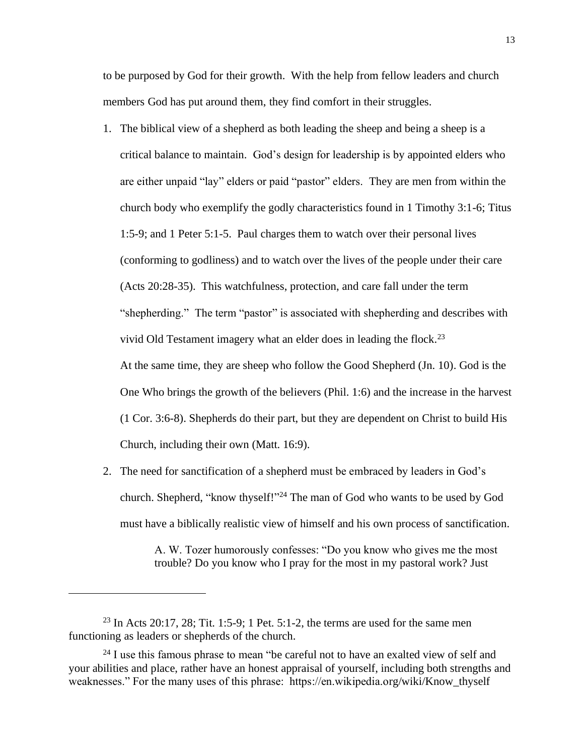to be purposed by God for their growth. With the help from fellow leaders and church members God has put around them, they find comfort in their struggles.

1. The biblical view of a shepherd as both leading the sheep and being a sheep is a critical balance to maintain. God's design for leadership is by appointed elders who are either unpaid "lay" elders or paid "pastor" elders. They are men from within the church body who exemplify the godly characteristics found in 1 Timothy 3:1-6; Titus 1:5-9; and 1 Peter 5:1-5. Paul charges them to watch over their personal lives (conforming to godliness) and to watch over the lives of the people under their care (Acts 20:28-35). This watchfulness, protection, and care fall under the term "shepherding." The term "pastor" is associated with shepherding and describes with vivid Old Testament imagery what an elder does in leading the flock.[23]

   At the same time, they are sheep who follow the Good Shepherd (Jn. 10). God is the One Who brings the growth of the believers (Phil. 1:6) and the increase in the harvest (1 Cor. 3:6-8). Shepherds do their part, but they are dependent on Christ to build His Church, including their own (Matt. 16:9).

2. The need for sanctification of a shepherd must be embraced by leaders in God's church. Shepherd, "know thyself!"[24] The man of God who wants to be used by God must have a biblically realistic view of himself and his own process of sanctification.

   > A. W. Tozer humorously confesses: "Do you know who gives me the most trouble? Do you know who I pray for the most in my pastoral work? Just

---

[23] In Acts 20:17, 28; Tit. 1:5-9; 1 Pet. 5:1-2, the terms are used for the same men functioning as leaders or shepherds of the church.

[24] I use this famous phrase to mean "be careful not to have an exalted view of self and your abilities and place, rather have an honest appraisal of yourself, including both strengths and weaknesses." For the many uses of this phrase: https://en.wikipedia.org/wiki/Know_thyself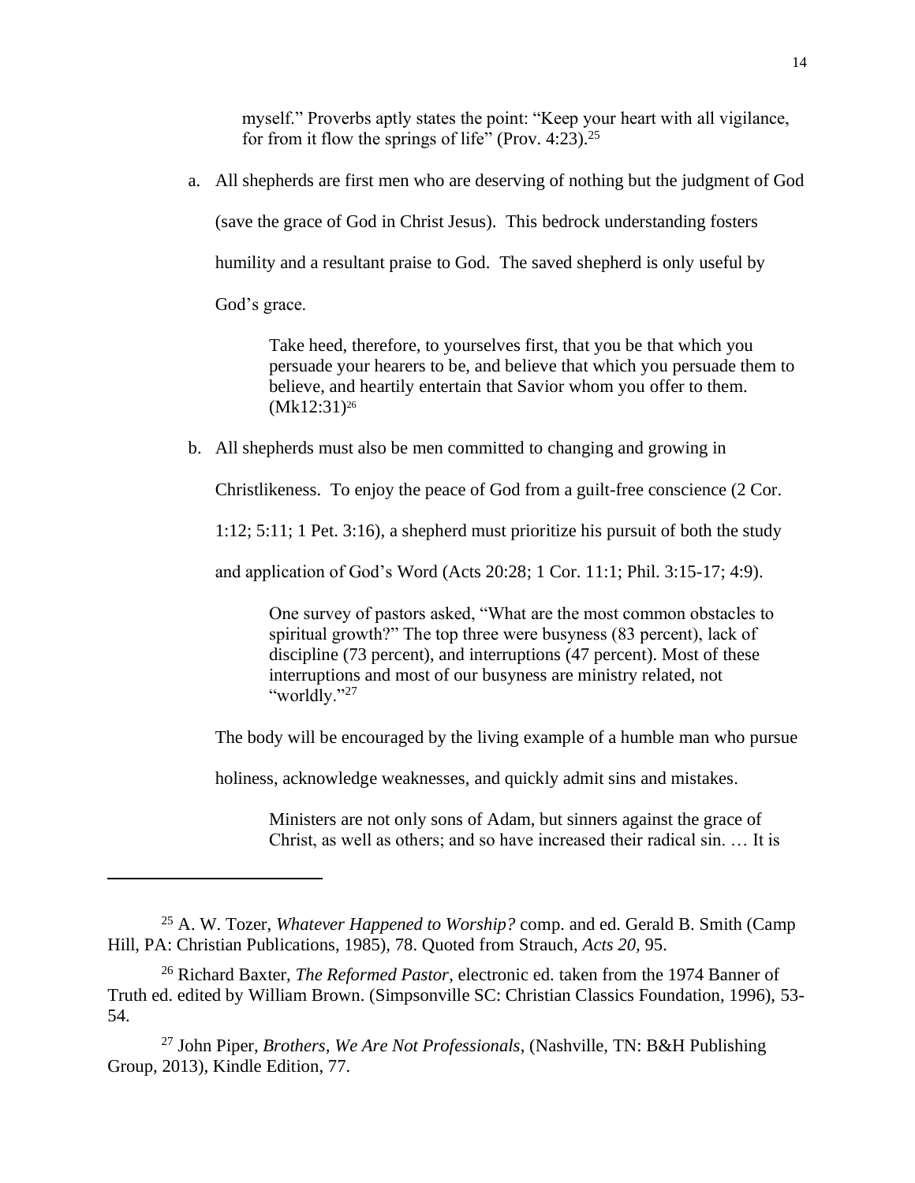> myself." Proverbs aptly states the point: "Keep your heart with all vigilance, for from it flow the springs of life" (Prov. 4:23).[25]

a. All shepherds are first men who are deserving of nothing but the judgment of God (save the grace of God in Christ Jesus). This bedrock understanding fosters humility and a resultant praise to God. The saved shepherd is only useful by God's grace.

> Take heed, therefore, to yourselves first, that you be that which you persuade your hearers to be, and believe that which you persuade them to believe, and heartily entertain that Savior whom you offer to them. (Mk12:31)[26]

b. All shepherds must also be men committed to changing and growing in Christlikeness. To enjoy the peace of God from a guilt-free conscience (2 Cor. 1:12; 5:11; 1 Pet. 3:16), a shepherd must prioritize his pursuit of both the study and application of God's Word (Acts 20:28; 1 Cor. 11:1; Phil. 3:15-17; 4:9).

> One survey of pastors asked, "What are the most common obstacles to spiritual growth?" The top three were busyness (83 percent), lack of discipline (73 percent), and interruptions (47 percent). Most of these interruptions and most of our busyness are ministry related, not "worldly."[27]

The body will be encouraged by the living example of a humble man who pursue holiness, acknowledge weaknesses, and quickly admit sins and mistakes.

> Ministers are not only sons of Adam, but sinners against the grace of Christ, as well as others; and so have increased their radical sin. … It is

---

[25] A. W. Tozer, *Whatever Happened to Worship?* comp. and ed. Gerald B. Smith (Camp Hill, PA: Christian Publications, 1985), 78. Quoted from Strauch, *Acts 20*, 95.

[26] Richard Baxter, *The Reformed Pastor*, electronic ed. taken from the 1974 Banner of Truth ed. edited by William Brown. (Simpsonville SC: Christian Classics Foundation, 1996), 53-54.

[27] John Piper, *Brothers, We Are Not Professionals*, (Nashville, TN: B&H Publishing Group, 2013), Kindle Edition, 77.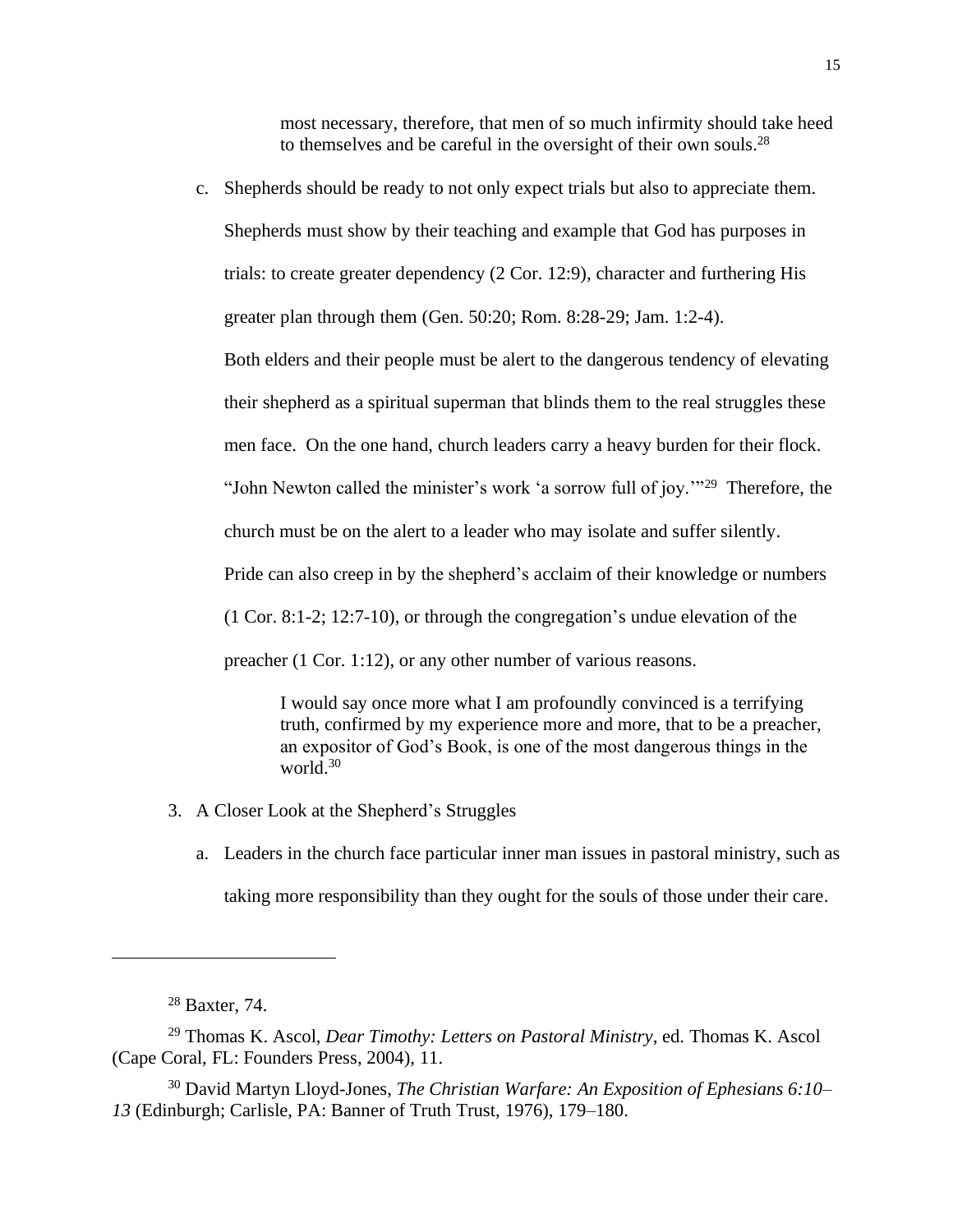> most necessary, therefore, that men of so much infirmity should take heed to themselves and be careful in the oversight of their own souls.[28]

c. Shepherds should be ready to not only expect trials but also to appreciate them. Shepherds must show by their teaching and example that God has purposes in trials: to create greater dependency (2 Cor. 12:9), character and furthering His greater plan through them (Gen. 50:20; Rom. 8:28-29; Jam. 1:2-4). Both elders and their people must be alert to the dangerous tendency of elevating their shepherd as a spiritual superman that blinds them to the real struggles these men face. On the one hand, church leaders carry a heavy burden for their flock. "John Newton called the minister's work 'a sorrow full of joy.'"[29] Therefore, the church must be on the alert to a leader who may isolate and suffer silently. Pride can also creep in by the shepherd's acclaim of their knowledge or numbers (1 Cor. 8:1-2; 12:7-10), or through the congregation's undue elevation of the preacher (1 Cor. 1:12), or any other number of various reasons.

> I would say once more what I am profoundly convinced is a terrifying truth, confirmed by my experience more and more, that to be a preacher, an expositor of God's Book, is one of the most dangerous things in the world.[30]

3. A Closer Look at the Shepherd's Struggles

   a. Leaders in the church face particular inner man issues in pastoral ministry, such as taking more responsibility than they ought for the souls of those under their care.

---

[28] Baxter, 74.

[29] Thomas K. Ascol, *Dear Timothy: Letters on Pastoral Ministry*, ed. Thomas K. Ascol (Cape Coral, FL: Founders Press, 2004), 11.

[30] David Martyn Lloyd-Jones, *The Christian Warfare: An Exposition of Ephesians 6:10–13* (Edinburgh; Carlisle, PA: Banner of Truth Trust, 1976), 179–180.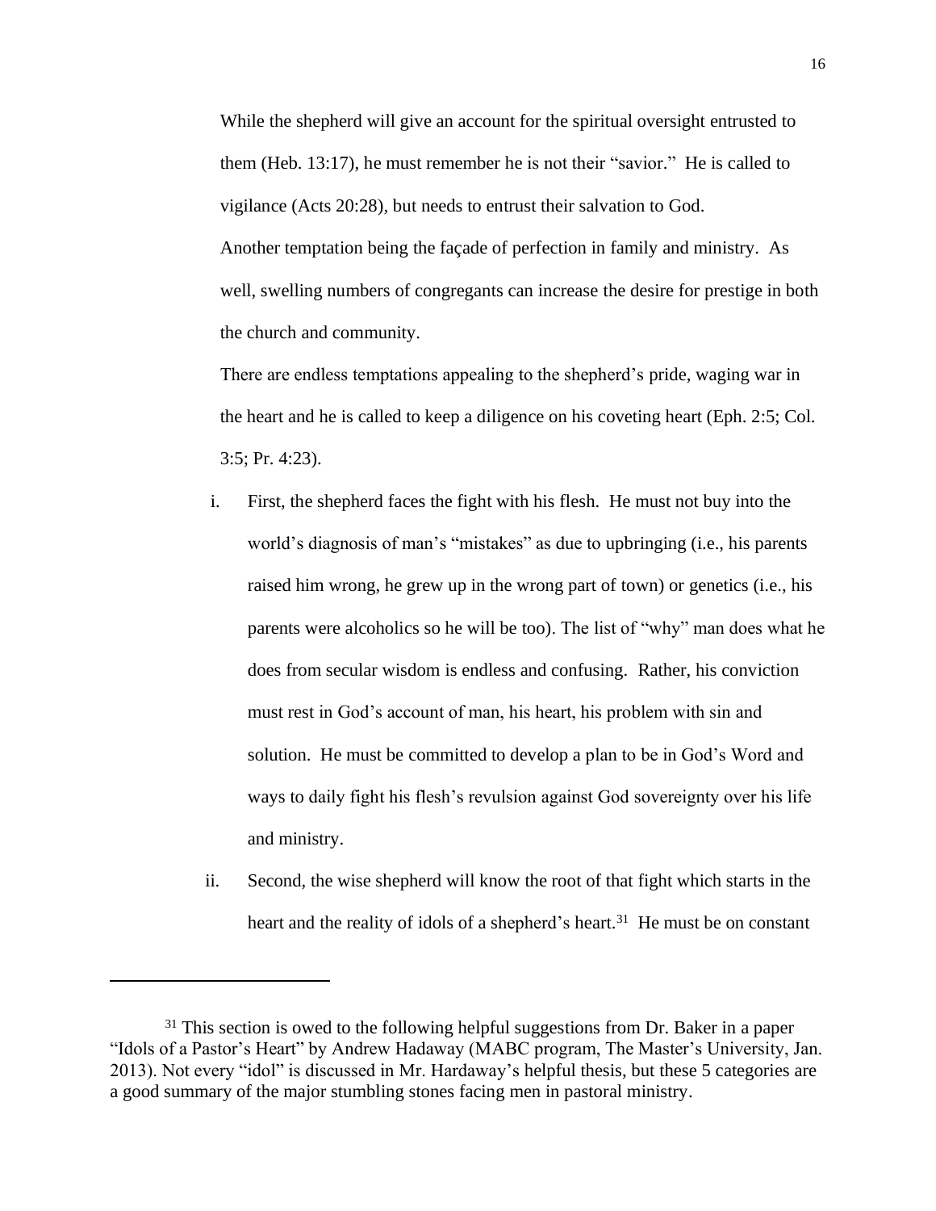While the shepherd will give an account for the spiritual oversight entrusted to them (Heb. 13:17), he must remember he is not their "savior." He is called to vigilance (Acts 20:28), but needs to entrust their salvation to God.

Another temptation being the façade of perfection in family and ministry. As well, swelling numbers of congregants can increase the desire for prestige in both the church and community.

There are endless temptations appealing to the shepherd's pride, waging war in the heart and he is called to keep a diligence on his coveting heart (Eph. 2:5; Col. 3:5; Pr. 4:23).

i. First, the shepherd faces the fight with his flesh. He must not buy into the world's diagnosis of man's "mistakes" as due to upbringing (i.e., his parents raised him wrong, he grew up in the wrong part of town) or genetics (i.e., his parents were alcoholics so he will be too). The list of "why" man does what he does from secular wisdom is endless and confusing. Rather, his conviction must rest in God's account of man, his heart, his problem with sin and solution. He must be committed to develop a plan to be in God's Word and ways to daily fight his flesh's revulsion against God sovereignty over his life and ministry.

ii. Second, the wise shepherd will know the root of that fight which starts in the heart and the reality of idols of a shepherd's heart.[31] He must be on constant

[31] This section is owed to the following helpful suggestions from Dr. Baker in a paper "Idols of a Pastor's Heart" by Andrew Hadaway (MABC program, The Master's University, Jan. 2013). Not every "idol" is discussed in Mr. Hardaway's helpful thesis, but these 5 categories are a good summary of the major stumbling stones facing men in pastoral ministry.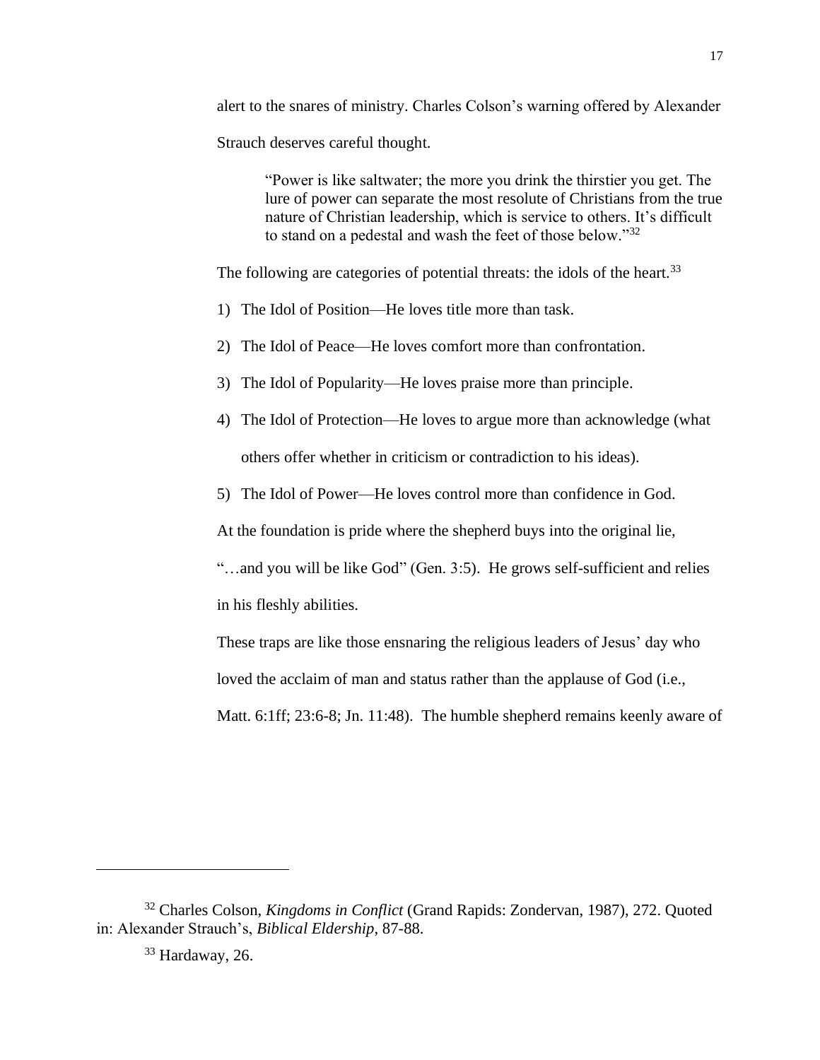alert to the snares of ministry. Charles Colson's warning offered by Alexander Strauch deserves careful thought.

> "Power is like saltwater; the more you drink the thirstier you get. The lure of power can separate the most resolute of Christians from the true nature of Christian leadership, which is service to others. It's difficult to stand on a pedestal and wash the feet of those below."[32]

The following are categories of potential threats: the idols of the heart.[33]

1) The Idol of Position—He loves title more than task.
2) The Idol of Peace—He loves comfort more than confrontation.
3) The Idol of Popularity—He loves praise more than principle.
4) The Idol of Protection—He loves to argue more than acknowledge (what others offer whether in criticism or contradiction to his ideas).
5) The Idol of Power—He loves control more than confidence in God.

At the foundation is pride where the shepherd buys into the original lie, "…and you will be like God" (Gen. 3:5). He grows self-sufficient and relies in his fleshly abilities.

These traps are like those ensnaring the religious leaders of Jesus' day who loved the acclaim of man and status rather than the applause of God (i.e., Matt. 6:1ff; 23:6-8; Jn. 11:48). The humble shepherd remains keenly aware of

---

[32] Charles Colson, *Kingdoms in Conflict* (Grand Rapids: Zondervan, 1987), 272. Quoted in: Alexander Strauch's, *Biblical Eldership*, 87-88.

[33] Hardaway, 26.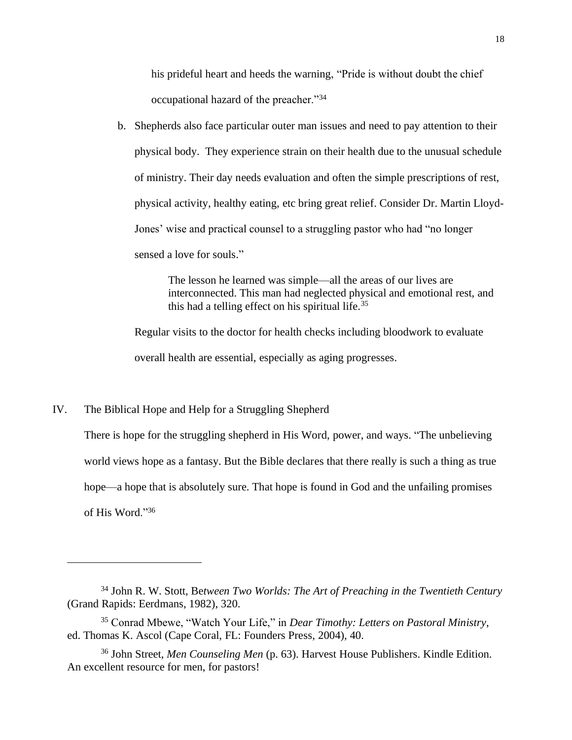his prideful heart and heeds the warning, "Pride is without doubt the chief occupational hazard of the preacher."[34]

b. Shepherds also face particular outer man issues and need to pay attention to their physical body. They experience strain on their health due to the unusual schedule of ministry. Their day needs evaluation and often the simple prescriptions of rest, physical activity, healthy eating, etc bring great relief. Consider Dr. Martin Lloyd-Jones' wise and practical counsel to a struggling pastor who had "no longer sensed a love for souls."

> The lesson he learned was simple—all the areas of our lives are interconnected. This man had neglected physical and emotional rest, and this had a telling effect on his spiritual life.[35]

Regular visits to the doctor for health checks including bloodwork to evaluate overall health are essential, especially as aging progresses.

## IV. The Biblical Hope and Help for a Struggling Shepherd

There is hope for the struggling shepherd in His Word, power, and ways. "The unbelieving world views hope as a fantasy. But the Bible declares that there really is such a thing as true hope—a hope that is absolutely sure. That hope is found in God and the unfailing promises of His Word."[36]

---

[34] John R. W. Stott, Be*tween Two Worlds: The Art of Preaching in the Twentieth Century* (Grand Rapids: Eerdmans, 1982), 320.

[35] Conrad Mbewe, "Watch Your Life," in *Dear Timothy: Letters on Pastoral Ministry*, ed. Thomas K. Ascol (Cape Coral, FL: Founders Press, 2004), 40.

[36] John Street, *Men Counseling Men* (p. 63). Harvest House Publishers. Kindle Edition. An excellent resource for men, for pastors!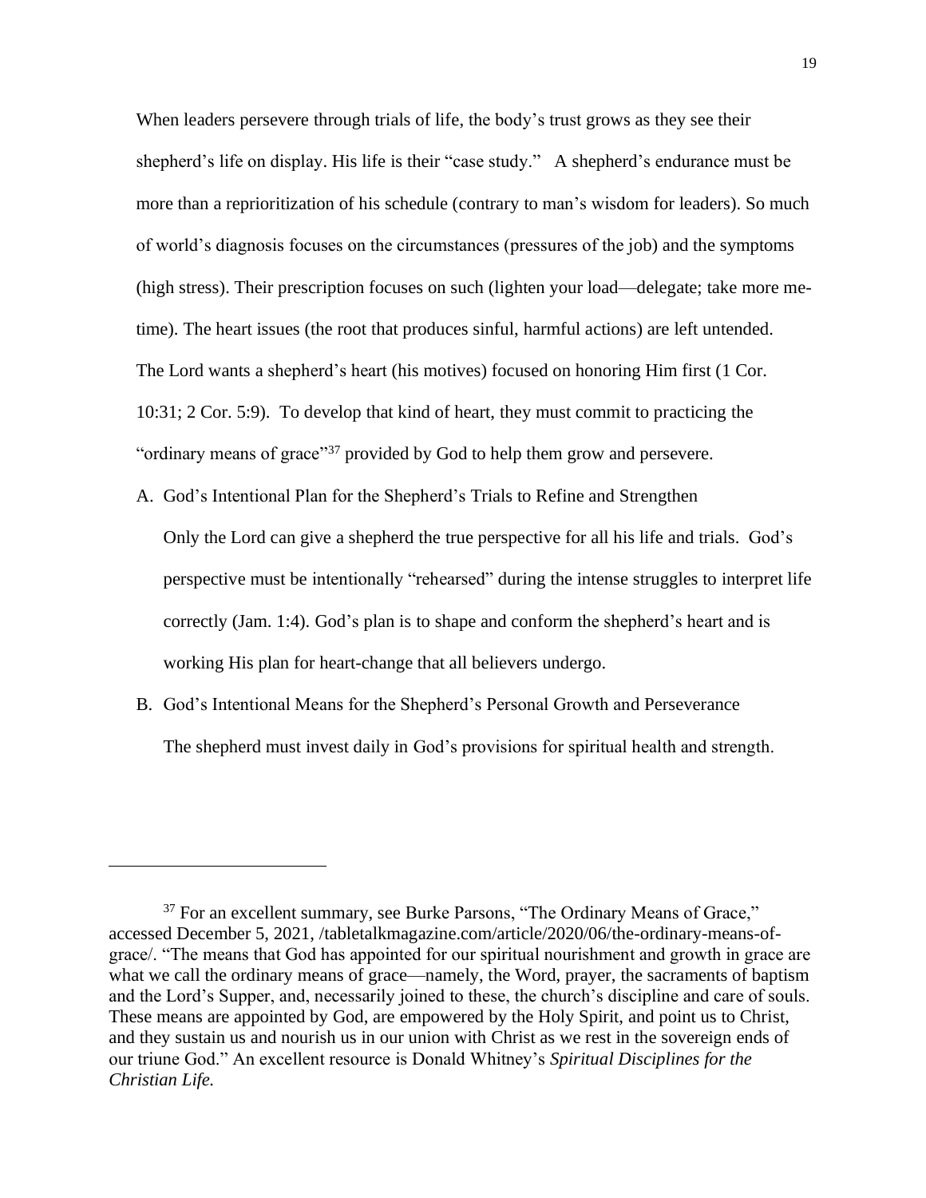When leaders persevere through trials of life, the body's trust grows as they see their shepherd's life on display. His life is their "case study." A shepherd's endurance must be more than a reprioritization of his schedule (contrary to man's wisdom for leaders). So much of world's diagnosis focuses on the circumstances (pressures of the job) and the symptoms (high stress). Their prescription focuses on such (lighten your load—delegate; take more me-time). The heart issues (the root that produces sinful, harmful actions) are left untended. The Lord wants a shepherd's heart (his motives) focused on honoring Him first (1 Cor. 10:31; 2 Cor. 5:9). To develop that kind of heart, they must commit to practicing the "ordinary means of grace"[37] provided by God to help them grow and persevere.

A. God's Intentional Plan for the Shepherd's Trials to Refine and Strengthen

Only the Lord can give a shepherd the true perspective for all his life and trials. God's perspective must be intentionally "rehearsed" during the intense struggles to interpret life correctly (Jam. 1:4). God's plan is to shape and conform the shepherd's heart and is working His plan for heart-change that all believers undergo.

B. God's Intentional Means for the Shepherd's Personal Growth and Perseverance

The shepherd must invest daily in God's provisions for spiritual health and strength.

---

[37] For an excellent summary, see Burke Parsons, "The Ordinary Means of Grace," accessed December 5, 2021, /tabletalkmagazine.com/article/2020/06/the-ordinary-means-of-grace/. "The means that God has appointed for our spiritual nourishment and growth in grace are what we call the ordinary means of grace—namely, the Word, prayer, the sacraments of baptism and the Lord's Supper, and, necessarily joined to these, the church's discipline and care of souls. These means are appointed by God, are empowered by the Holy Spirit, and point us to Christ, and they sustain us and nourish us in our union with Christ as we rest in the sovereign ends of our triune God." An excellent resource is Donald Whitney's *Spiritual Disciplines for the Christian Life.*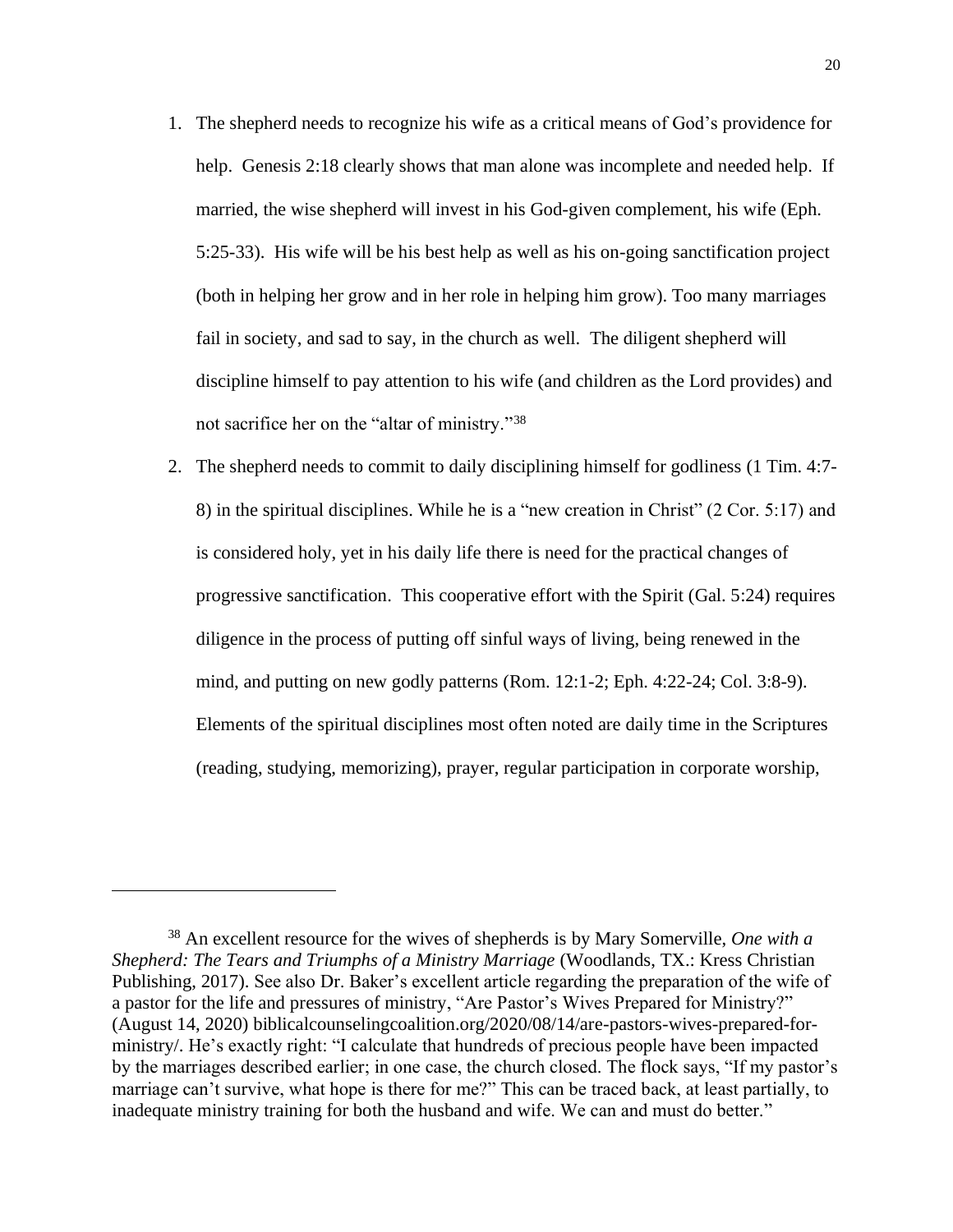1. The shepherd needs to recognize his wife as a critical means of God's providence for help. Genesis 2:18 clearly shows that man alone was incomplete and needed help. If married, the wise shepherd will invest in his God-given complement, his wife (Eph. 5:25-33). His wife will be his best help as well as his on-going sanctification project (both in helping her grow and in her role in helping him grow). Too many marriages fail in society, and sad to say, in the church as well. The diligent shepherd will discipline himself to pay attention to his wife (and children as the Lord provides) and not sacrifice her on the "altar of ministry."[38]

2. The shepherd needs to commit to daily disciplining himself for godliness (1 Tim. 4:7-8) in the spiritual disciplines. While he is a "new creation in Christ" (2 Cor. 5:17) and is considered holy, yet in his daily life there is need for the practical changes of progressive sanctification. This cooperative effort with the Spirit (Gal. 5:24) requires diligence in the process of putting off sinful ways of living, being renewed in the mind, and putting on new godly patterns (Rom. 12:1-2; Eph. 4:22-24; Col. 3:8-9). Elements of the spiritual disciplines most often noted are daily time in the Scriptures (reading, studying, memorizing), prayer, regular participation in corporate worship,

---

[38] An excellent resource for the wives of shepherds is by Mary Somerville, *One with a Shepherd: The Tears and Triumphs of a Ministry Marriage* (Woodlands, TX.: Kress Christian Publishing, 2017). See also Dr. Baker's excellent article regarding the preparation of the wife of a pastor for the life and pressures of ministry, "Are Pastor's Wives Prepared for Ministry?" (August 14, 2020) biblicalcounselingcoalition.org/2020/08/14/are-pastors-wives-prepared-for-ministry/. He's exactly right: "I calculate that hundreds of precious people have been impacted by the marriages described earlier; in one case, the church closed. The flock says, "If my pastor's marriage can't survive, what hope is there for me?" This can be traced back, at least partially, to inadequate ministry training for both the husband and wife. We can and must do better."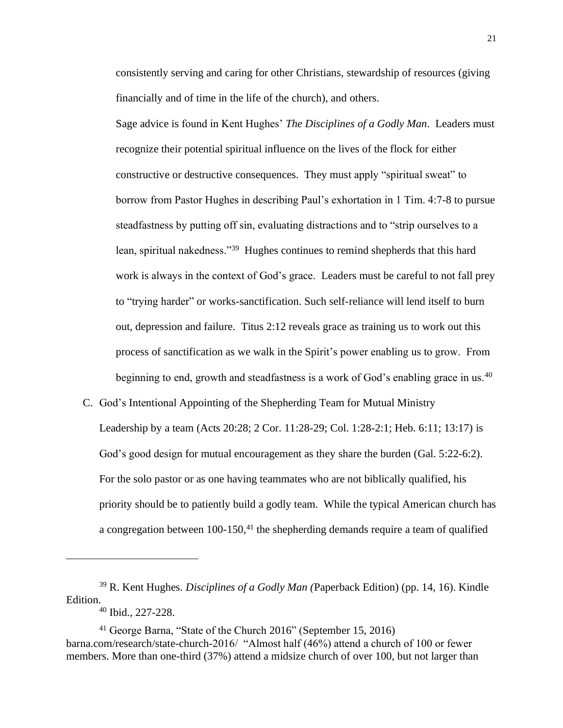consistently serving and caring for other Christians, stewardship of resources (giving financially and of time in the life of the church), and others.

Sage advice is found in Kent Hughes' *The Disciplines of a Godly Man*. Leaders must recognize their potential spiritual influence on the lives of the flock for either constructive or destructive consequences. They must apply "spiritual sweat" to borrow from Pastor Hughes in describing Paul's exhortation in 1 Tim. 4:7-8 to pursue steadfastness by putting off sin, evaluating distractions and to "strip ourselves to a lean, spiritual nakedness."[39] Hughes continues to remind shepherds that this hard work is always in the context of God's grace. Leaders must be careful to not fall prey to "trying harder" or works-sanctification. Such self-reliance will lend itself to burn out, depression and failure. Titus 2:12 reveals grace as training us to work out this process of sanctification as we walk in the Spirit's power enabling us to grow. From beginning to end, growth and steadfastness is a work of God's enabling grace in us.[40]

C. God's Intentional Appointing of the Shepherding Team for Mutual Ministry

Leadership by a team (Acts 20:28; 2 Cor. 11:28-29; Col. 1:28-2:1; Heb. 6:11; 13:17) is God's good design for mutual encouragement as they share the burden (Gal. 5:22-6:2). For the solo pastor or as one having teammates who are not biblically qualified, his priority should be to patiently build a godly team. While the typical American church has a congregation between 100-150,[41] the shepherding demands require a team of qualified

---

[39] R. Kent Hughes. *Disciplines of a Godly Man (*Paperback Edition) (pp. 14, 16). Kindle Edition.

[40] Ibid., 227-228.

[41] George Barna, "State of the Church 2016" (September 15, 2016) barna.com/research/state-church-2016/ "Almost half (46%) attend a church of 100 or fewer members. More than one-third (37%) attend a midsize church of over 100, but not larger than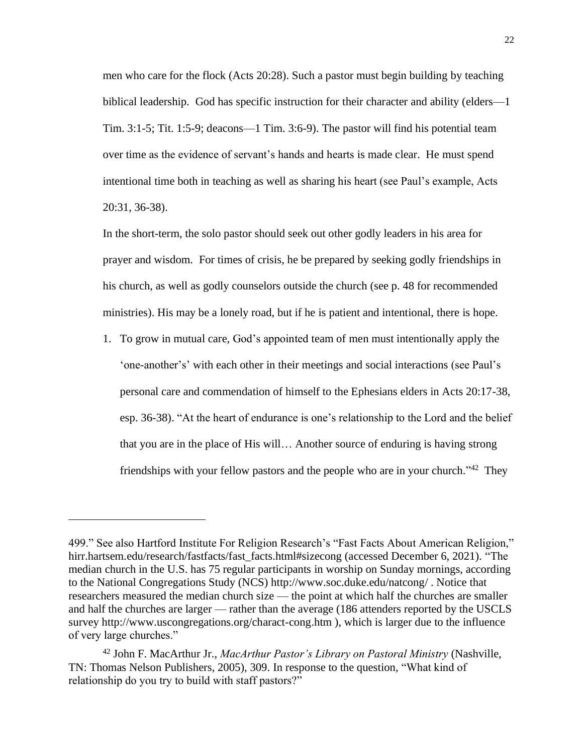men who care for the flock (Acts 20:28). Such a pastor must begin building by teaching biblical leadership. God has specific instruction for their character and ability (elders—1 Tim. 3:1-5; Tit. 1:5-9; deacons—1 Tim. 3:6-9). The pastor will find his potential team over time as the evidence of servant's hands and hearts is made clear. He must spend intentional time both in teaching as well as sharing his heart (see Paul's example, Acts 20:31, 36-38).

In the short-term, the solo pastor should seek out other godly leaders in his area for prayer and wisdom. For times of crisis, he be prepared by seeking godly friendships in his church, as well as godly counselors outside the church (see p. 48 for recommended ministries). His may be a lonely road, but if he is patient and intentional, there is hope.

1. To grow in mutual care, God's appointed team of men must intentionally apply the 'one-another's' with each other in their meetings and social interactions (see Paul's personal care and commendation of himself to the Ephesians elders in Acts 20:17-38, esp. 36-38). "At the heart of endurance is one's relationship to the Lord and the belief that you are in the place of His will… Another source of enduring is having strong friendships with your fellow pastors and the people who are in your church."[42] They

---

499." See also Hartford Institute For Religion Research's "Fast Facts About American Religion," hirr.hartsem.edu/research/fastfacts/fast_facts.html#sizecong (accessed December 6, 2021). "The median church in the U.S. has 75 regular participants in worship on Sunday mornings, according to the National Congregations Study (NCS) http://www.soc.duke.edu/natcong/ . Notice that researchers measured the median church size — the point at which half the churches are smaller and half the churches are larger — rather than the average (186 attenders reported by the USCLS survey http://www.uscongregations.org/charact-cong.htm ), which is larger due to the influence of very large churches."

[42] John F. MacArthur Jr., *MacArthur Pastor's Library on Pastoral Ministry* (Nashville, TN: Thomas Nelson Publishers, 2005), 309. In response to the question, "What kind of relationship do you try to build with staff pastors?"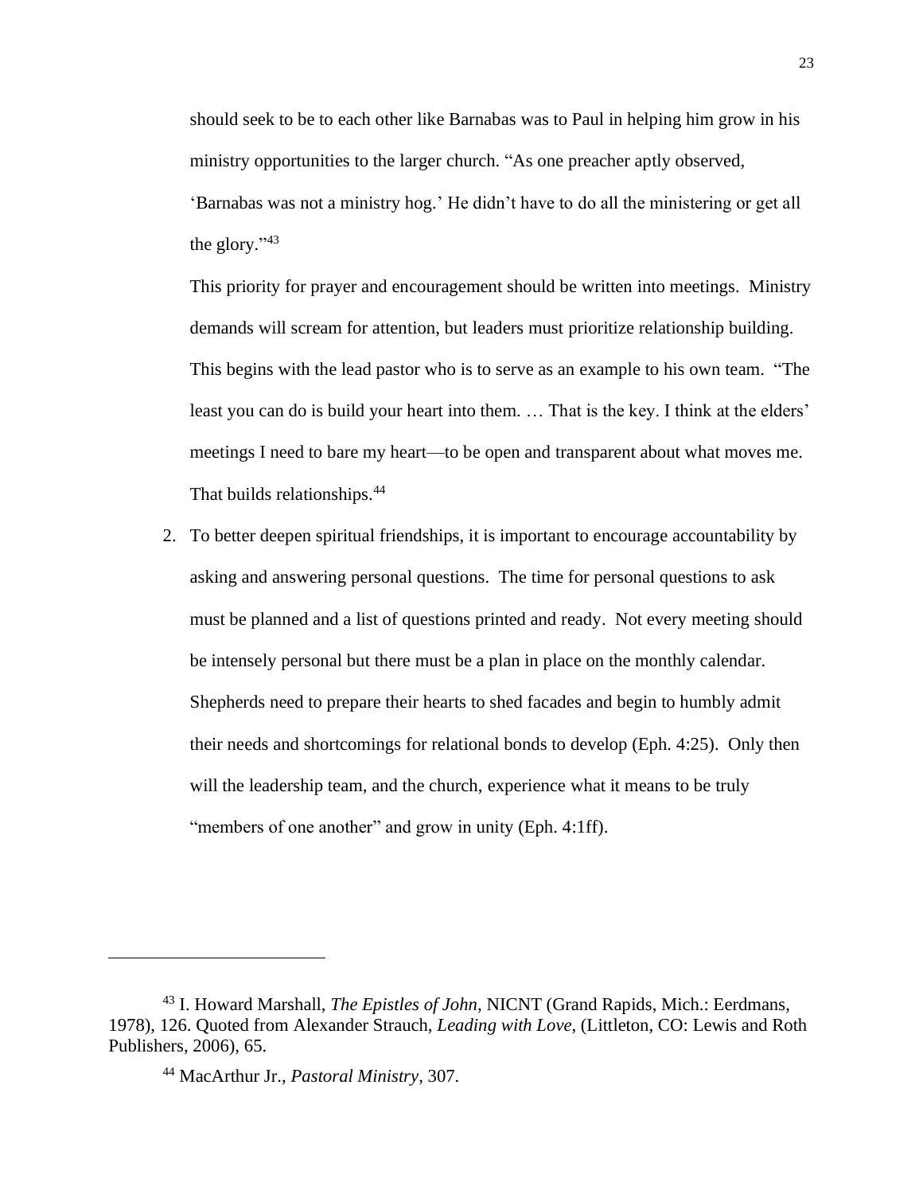should seek to be to each other like Barnabas was to Paul in helping him grow in his ministry opportunities to the larger church. "As one preacher aptly observed, 'Barnabas was not a ministry hog.' He didn't have to do all the ministering or get all the glory."[43]

This priority for prayer and encouragement should be written into meetings. Ministry demands will scream for attention, but leaders must prioritize relationship building. This begins with the lead pastor who is to serve as an example to his own team. "The least you can do is build your heart into them. … That is the key. I think at the elders' meetings I need to bare my heart—to be open and transparent about what moves me. That builds relationships.[44]

2. To better deepen spiritual friendships, it is important to encourage accountability by asking and answering personal questions. The time for personal questions to ask must be planned and a list of questions printed and ready. Not every meeting should be intensely personal but there must be a plan in place on the monthly calendar. Shepherds need to prepare their hearts to shed facades and begin to humbly admit their needs and shortcomings for relational bonds to develop (Eph. 4:25). Only then will the leadership team, and the church, experience what it means to be truly "members of one another" and grow in unity (Eph. 4:1ff).

---

[43] I. Howard Marshall, *The Epistles of John*, NICNT (Grand Rapids, Mich.: Eerdmans, 1978), 126. Quoted from Alexander Strauch, *Leading with Love*, (Littleton, CO: Lewis and Roth Publishers, 2006), 65.

[44] MacArthur Jr., *Pastoral Ministry*, 307.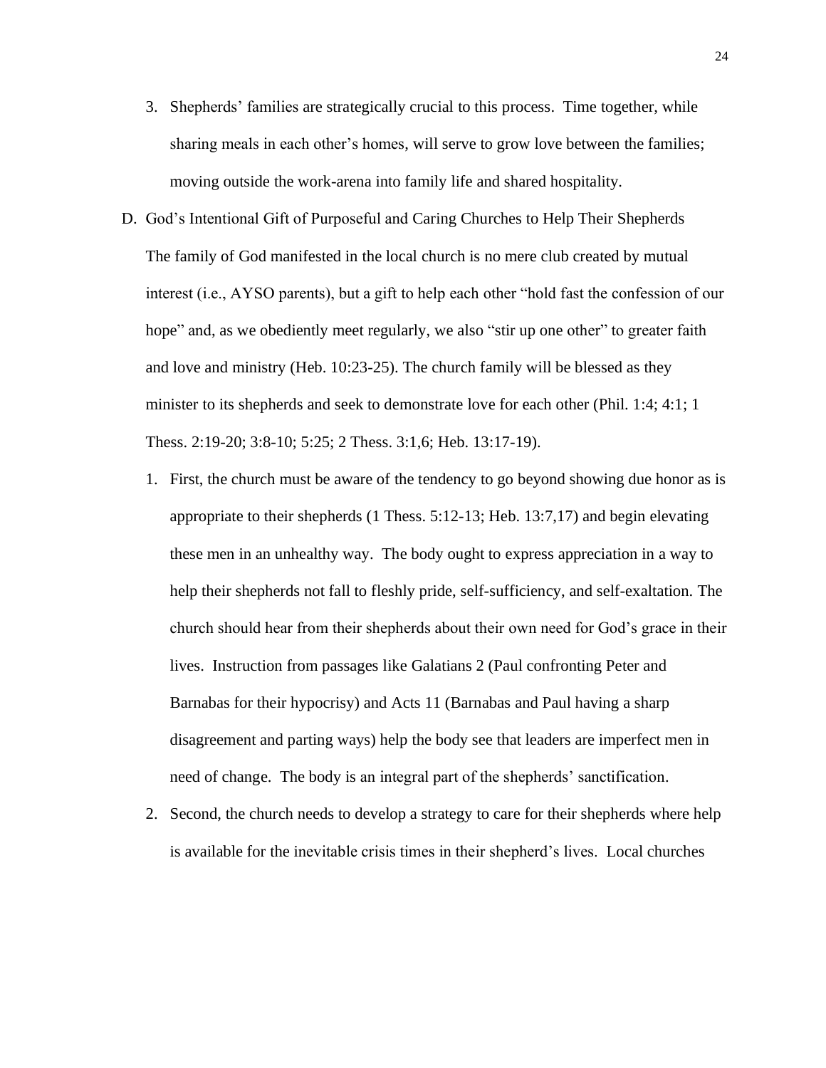3. Shepherds' families are strategically crucial to this process. Time together, while sharing meals in each other's homes, will serve to grow love between the families; moving outside the work-arena into family life and shared hospitality.

D. God's Intentional Gift of Purposeful and Caring Churches to Help Their Shepherds

The family of God manifested in the local church is no mere club created by mutual interest (i.e., AYSO parents), but a gift to help each other "hold fast the confession of our hope" and, as we obediently meet regularly, we also "stir up one other" to greater faith and love and ministry (Heb. 10:23-25). The church family will be blessed as they minister to its shepherds and seek to demonstrate love for each other (Phil. 1:4; 4:1; 1 Thess. 2:19-20; 3:8-10; 5:25; 2 Thess. 3:1,6; Heb. 13:17-19).

1. First, the church must be aware of the tendency to go beyond showing due honor as is appropriate to their shepherds (1 Thess. 5:12-13; Heb. 13:7,17) and begin elevating these men in an unhealthy way. The body ought to express appreciation in a way to help their shepherds not fall to fleshly pride, self-sufficiency, and self-exaltation. The church should hear from their shepherds about their own need for God's grace in their lives. Instruction from passages like Galatians 2 (Paul confronting Peter and Barnabas for their hypocrisy) and Acts 11 (Barnabas and Paul having a sharp disagreement and parting ways) help the body see that leaders are imperfect men in need of change. The body is an integral part of the shepherds' sanctification.

2. Second, the church needs to develop a strategy to care for their shepherds where help is available for the inevitable crisis times in their shepherd's lives. Local churches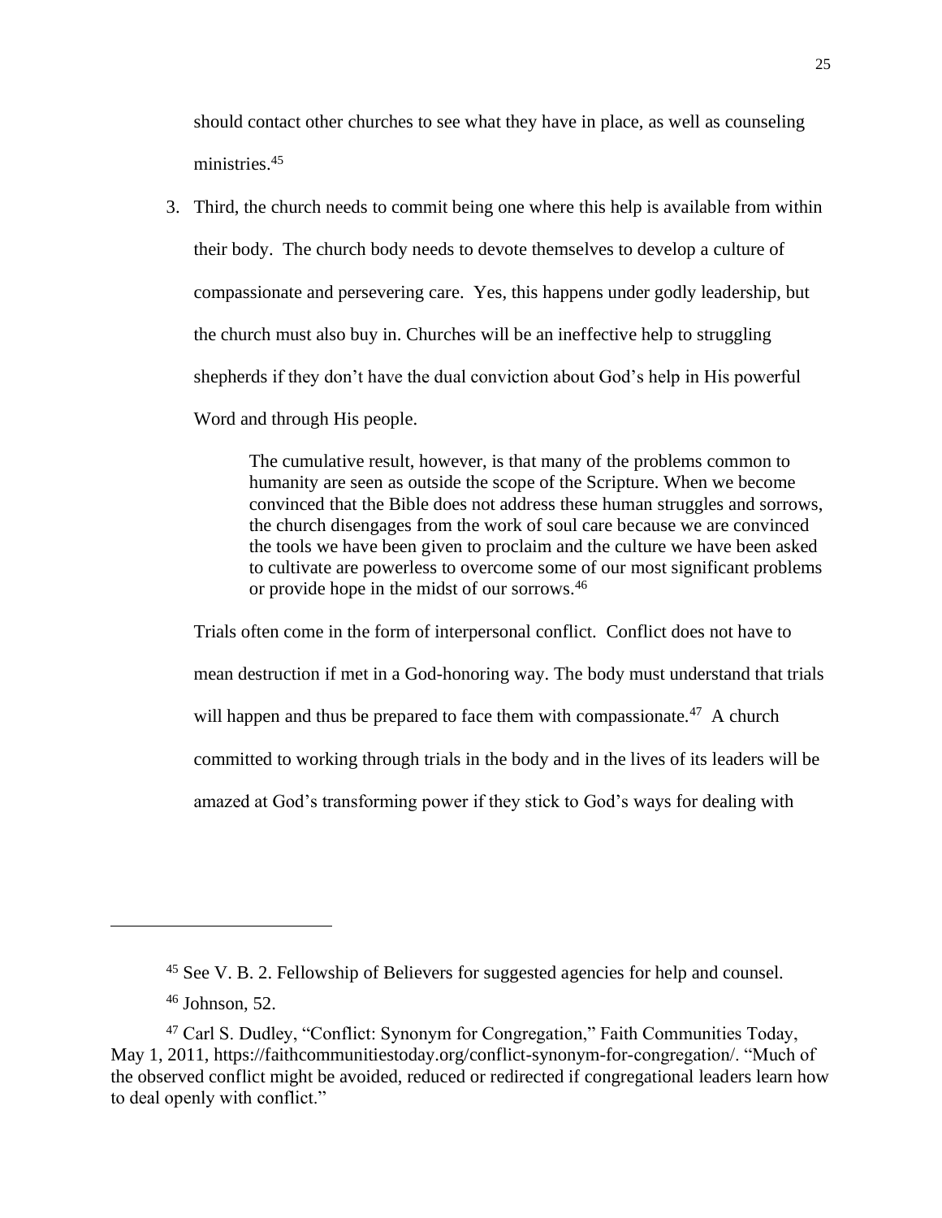should contact other churches to see what they have in place, as well as counseling ministries.[45]

3. Third, the church needs to commit being one where this help is available from within their body. The church body needs to devote themselves to develop a culture of compassionate and persevering care. Yes, this happens under godly leadership, but the church must also buy in. Churches will be an ineffective help to struggling shepherds if they don't have the dual conviction about God's help in His powerful Word and through His people.

> The cumulative result, however, is that many of the problems common to humanity are seen as outside the scope of the Scripture. When we become convinced that the Bible does not address these human struggles and sorrows, the church disengages from the work of soul care because we are convinced the tools we have been given to proclaim and the culture we have been asked to cultivate are powerless to overcome some of our most significant problems or provide hope in the midst of our sorrows.[46]

Trials often come in the form of interpersonal conflict. Conflict does not have to mean destruction if met in a God-honoring way. The body must understand that trials will happen and thus be prepared to face them with compassionate.[47] A church committed to working through trials in the body and in the lives of its leaders will be amazed at God's transforming power if they stick to God's ways for dealing with

---

[45] See V. B. 2. Fellowship of Believers for suggested agencies for help and counsel.

[46] Johnson, 52.

[47] Carl S. Dudley, "Conflict: Synonym for Congregation," Faith Communities Today, May 1, 2011, https://faithcommunitiestoday.org/conflict-synonym-for-congregation/. "Much of the observed conflict might be avoided, reduced or redirected if congregational leaders learn how to deal openly with conflict."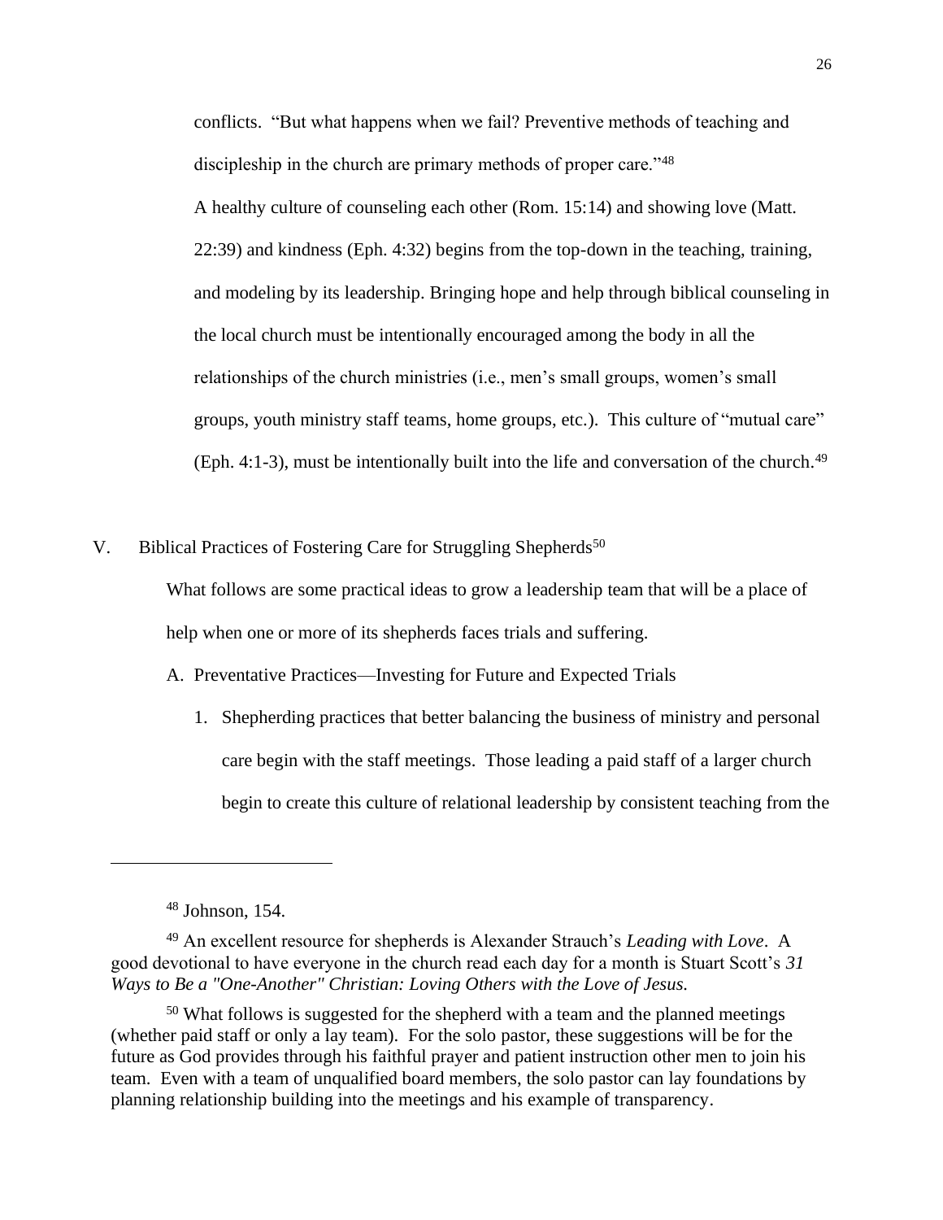conflicts. "But what happens when we fail? Preventive methods of teaching and discipleship in the church are primary methods of proper care."[48]

A healthy culture of counseling each other (Rom. 15:14) and showing love (Matt. 22:39) and kindness (Eph. 4:32) begins from the top-down in the teaching, training, and modeling by its leadership. Bringing hope and help through biblical counseling in the local church must be intentionally encouraged among the body in all the relationships of the church ministries (i.e., men's small groups, women's small groups, youth ministry staff teams, home groups, etc.). This culture of "mutual care" (Eph. 4:1-3), must be intentionally built into the life and conversation of the church.[49]

V. Biblical Practices of Fostering Care for Struggling Shepherds[50]

What follows are some practical ideas to grow a leadership team that will be a place of help when one or more of its shepherds faces trials and suffering.

A. Preventative Practices—Investing for Future and Expected Trials

1. Shepherding practices that better balancing the business of ministry and personal care begin with the staff meetings. Those leading a paid staff of a larger church begin to create this culture of relational leadership by consistent teaching from the

---

[48] Johnson, 154.

[49] An excellent resource for shepherds is Alexander Strauch's *Leading with Love*. A good devotional to have everyone in the church read each day for a month is Stuart Scott's *31 Ways to Be a "One-Another" Christian: Loving Others with the Love of Jesus.*

[50] What follows is suggested for the shepherd with a team and the planned meetings (whether paid staff or only a lay team). For the solo pastor, these suggestions will be for the future as God provides through his faithful prayer and patient instruction other men to join his team. Even with a team of unqualified board members, the solo pastor can lay foundations by planning relationship building into the meetings and his example of transparency.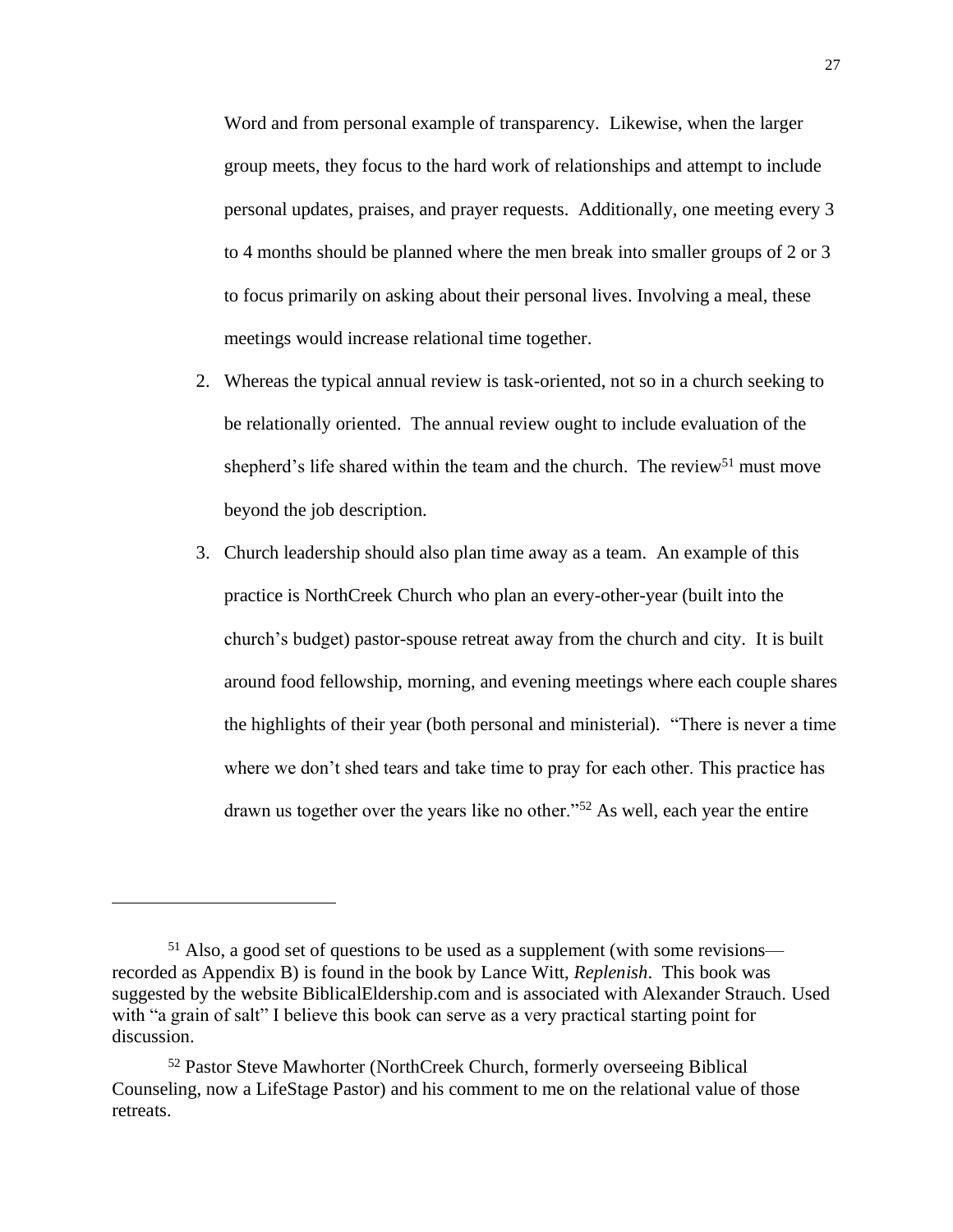Word and from personal example of transparency. Likewise, when the larger group meets, they focus to the hard work of relationships and attempt to include personal updates, praises, and prayer requests. Additionally, one meeting every 3 to 4 months should be planned where the men break into smaller groups of 2 or 3 to focus primarily on asking about their personal lives. Involving a meal, these meetings would increase relational time together.

2. Whereas the typical annual review is task-oriented, not so in a church seeking to be relationally oriented. The annual review ought to include evaluation of the shepherd's life shared within the team and the church. The review[51] must move beyond the job description.

3. Church leadership should also plan time away as a team. An example of this practice is NorthCreek Church who plan an every-other-year (built into the church's budget) pastor-spouse retreat away from the church and city. It is built around food fellowship, morning, and evening meetings where each couple shares the highlights of their year (both personal and ministerial). "There is never a time where we don't shed tears and take time to pray for each other. This practice has drawn us together over the years like no other."[52] As well, each year the entire

---

[51] Also, a good set of questions to be used as a supplement (with some revisions—recorded as Appendix B) is found in the book by Lance Witt, *Replenish*. This book was suggested by the website BiblicalEldership.com and is associated with Alexander Strauch. Used with "a grain of salt" I believe this book can serve as a very practical starting point for discussion.

[52] Pastor Steve Mawhorter (NorthCreek Church, formerly overseeing Biblical Counseling, now a LifeStage Pastor) and his comment to me on the relational value of those retreats.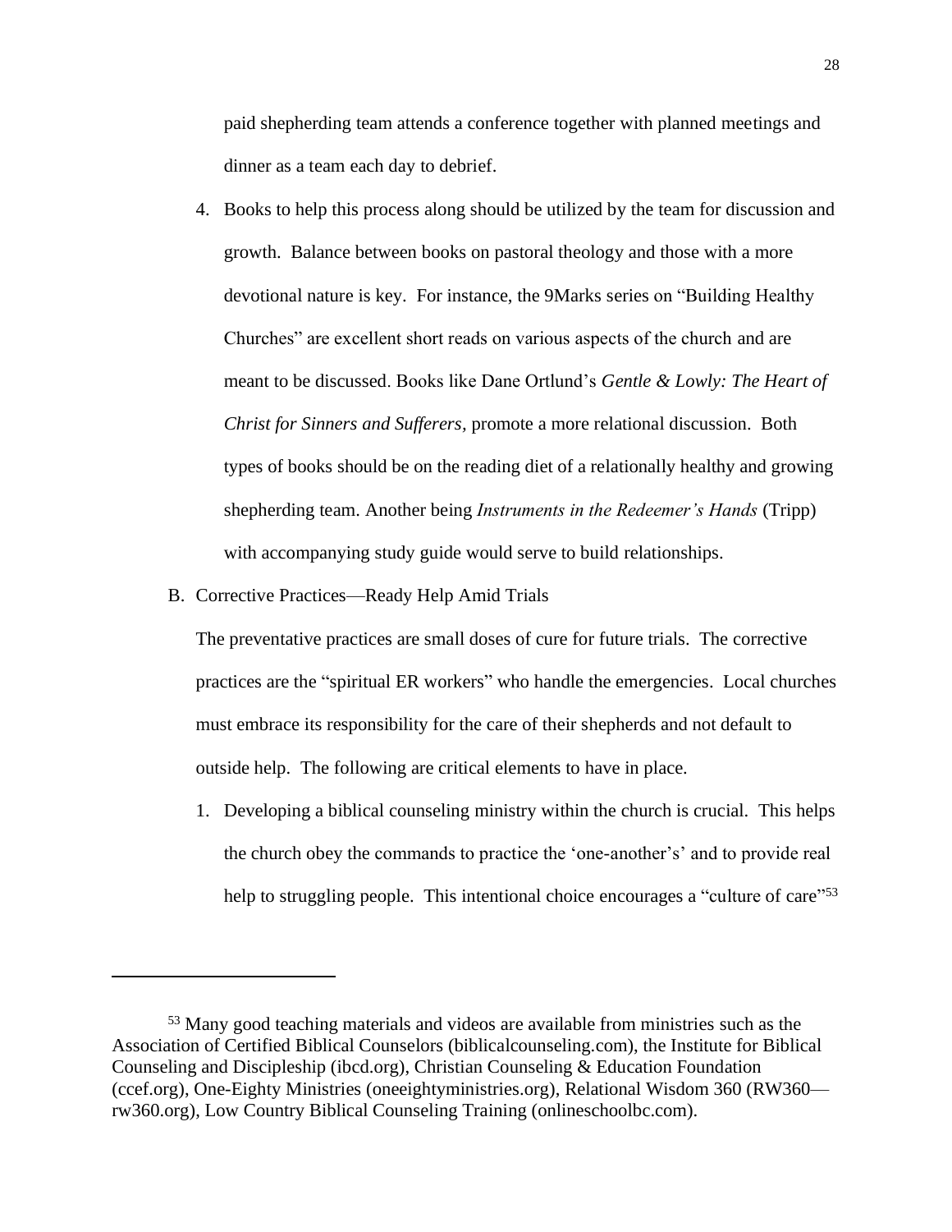paid shepherding team attends a conference together with planned meetings and dinner as a team each day to debrief.

4. Books to help this process along should be utilized by the team for discussion and growth. Balance between books on pastoral theology and those with a more devotional nature is key. For instance, the 9Marks series on "Building Healthy Churches" are excellent short reads on various aspects of the church and are meant to be discussed. Books like Dane Ortlund's *Gentle & Lowly: The Heart of Christ for Sinners and Sufferers,* promote a more relational discussion. Both types of books should be on the reading diet of a relationally healthy and growing shepherding team. Another being *Instruments in the Redeemer's Hands* (Tripp) with accompanying study guide would serve to build relationships.

B. Corrective Practices—Ready Help Amid Trials

The preventative practices are small doses of cure for future trials. The corrective practices are the "spiritual ER workers" who handle the emergencies. Local churches must embrace its responsibility for the care of their shepherds and not default to outside help. The following are critical elements to have in place.

1. Developing a biblical counseling ministry within the church is crucial. This helps the church obey the commands to practice the 'one-another's' and to provide real help to struggling people. This intentional choice encourages a "culture of care"[53]

---

[53] Many good teaching materials and videos are available from ministries such as the Association of Certified Biblical Counselors (biblicalcounseling.com), the Institute for Biblical Counseling and Discipleship (ibcd.org), Christian Counseling & Education Foundation (ccef.org), One-Eighty Ministries (oneeightyministries.org), Relational Wisdom 360 (RW360—rw360.org), Low Country Biblical Counseling Training (onlineschoolbc.com).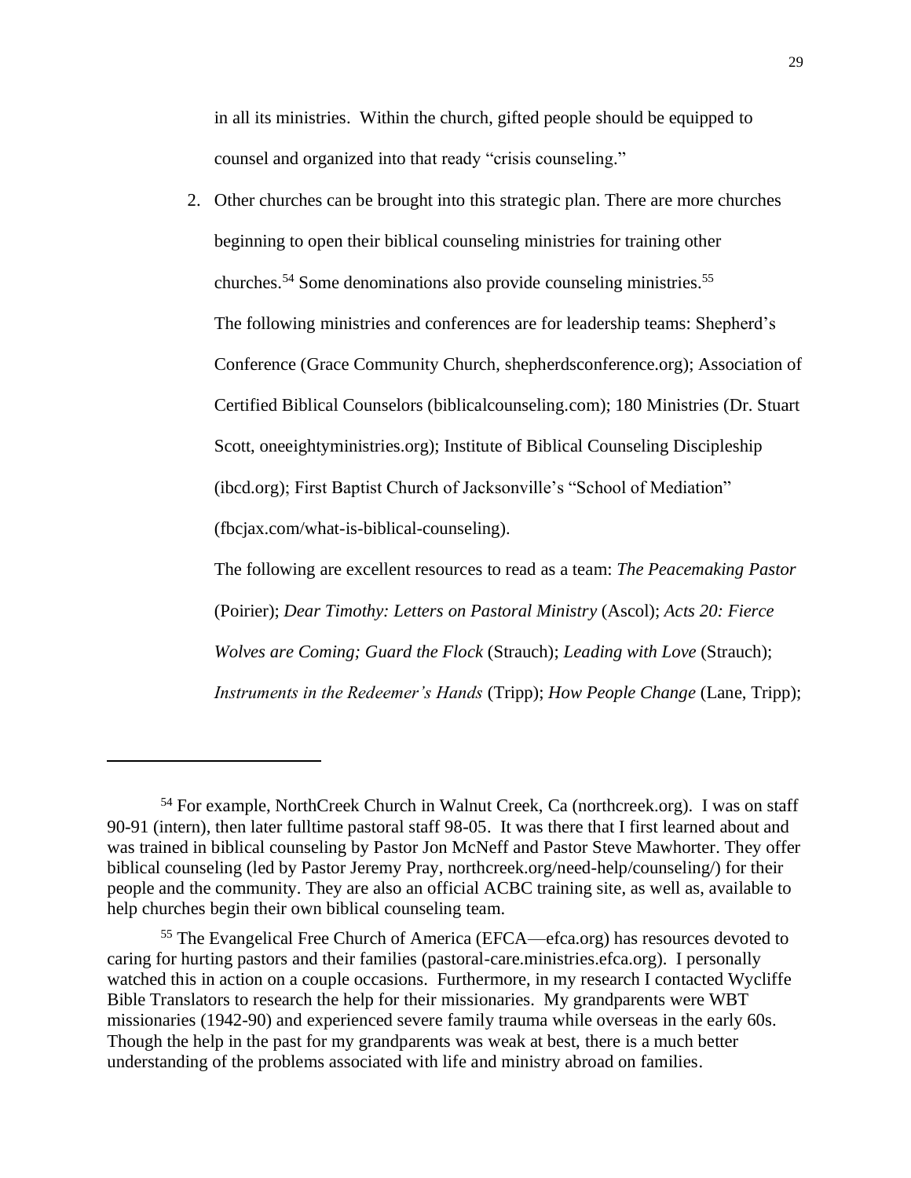in all its ministries. Within the church, gifted people should be equipped to counsel and organized into that ready "crisis counseling."

2. Other churches can be brought into this strategic plan. There are more churches beginning to open their biblical counseling ministries for training other churches.[54] Some denominations also provide counseling ministries.[55]

   The following ministries and conferences are for leadership teams: Shepherd's Conference (Grace Community Church, shepherdsconference.org); Association of Certified Biblical Counselors (biblicalcounseling.com); 180 Ministries (Dr. Stuart Scott, oneeightyministries.org); Institute of Biblical Counseling Discipleship (ibcd.org); First Baptist Church of Jacksonville's "School of Mediation" (fbcjax.com/what-is-biblical-counseling).

   The following are excellent resources to read as a team: *The Peacemaking Pastor* (Poirier); *Dear Timothy: Letters on Pastoral Ministry* (Ascol); *Acts 20: Fierce Wolves are Coming; Guard the Flock* (Strauch); *Leading with Love* (Strauch); *Instruments in the Redeemer's Hands* (Tripp); *How People Change* (Lane, Tripp);

---

[54] For example, NorthCreek Church in Walnut Creek, Ca (northcreek.org). I was on staff 90-91 (intern), then later fulltime pastoral staff 98-05. It was there that I first learned about and was trained in biblical counseling by Pastor Jon McNeff and Pastor Steve Mawhorter. They offer biblical counseling (led by Pastor Jeremy Pray, northcreek.org/need-help/counseling/) for their people and the community. They are also an official ACBC training site, as well as, available to help churches begin their own biblical counseling team.

[55] The Evangelical Free Church of America (EFCA—efca.org) has resources devoted to caring for hurting pastors and their families (pastoral-care.ministries.efca.org). I personally watched this in action on a couple occasions. Furthermore, in my research I contacted Wycliffe Bible Translators to research the help for their missionaries. My grandparents were WBT missionaries (1942-90) and experienced severe family trauma while overseas in the early 60s. Though the help in the past for my grandparents was weak at best, there is a much better understanding of the problems associated with life and ministry abroad on families.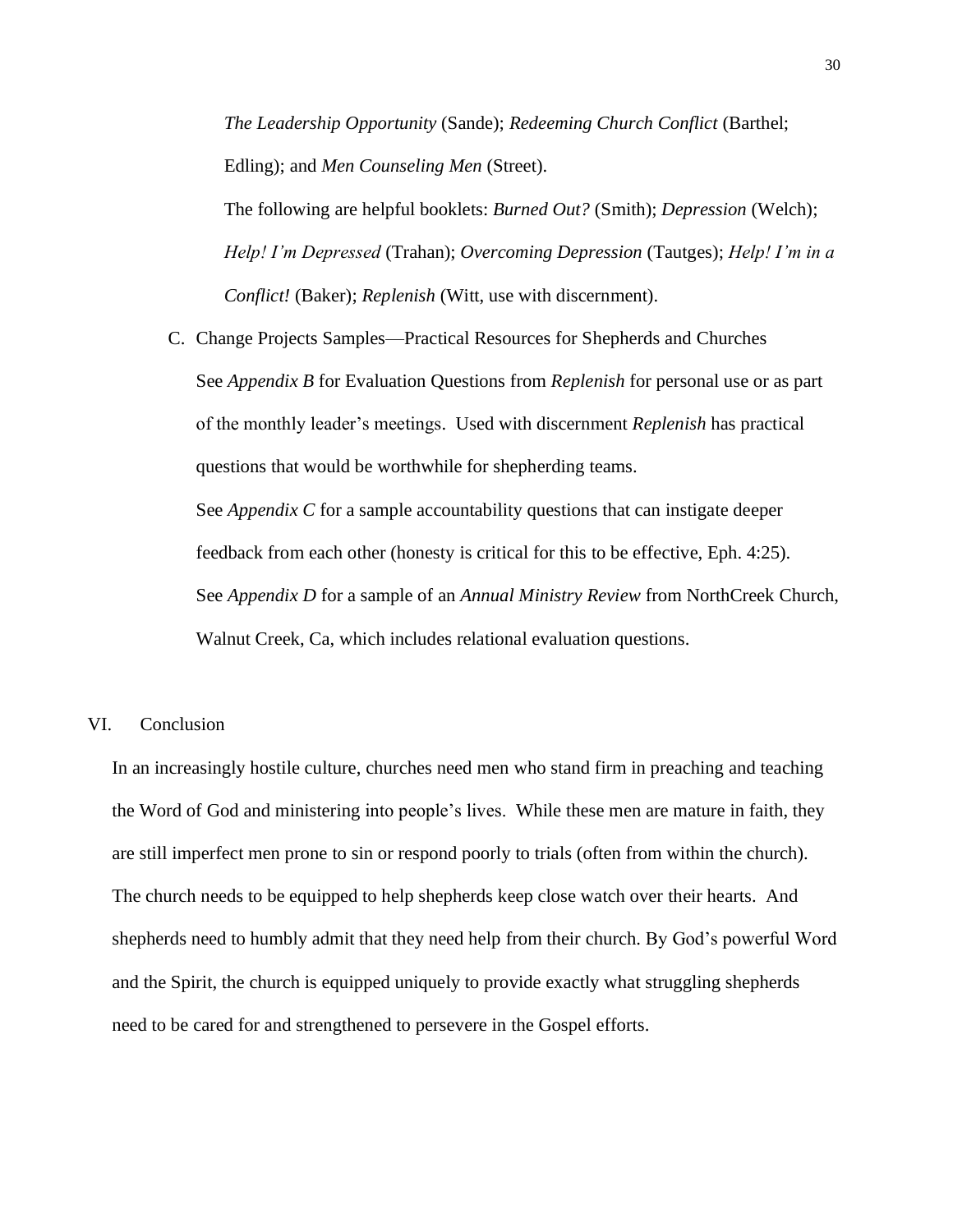*The Leadership Opportunity* (Sande); *Redeeming Church Conflict* (Barthel; Edling); and *Men Counseling Men* (Street).

The following are helpful booklets: *Burned Out?* (Smith); *Depression* (Welch); *Help! I'm Depressed* (Trahan); *Overcoming Depression* (Tautges); *Help! I'm in a Conflict!* (Baker); *Replenish* (Witt, use with discernment).

C. Change Projects Samples—Practical Resources for Shepherds and Churches

See *Appendix B* for Evaluation Questions from *Replenish* for personal use or as part of the monthly leader's meetings. Used with discernment *Replenish* has practical questions that would be worthwhile for shepherding teams.

See *Appendix C* for a sample accountability questions that can instigate deeper feedback from each other (honesty is critical for this to be effective, Eph. 4:25).

See *Appendix D* for a sample of an *Annual Ministry Review* from NorthCreek Church, Walnut Creek, Ca, which includes relational evaluation questions.

## VI. Conclusion

In an increasingly hostile culture, churches need men who stand firm in preaching and teaching the Word of God and ministering into people's lives. While these men are mature in faith, they are still imperfect men prone to sin or respond poorly to trials (often from within the church). The church needs to be equipped to help shepherds keep close watch over their hearts. And shepherds need to humbly admit that they need help from their church. By God's powerful Word and the Spirit, the church is equipped uniquely to provide exactly what struggling shepherds need to be cared for and strengthened to persevere in the Gospel efforts.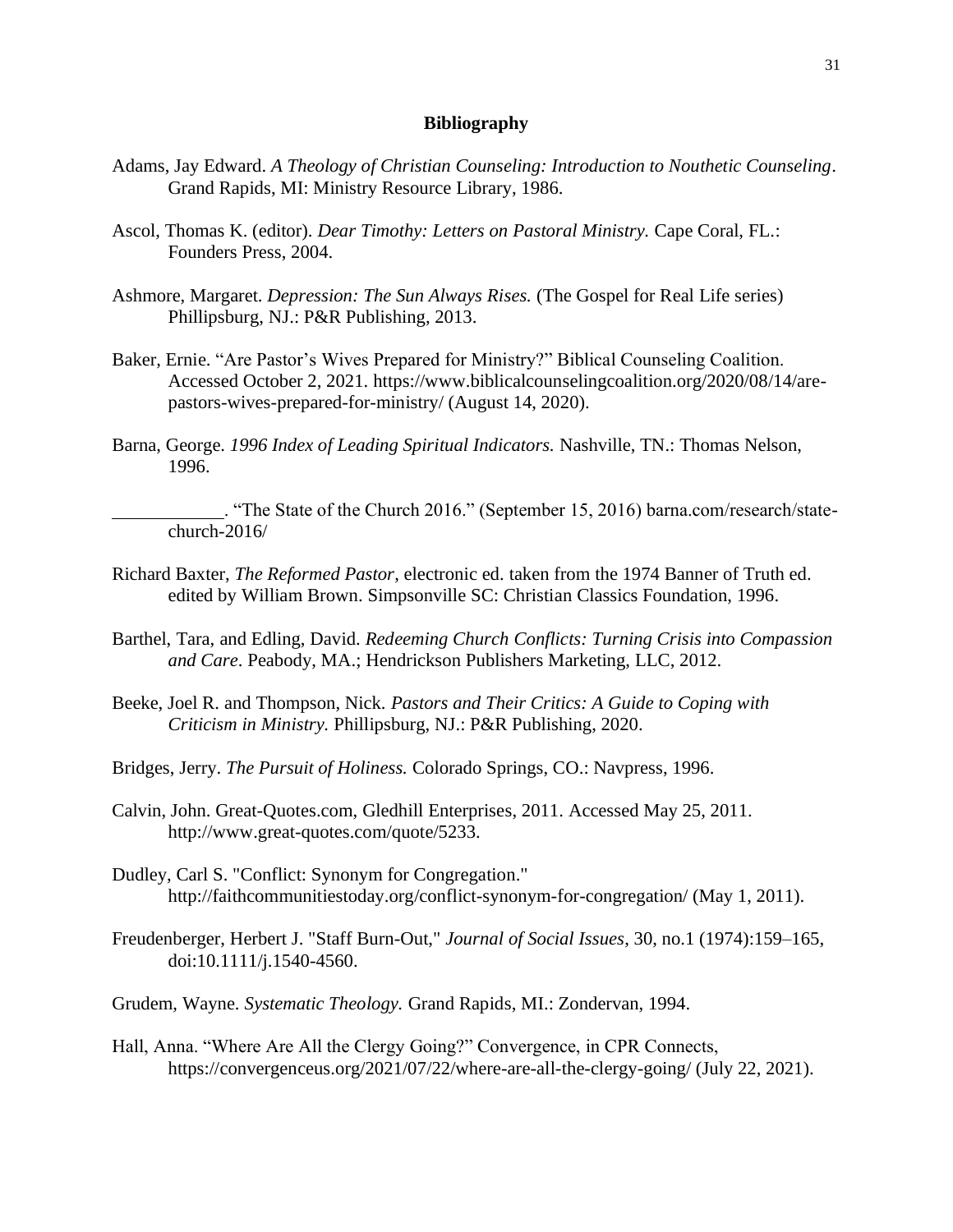# Bibliography

Adams, Jay Edward. *A Theology of Christian Counseling: Introduction to Nouthetic Counseling*. Grand Rapids, MI: Ministry Resource Library, 1986.

Ascol, Thomas K. (editor). *Dear Timothy: Letters on Pastoral Ministry.* Cape Coral, FL.: Founders Press, 2004.

Ashmore, Margaret. *Depression: The Sun Always Rises.* (The Gospel for Real Life series) Phillipsburg, NJ.: P&R Publishing, 2013.

Baker, Ernie. "Are Pastor's Wives Prepared for Ministry?" Biblical Counseling Coalition. Accessed October 2, 2021. https://www.biblicalcounselingcoalition.org/2020/08/14/are-pastors-wives-prepared-for-ministry/ (August 14, 2020).

Barna, George. *1996 Index of Leading Spiritual Indicators.* Nashville, TN.: Thomas Nelson, 1996.

\_\_\_\_\_\_\_\_\_\_\_\_. "The State of the Church 2016." (September 15, 2016) barna.com/research/state-church-2016/

Richard Baxter, *The Reformed Pastor*, electronic ed. taken from the 1974 Banner of Truth ed. edited by William Brown. Simpsonville SC: Christian Classics Foundation, 1996.

Barthel, Tara, and Edling, David. *Redeeming Church Conflicts: Turning Crisis into Compassion and Care*. Peabody, MA.; Hendrickson Publishers Marketing, LLC, 2012.

Beeke, Joel R. and Thompson, Nick. *Pastors and Their Critics: A Guide to Coping with Criticism in Ministry.* Phillipsburg, NJ.: P&R Publishing, 2020.

Bridges, Jerry. *The Pursuit of Holiness.* Colorado Springs, CO.: Navpress, 1996.

Calvin, John. Great-Quotes.com, Gledhill Enterprises, 2011. Accessed May 25, 2011. http://www.great-quotes.com/quote/5233.

Dudley, Carl S. "Conflict: Synonym for Congregation." http://faithcommunitiestoday.org/conflict-synonym-for-congregation/ (May 1, 2011).

Freudenberger, Herbert J. "Staff Burn-Out," *Journal of Social Issues*, 30, no.1 (1974):159–165, doi:10.1111/j.1540-4560.

Grudem, Wayne. *Systematic Theology.* Grand Rapids, MI.: Zondervan, 1994.

Hall, Anna. "Where Are All the Clergy Going?" Convergence, in CPR Connects, https://convergenceus.org/2021/07/22/where-are-all-the-clergy-going/ (July 22, 2021).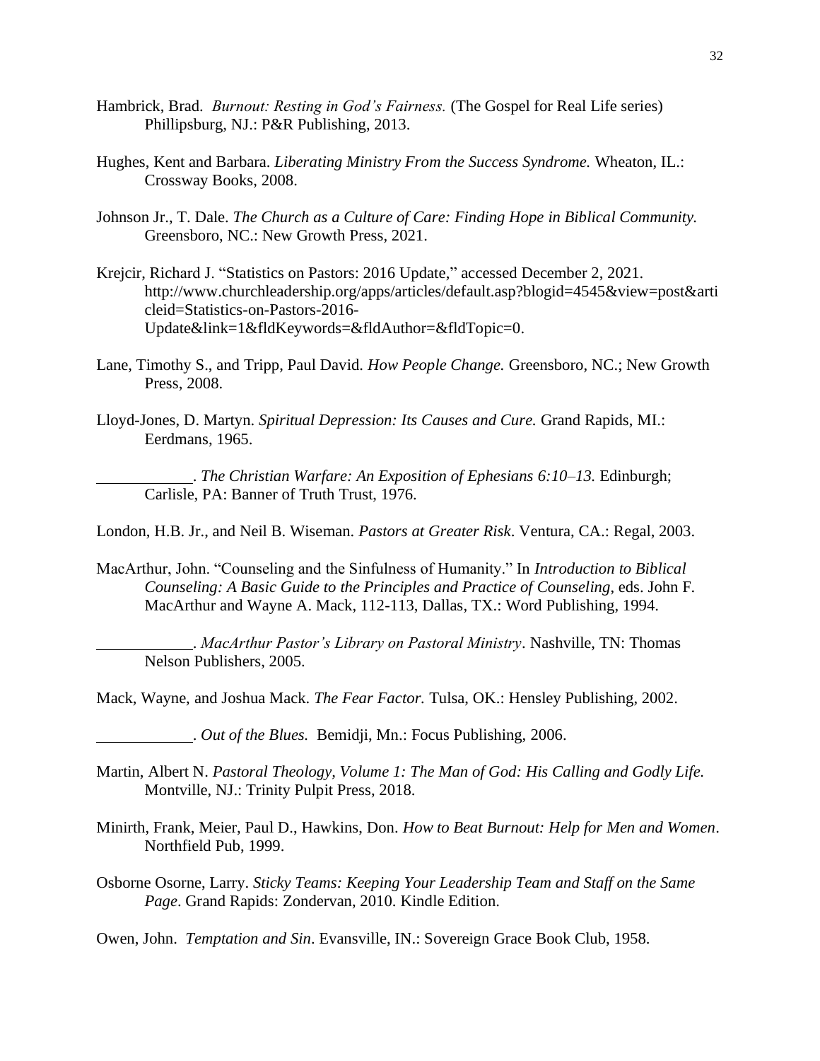Hambrick, Brad. *Burnout: Resting in God's Fairness.* (The Gospel for Real Life series) Phillipsburg, NJ.: P&R Publishing, 2013.

Hughes, Kent and Barbara. *Liberating Ministry From the Success Syndrome.* Wheaton, IL.: Crossway Books, 2008.

Johnson Jr., T. Dale. *The Church as a Culture of Care: Finding Hope in Biblical Community.* Greensboro, NC.: New Growth Press, 2021.

Krejcir, Richard J. "Statistics on Pastors: 2016 Update," accessed December 2, 2021. http://www.churchleadership.org/apps/articles/default.asp?blogid=4545&view=post&articleid=Statistics-on-Pastors-2016-Update&link=1&fldKeywords=&fldAuthor=&fldTopic=0.

Lane, Timothy S., and Tripp, Paul David. *How People Change.* Greensboro, NC.; New Growth Press, 2008.

Lloyd-Jones, D. Martyn. *Spiritual Depression: Its Causes and Cure.* Grand Rapids, MI.: Eerdmans, 1965.

\_\_\_\_\_\_\_\_\_\_\_\_. *The Christian Warfare: An Exposition of Ephesians 6:10–13.* Edinburgh; Carlisle, PA: Banner of Truth Trust, 1976.

London, H.B. Jr., and Neil B. Wiseman. *Pastors at Greater Risk*. Ventura, CA.: Regal, 2003.

MacArthur, John. "Counseling and the Sinfulness of Humanity." In *Introduction to Biblical Counseling: A Basic Guide to the Principles and Practice of Counseling*, eds. John F. MacArthur and Wayne A. Mack, 112-113, Dallas, TX.: Word Publishing, 1994.

\_\_\_\_\_\_\_\_\_\_\_\_. *MacArthur Pastor's Library on Pastoral Ministry*. Nashville, TN: Thomas Nelson Publishers, 2005.

Mack, Wayne, and Joshua Mack. *The Fear Factor.* Tulsa, OK.: Hensley Publishing, 2002.

\_\_\_\_\_\_\_\_\_\_\_\_. *Out of the Blues.* Bemidji, Mn.: Focus Publishing, 2006.

Martin, Albert N. *Pastoral Theology, Volume 1: The Man of God: His Calling and Godly Life.* Montville, NJ.: Trinity Pulpit Press, 2018.

Minirth, Frank, Meier, Paul D., Hawkins, Don. *How to Beat Burnout: Help for Men and Women*. Northfield Pub, 1999.

Osborne Osorne, Larry. *Sticky Teams: Keeping Your Leadership Team and Staff on the Same Page*. Grand Rapids: Zondervan, 2010. Kindle Edition.

Owen, John. *Temptation and Sin*. Evansville, IN.: Sovereign Grace Book Club, 1958.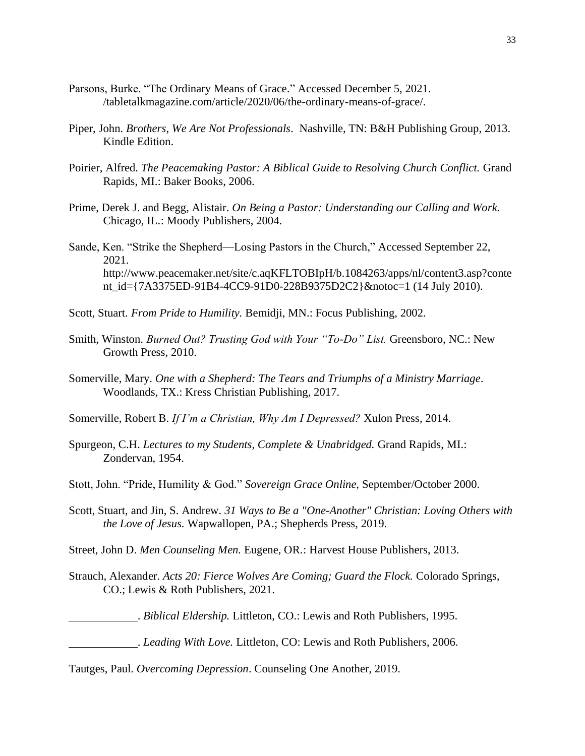Parsons, Burke. “The Ordinary Means of Grace.” Accessed December 5, 2021. /tabletalkmagazine.com/article/2020/06/the-ordinary-means-of-grace/.

Piper, John. *Brothers, We Are Not Professionals*. Nashville, TN: B&H Publishing Group, 2013. Kindle Edition.

Poirier, Alfred. *The Peacemaking Pastor: A Biblical Guide to Resolving Church Conflict.* Grand Rapids, MI.: Baker Books, 2006.

Prime, Derek J. and Begg, Alistair. *On Being a Pastor: Understanding our Calling and Work.* Chicago, IL.: Moody Publishers, 2004.

Sande, Ken. “Strike the Shepherd—Losing Pastors in the Church,” Accessed September 22, 2021. http://www.peacemaker.net/site/c.aqKFLTOBIpH/b.1084263/apps/nl/content3.asp?content_id={7A3375ED-91B4-4CC9-91D0-228B9375D2C2}&notoc=1 (14 July 2010).

Scott, Stuart. *From Pride to Humility.* Bemidji, MN.: Focus Publishing, 2002.

Smith, Winston. *Burned Out? Trusting God with Your “To-Do” List.* Greensboro, NC.: New Growth Press, 2010.

Somerville, Mary. *One with a Shepherd: The Tears and Triumphs of a Ministry Marriage*. Woodlands, TX.: Kress Christian Publishing, 2017.

Somerville, Robert B. *If I’m a Christian, Why Am I Depressed?* Xulon Press, 2014.

Spurgeon, C.H. *Lectures to my Students, Complete & Unabridged.* Grand Rapids, MI.: Zondervan, 1954.

Stott, John. “Pride, Humility & God.” *Sovereign Grace Online,* September/October 2000.

Scott, Stuart, and Jin, S. Andrew. *31 Ways to Be a "One-Another" Christian: Loving Others with the Love of Jesus.* Wapwallopen, PA.; Shepherds Press, 2019.

Street, John D. *Men Counseling Men.* Eugene, OR.: Harvest House Publishers, 2013.

Strauch, Alexander. *Acts 20: Fierce Wolves Are Coming; Guard the Flock.* Colorado Springs, CO.; Lewis & Roth Publishers, 2021.

\_\_\_\_\_\_\_\_\_\_\_\_. *Biblical Eldership.* Littleton, CO.: Lewis and Roth Publishers, 1995.

\_\_\_\_\_\_\_\_\_\_\_\_. *Leading With Love.* Littleton, CO: Lewis and Roth Publishers, 2006.

Tautges, Paul. *Overcoming Depression*. Counseling One Another, 2019.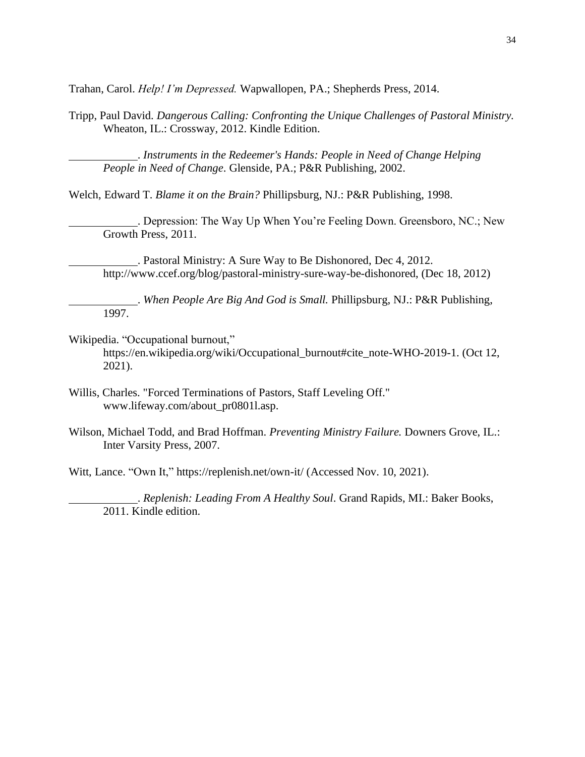Trahan, Carol. *Help! I'm Depressed.* Wapwallopen, PA.; Shepherds Press, 2014.

Tripp, Paul David. *Dangerous Calling: Confronting the Unique Challenges of Pastoral Ministry.* Wheaton, IL.: Crossway, 2012. Kindle Edition.

____________. *Instruments in the Redeemer's Hands: People in Need of Change Helping People in Need of Change*. Glenside, PA.; P&R Publishing, 2002.

Welch, Edward T. *Blame it on the Brain?* Phillipsburg, NJ.: P&R Publishing, 1998.

____________. Depression: The Way Up When You're Feeling Down. Greensboro, NC.; New Growth Press, 2011.

____________. Pastoral Ministry: A Sure Way to Be Dishonored, Dec 4, 2012. http://www.ccef.org/blog/pastoral-ministry-sure-way-be-dishonored, (Dec 18, 2012)

____________. *When People Are Big And God is Small.* Phillipsburg, NJ.: P&R Publishing, 1997.

Wikipedia. "Occupational burnout," https://en.wikipedia.org/wiki/Occupational_burnout#cite_note-WHO-2019-1. (Oct 12, 2021).

Willis, Charles. "Forced Terminations of Pastors, Staff Leveling Off." www.lifeway.com/about_pr0801l.asp.

Wilson, Michael Todd, and Brad Hoffman. *Preventing Ministry Failure.* Downers Grove, IL.: Inter Varsity Press, 2007.

Witt, Lance. "Own It," https://replenish.net/own-it/ (Accessed Nov. 10, 2021).

____________. *Replenish: Leading From A Healthy Soul*. Grand Rapids, MI.: Baker Books, 2011. Kindle edition.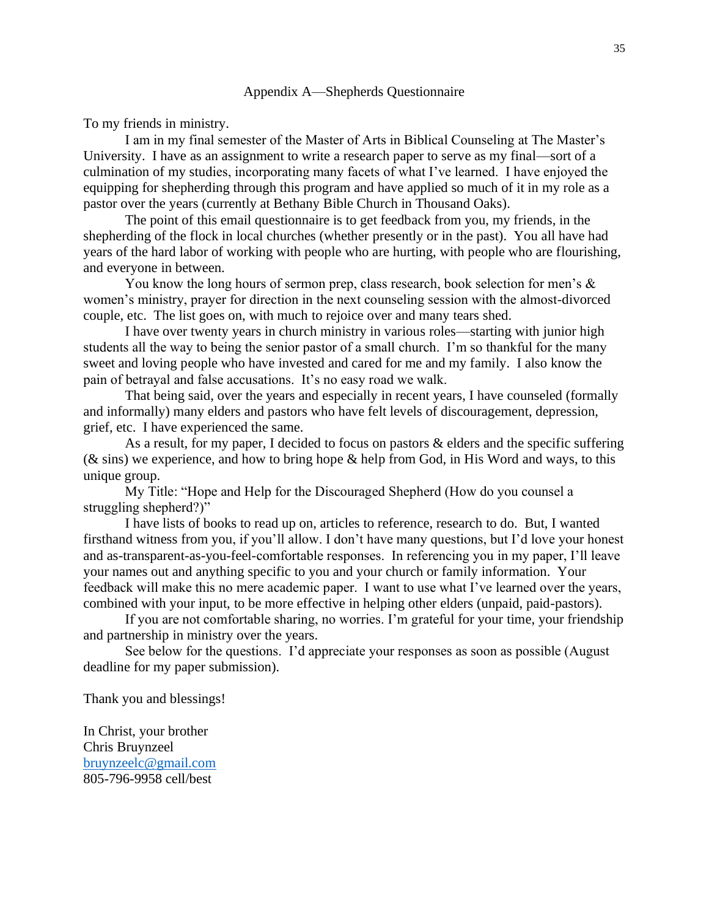## Appendix A—Shepherds Questionnaire

To my friends in ministry.

I am in my final semester of the Master of Arts in Biblical Counseling at The Master's University. I have as an assignment to write a research paper to serve as my final—sort of a culmination of my studies, incorporating many facets of what I've learned. I have enjoyed the equipping for shepherding through this program and have applied so much of it in my role as a pastor over the years (currently at Bethany Bible Church in Thousand Oaks).

The point of this email questionnaire is to get feedback from you, my friends, in the shepherding of the flock in local churches (whether presently or in the past). You all have had years of the hard labor of working with people who are hurting, with people who are flourishing, and everyone in between.

You know the long hours of sermon prep, class research, book selection for men's & women's ministry, prayer for direction in the next counseling session with the almost-divorced couple, etc. The list goes on, with much to rejoice over and many tears shed.

I have over twenty years in church ministry in various roles—starting with junior high students all the way to being the senior pastor of a small church. I'm so thankful for the many sweet and loving people who have invested and cared for me and my family. I also know the pain of betrayal and false accusations. It's no easy road we walk.

That being said, over the years and especially in recent years, I have counseled (formally and informally) many elders and pastors who have felt levels of discouragement, depression, grief, etc. I have experienced the same.

As a result, for my paper, I decided to focus on pastors & elders and the specific suffering (& sins) we experience, and how to bring hope & help from God, in His Word and ways, to this unique group.

My Title: "Hope and Help for the Discouraged Shepherd (How do you counsel a struggling shepherd?)"

I have lists of books to read up on, articles to reference, research to do. But, I wanted firsthand witness from you, if you'll allow. I don't have many questions, but I'd love your honest and as-transparent-as-you-feel-comfortable responses. In referencing you in my paper, I'll leave your names out and anything specific to you and your church or family information. Your feedback will make this no mere academic paper. I want to use what I've learned over the years, combined with your input, to be more effective in helping other elders (unpaid, paid-pastors).

If you are not comfortable sharing, no worries. I'm grateful for your time, your friendship and partnership in ministry over the years.

See below for the questions. I'd appreciate your responses as soon as possible (August deadline for my paper submission).

Thank you and blessings!

In Christ, your brother
Chris Bruynzeel
bruynzeelc@gmail.com
805-796-9958 cell/best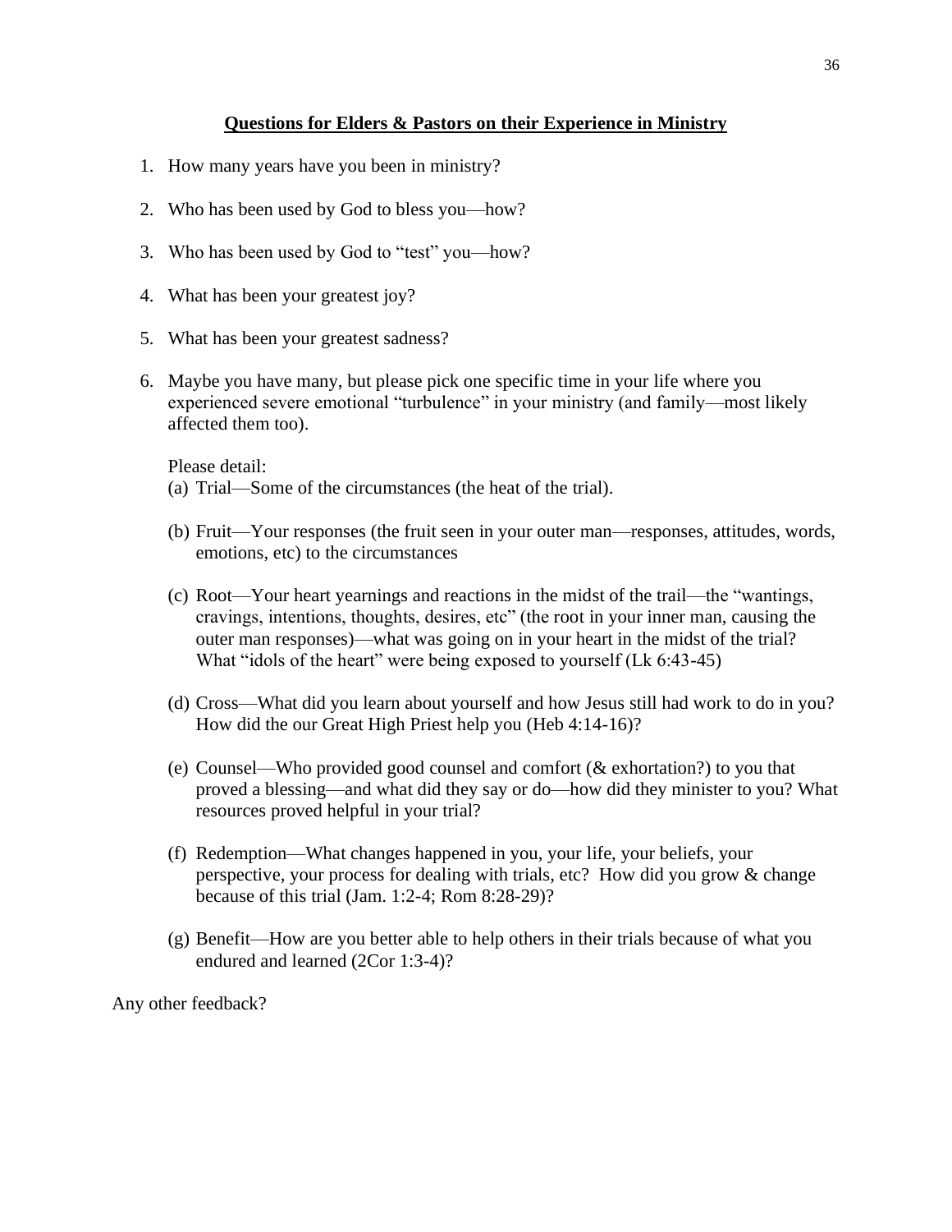## **Questions for Elders & Pastors on their Experience in Ministry**

1. How many years have you been in ministry?
2. Who has been used by God to bless you—how?
3. Who has been used by God to "test" you—how?
4. What has been your greatest joy?
5. What has been your greatest sadness?
6. Maybe you have many, but please pick one specific time in your life where you experienced severe emotional "turbulence" in your ministry (and family—most likely affected them too).

   Please detail:

   (a) Trial—Some of the circumstances (the heat of the trial).

   (b) Fruit—Your responses (the fruit seen in your outer man—responses, attitudes, words, emotions, etc) to the circumstances

   (c) Root—Your heart yearnings and reactions in the midst of the trail—the "wantings, cravings, intentions, thoughts, desires, etc" (the root in your inner man, causing the outer man responses)—what was going on in your heart in the midst of the trial? What "idols of the heart" were being exposed to yourself (Lk 6:43-45)

   (d) Cross—What did you learn about yourself and how Jesus still had work to do in you? How did the our Great High Priest help you (Heb 4:14-16)?

   (e) Counsel—Who provided good counsel and comfort (& exhortation?) to you that proved a blessing—and what did they say or do—how did they minister to you? What resources proved helpful in your trial?

   (f) Redemption—What changes happened in you, your life, your beliefs, your perspective, your process for dealing with trials, etc? How did you grow & change because of this trial (Jam. 1:2-4; Rom 8:28-29)?

   (g) Benefit—How are you better able to help others in their trials because of what you endured and learned (2Cor 1:3-4)?

Any other feedback?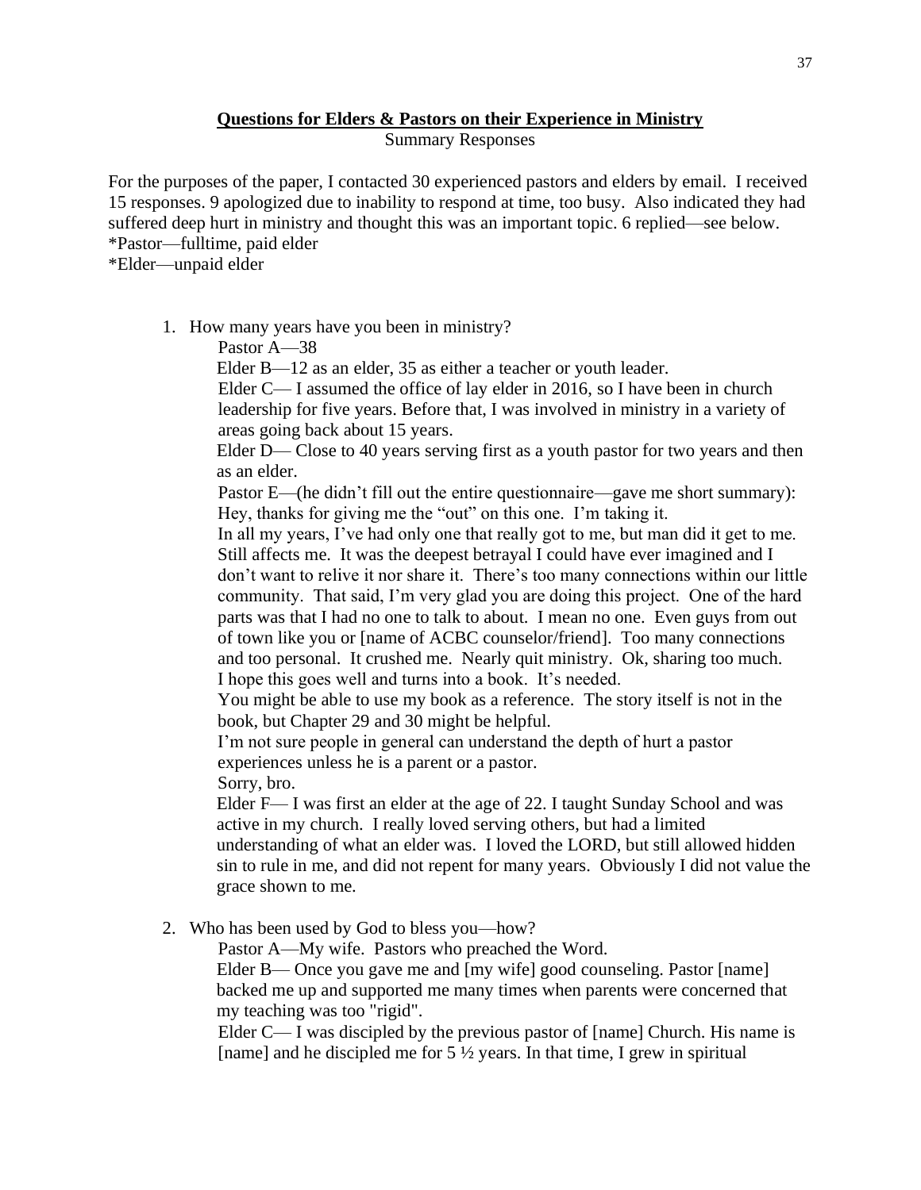**Questions for Elders & Pastors on their Experience in Ministry**

Summary Responses

For the purposes of the paper, I contacted 30 experienced pastors and elders by email. I received 15 responses. 9 apologized due to inability to respond at time, too busy. Also indicated they had suffered deep hurt in ministry and thought this was an important topic. 6 replied—see below.
*Pastor—fulltime, paid elder
*Elder—unpaid elder

1. How many years have you been in ministry?

   Pastor A—38

   Elder B—12 as an elder, 35 as either a teacher or youth leader.

   Elder C— I assumed the office of lay elder in 2016, so I have been in church leadership for five years. Before that, I was involved in ministry in a variety of areas going back about 15 years.

   Elder D— Close to 40 years serving first as a youth pastor for two years and then as an elder.

   Pastor E—(he didn't fill out the entire questionnaire—gave me short summary): Hey, thanks for giving me the "out" on this one. I'm taking it.
   In all my years, I've had only one that really got to me, but man did it get to me. Still affects me. It was the deepest betrayal I could have ever imagined and I don't want to relive it nor share it. There's too many connections within our little community. That said, I'm very glad you are doing this project. One of the hard parts was that I had no one to talk to about. I mean no one. Even guys from out of town like you or [name of ACBC counselor/friend]. Too many connections and too personal. It crushed me. Nearly quit ministry. Ok, sharing too much. I hope this goes well and turns into a book. It's needed.
   You might be able to use my book as a reference. The story itself is not in the book, but Chapter 29 and 30 might be helpful.
   I'm not sure people in general can understand the depth of hurt a pastor experiences unless he is a parent or a pastor.
   Sorry, bro.

   Elder F— I was first an elder at the age of 22. I taught Sunday School and was active in my church. I really loved serving others, but had a limited understanding of what an elder was. I loved the LORD, but still allowed hidden sin to rule in me, and did not repent for many years. Obviously I did not value the grace shown to me.

2. Who has been used by God to bless you—how?

   Pastor A—My wife. Pastors who preached the Word.

   Elder B— Once you gave me and [my wife] good counseling. Pastor [name] backed me up and supported me many times when parents were concerned that my teaching was too "rigid".

   Elder C— I was discipled by the previous pastor of [name] Church. His name is [name] and he discipled me for 5 ½ years. In that time, I grew in spiritual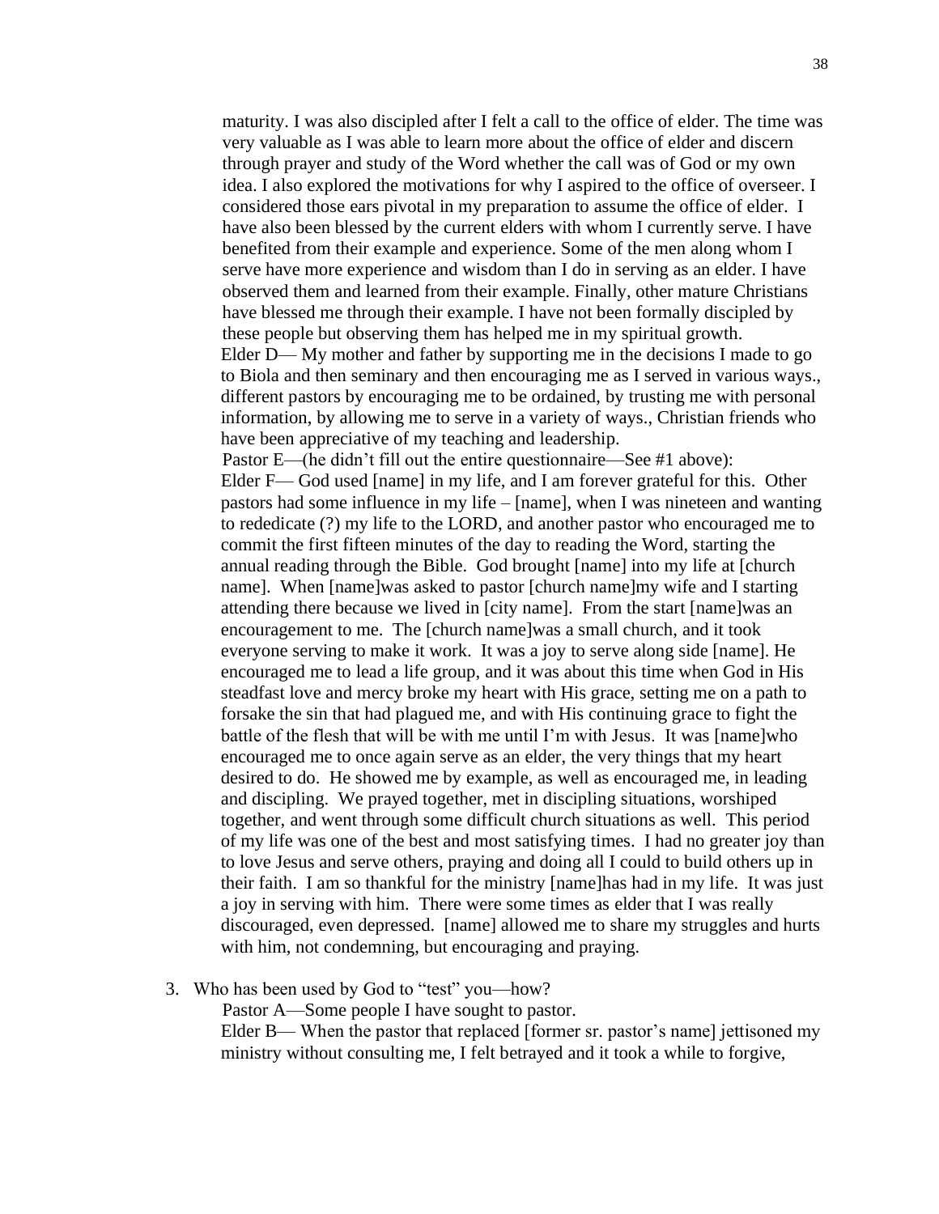maturity. I was also discipled after I felt a call to the office of elder. The time was very valuable as I was able to learn more about the office of elder and discern through prayer and study of the Word whether the call was of God or my own idea. I also explored the motivations for why I aspired to the office of overseer. I considered those ears pivotal in my preparation to assume the office of elder. I have also been blessed by the current elders with whom I currently serve. I have benefited from their example and experience. Some of the men along whom I serve have more experience and wisdom than I do in serving as an elder. I have observed them and learned from their example. Finally, other mature Christians have blessed me through their example. I have not been formally discipled by these people but observing them has helped me in my spiritual growth.

Elder D— My mother and father by supporting me in the decisions I made to go to Biola and then seminary and then encouraging me as I served in various ways., different pastors by encouraging me to be ordained, by trusting me with personal information, by allowing me to serve in a variety of ways., Christian friends who have been appreciative of my teaching and leadership.

Pastor E—(he didn't fill out the entire questionnaire—See #1 above):

Elder F— God used [name] in my life, and I am forever grateful for this. Other pastors had some influence in my life – [name], when I was nineteen and wanting to rededicate (?) my life to the LORD, and another pastor who encouraged me to commit the first fifteen minutes of the day to reading the Word, starting the annual reading through the Bible. God brought [name] into my life at [church name]. When [name]was asked to pastor [church name]my wife and I starting attending there because we lived in [city name]. From the start [name]was an encouragement to me. The [church name]was a small church, and it took everyone serving to make it work. It was a joy to serve along side [name]. He encouraged me to lead a life group, and it was about this time when God in His steadfast love and mercy broke my heart with His grace, setting me on a path to forsake the sin that had plagued me, and with His continuing grace to fight the battle of the flesh that will be with me until I'm with Jesus. It was [name]who encouraged me to once again serve as an elder, the very things that my heart desired to do. He showed me by example, as well as encouraged me, in leading and discipling. We prayed together, met in discipling situations, worshiped together, and went through some difficult church situations as well. This period of my life was one of the best and most satisfying times. I had no greater joy than to love Jesus and serve others, praying and doing all I could to build others up in their faith. I am so thankful for the ministry [name]has had in my life. It was just a joy in serving with him. There were some times as elder that I was really discouraged, even depressed. [name] allowed me to share my struggles and hurts with him, not condemning, but encouraging and praying.

3. Who has been used by God to "test" you—how?

   Pastor A—Some people I have sought to pastor.

   Elder B— When the pastor that replaced [former sr. pastor's name] jettisoned my ministry without consulting me, I felt betrayed and it took a while to forgive,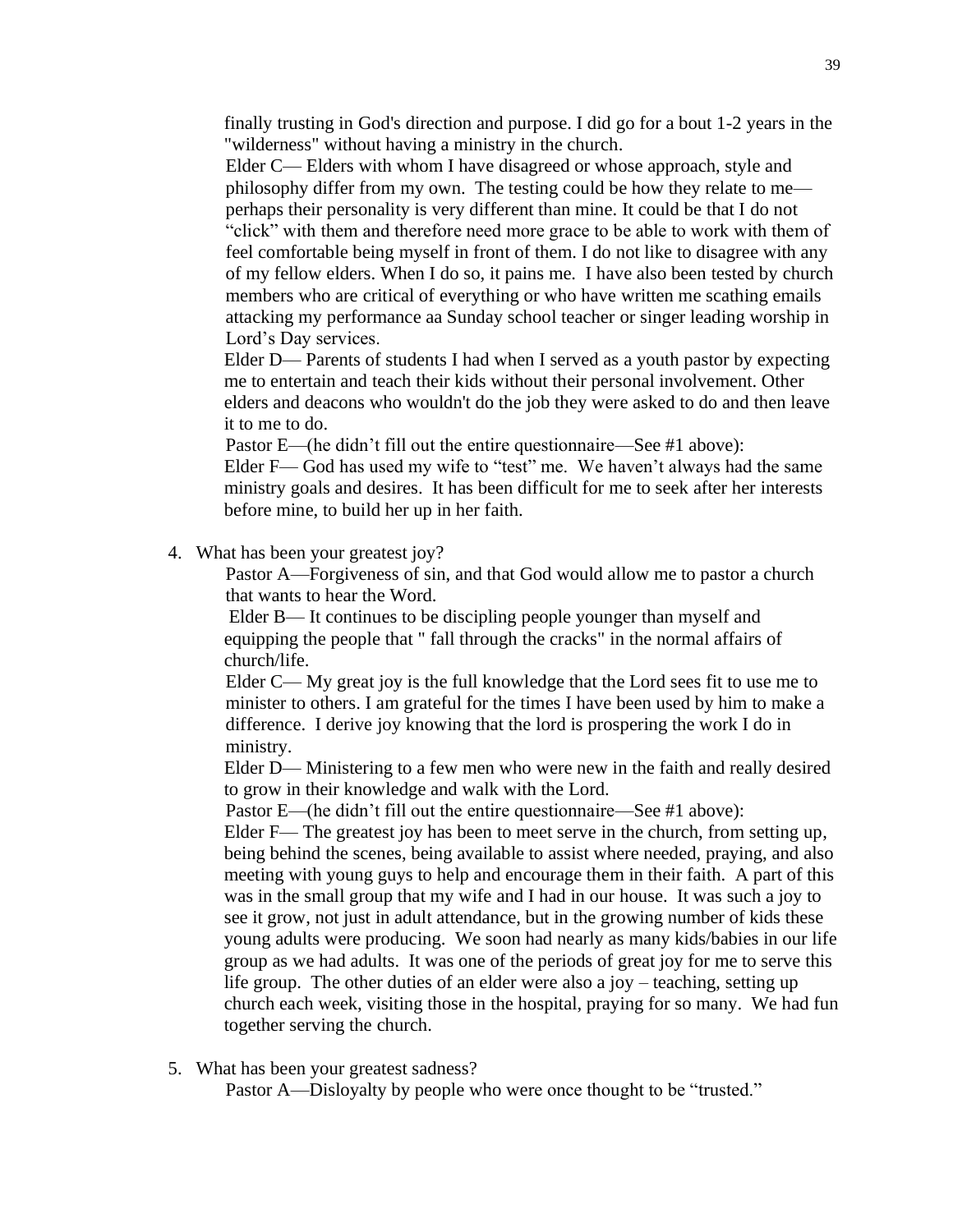finally trusting in God's direction and purpose. I did go for a bout 1-2 years in the "wilderness" without having a ministry in the church.

Elder C— Elders with whom I have disagreed or whose approach, style and philosophy differ from my own. The testing could be how they relate to me—perhaps their personality is very different than mine. It could be that I do not "click" with them and therefore need more grace to be able to work with them of feel comfortable being myself in front of them. I do not like to disagree with any of my fellow elders. When I do so, it pains me. I have also been tested by church members who are critical of everything or who have written me scathing emails attacking my performance aa Sunday school teacher or singer leading worship in Lord's Day services.

Elder D— Parents of students I had when I served as a youth pastor by expecting me to entertain and teach their kids without their personal involvement. Other elders and deacons who wouldn't do the job they were asked to do and then leave it to me to do.

Pastor E—(he didn't fill out the entire questionnaire—See #1 above):

Elder F— God has used my wife to "test" me. We haven't always had the same ministry goals and desires. It has been difficult for me to seek after her interests before mine, to build her up in her faith.

4. What has been your greatest joy?

Pastor A—Forgiveness of sin, and that God would allow me to pastor a church that wants to hear the Word.

Elder B— It continues to be discipling people younger than myself and equipping the people that " fall through the cracks" in the normal affairs of church/life.

Elder C— My great joy is the full knowledge that the Lord sees fit to use me to minister to others. I am grateful for the times I have been used by him to make a difference. I derive joy knowing that the lord is prospering the work I do in ministry.

Elder D— Ministering to a few men who were new in the faith and really desired to grow in their knowledge and walk with the Lord.

Pastor E—(he didn't fill out the entire questionnaire—See #1 above):

Elder F— The greatest joy has been to meet serve in the church, from setting up, being behind the scenes, being available to assist where needed, praying, and also meeting with young guys to help and encourage them in their faith. A part of this was in the small group that my wife and I had in our house. It was such a joy to see it grow, not just in adult attendance, but in the growing number of kids these young adults were producing. We soon had nearly as many kids/babies in our life group as we had adults. It was one of the periods of great joy for me to serve this life group. The other duties of an elder were also a joy – teaching, setting up church each week, visiting those in the hospital, praying for so many. We had fun together serving the church.

5. What has been your greatest sadness?

Pastor A—Disloyalty by people who were once thought to be "trusted."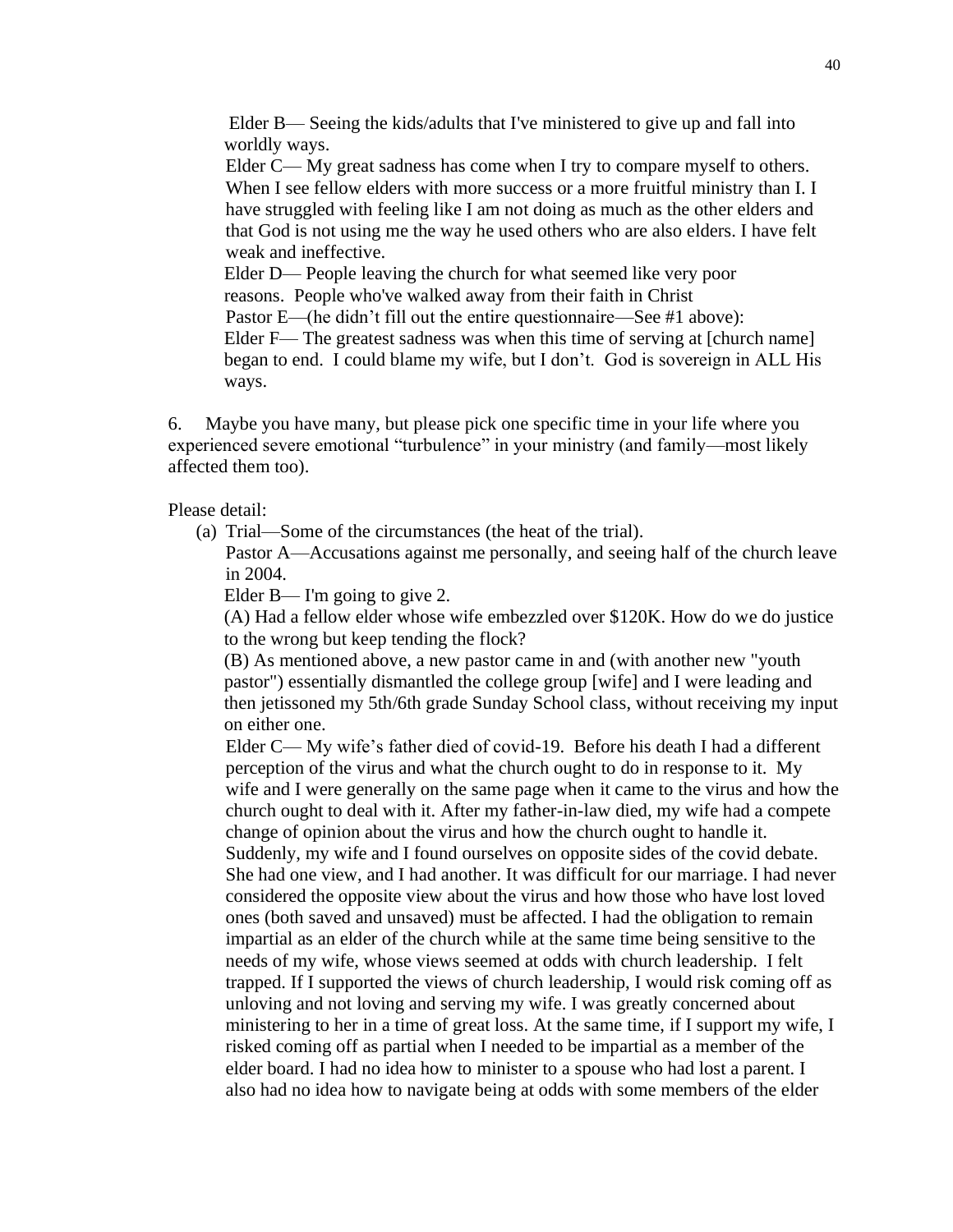Elder B— Seeing the kids/adults that I've ministered to give up and fall into worldly ways.

Elder C— My great sadness has come when I try to compare myself to others. When I see fellow elders with more success or a more fruitful ministry than I. I have struggled with feeling like I am not doing as much as the other elders and that God is not using me the way he used others who are also elders. I have felt weak and ineffective.

Elder D— People leaving the church for what seemed like very poor reasons. People who've walked away from their faith in Christ

Pastor E—(he didn't fill out the entire questionnaire—See #1 above):

Elder F— The greatest sadness was when this time of serving at [church name] began to end. I could blame my wife, but I don't. God is sovereign in ALL His ways.

6. Maybe you have many, but please pick one specific time in your life where you experienced severe emotional "turbulence" in your ministry (and family—most likely affected them too).

Please detail:

(a) Trial—Some of the circumstances (the heat of the trial).

Pastor A—Accusations against me personally, and seeing half of the church leave in 2004.

Elder B— I'm going to give 2.

(A) Had a fellow elder whose wife embezzled over $120K. How do we do justice to the wrong but keep tending the flock?

(B) As mentioned above, a new pastor came in and (with another new "youth pastor") essentially dismantled the college group [wife] and I were leading and then jetissoned my 5th/6th grade Sunday School class, without receiving my input on either one.

Elder C— My wife's father died of covid-19. Before his death I had a different perception of the virus and what the church ought to do in response to it. My wife and I were generally on the same page when it came to the virus and how the church ought to deal with it. After my father-in-law died, my wife had a compete change of opinion about the virus and how the church ought to handle it. Suddenly, my wife and I found ourselves on opposite sides of the covid debate. She had one view, and I had another. It was difficult for our marriage. I had never considered the opposite view about the virus and how those who have lost loved ones (both saved and unsaved) must be affected. I had the obligation to remain impartial as an elder of the church while at the same time being sensitive to the needs of my wife, whose views seemed at odds with church leadership. I felt trapped. If I supported the views of church leadership, I would risk coming off as unloving and not loving and serving my wife. I was greatly concerned about ministering to her in a time of great loss. At the same time, if I support my wife, I risked coming off as partial when I needed to be impartial as a member of the elder board. I had no idea how to minister to a spouse who had lost a parent. I also had no idea how to navigate being at odds with some members of the elder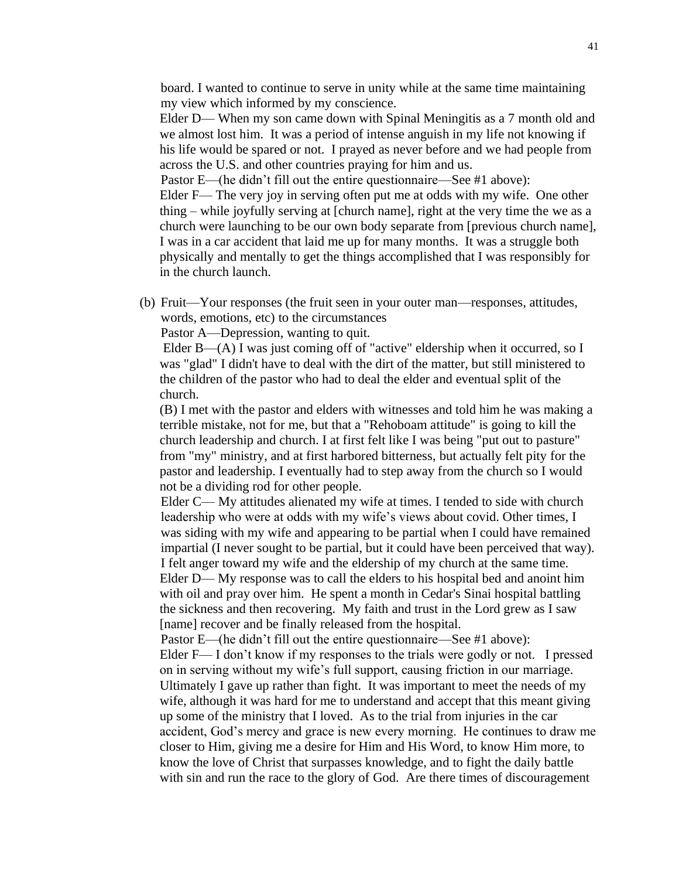board. I wanted to continue to serve in unity while at the same time maintaining my view which informed by my conscience.

Elder D— When my son came down with Spinal Meningitis as a 7 month old and we almost lost him. It was a period of intense anguish in my life not knowing if his life would be spared or not. I prayed as never before and we had people from across the U.S. and other countries praying for him and us.

Pastor E—(he didn't fill out the entire questionnaire—See #1 above):

Elder F— The very joy in serving often put me at odds with my wife. One other thing – while joyfully serving at [church name], right at the very time the we as a church were launching to be our own body separate from [previous church name], I was in a car accident that laid me up for many months. It was a struggle both physically and mentally to get the things accomplished that I was responsibly for in the church launch.

(b) Fruit—Your responses (the fruit seen in your outer man—responses, attitudes, words, emotions, etc) to the circumstances

Pastor A—Depression, wanting to quit.

Elder B—(A) I was just coming off of "active" eldership when it occurred, so I was "glad" I didn't have to deal with the dirt of the matter, but still ministered to the children of the pastor who had to deal the elder and eventual split of the church.

(B) I met with the pastor and elders with witnesses and told him he was making a terrible mistake, not for me, but that a "Rehoboam attitude" is going to kill the church leadership and church. I at first felt like I was being "put out to pasture" from "my" ministry, and at first harbored bitterness, but actually felt pity for the pastor and leadership. I eventually had to step away from the church so I would not be a dividing rod for other people.

Elder C— My attitudes alienated my wife at times. I tended to side with church leadership who were at odds with my wife's views about covid. Other times, I was siding with my wife and appearing to be partial when I could have remained impartial (I never sought to be partial, but it could have been perceived that way). I felt anger toward my wife and the eldership of my church at the same time.

Elder D— My response was to call the elders to his hospital bed and anoint him with oil and pray over him. He spent a month in Cedar's Sinai hospital battling the sickness and then recovering. My faith and trust in the Lord grew as I saw [name] recover and be finally released from the hospital.

Pastor E—(he didn't fill out the entire questionnaire—See #1 above):

Elder F— I don't know if my responses to the trials were godly or not. I pressed on in serving without my wife's full support, causing friction in our marriage. Ultimately I gave up rather than fight. It was important to meet the needs of my wife, although it was hard for me to understand and accept that this meant giving up some of the ministry that I loved. As to the trial from injuries in the car accident, God's mercy and grace is new every morning. He continues to draw me closer to Him, giving me a desire for Him and His Word, to know Him more, to know the love of Christ that surpasses knowledge, and to fight the daily battle with sin and run the race to the glory of God. Are there times of discouragement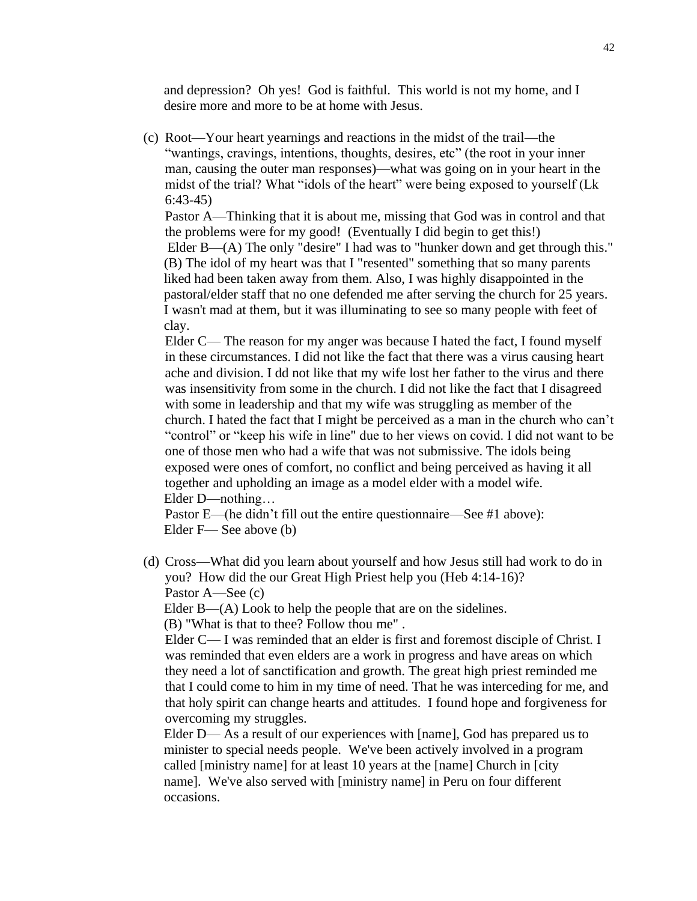and depression? Oh yes! God is faithful. This world is not my home, and I desire more and more to be at home with Jesus.

(c) Root—Your heart yearnings and reactions in the midst of the trail—the "wantings, cravings, intentions, thoughts, desires, etc" (the root in your inner man, causing the outer man responses)—what was going on in your heart in the midst of the trial? What "idols of the heart" were being exposed to yourself (Lk 6:43-45)

Pastor A—Thinking that it is about me, missing that God was in control and that the problems were for my good! (Eventually I did begin to get this!)

Elder B—(A) The only "desire" I had was to "hunker down and get through this." (B) The idol of my heart was that I "resented" something that so many parents liked had been taken away from them. Also, I was highly disappointed in the pastoral/elder staff that no one defended me after serving the church for 25 years. I wasn't mad at them, but it was illuminating to see so many people with feet of clay.

Elder C— The reason for my anger was because I hated the fact, I found myself in these circumstances. I did not like the fact that there was a virus causing heart ache and division. I dd not like that my wife lost her father to the virus and there was insensitivity from some in the church. I did not like the fact that I disagreed with some in leadership and that my wife was struggling as member of the church. I hated the fact that I might be perceived as a man in the church who can't "control" or "keep his wife in line" due to her views on covid. I did not want to be one of those men who had a wife that was not submissive. The idols being exposed were ones of comfort, no conflict and being perceived as having it all together and upholding an image as a model elder with a model wife.

Elder D—nothing…

Pastor E—(he didn't fill out the entire questionnaire—See #1 above):

Elder F— See above (b)

(d) Cross—What did you learn about yourself and how Jesus still had work to do in you? How did the our Great High Priest help you (Heb 4:14-16)?

Pastor A—See (c)

Elder B—(A) Look to help the people that are on the sidelines.

(B) "What is that to thee? Follow thou me" .

Elder C— I was reminded that an elder is first and foremost disciple of Christ. I was reminded that even elders are a work in progress and have areas on which they need a lot of sanctification and growth. The great high priest reminded me that I could come to him in my time of need. That he was interceding for me, and that holy spirit can change hearts and attitudes. I found hope and forgiveness for overcoming my struggles.

Elder D— As a result of our experiences with [name], God has prepared us to minister to special needs people. We've been actively involved in a program called [ministry name] for at least 10 years at the [name] Church in [city name]. We've also served with [ministry name] in Peru on four different occasions.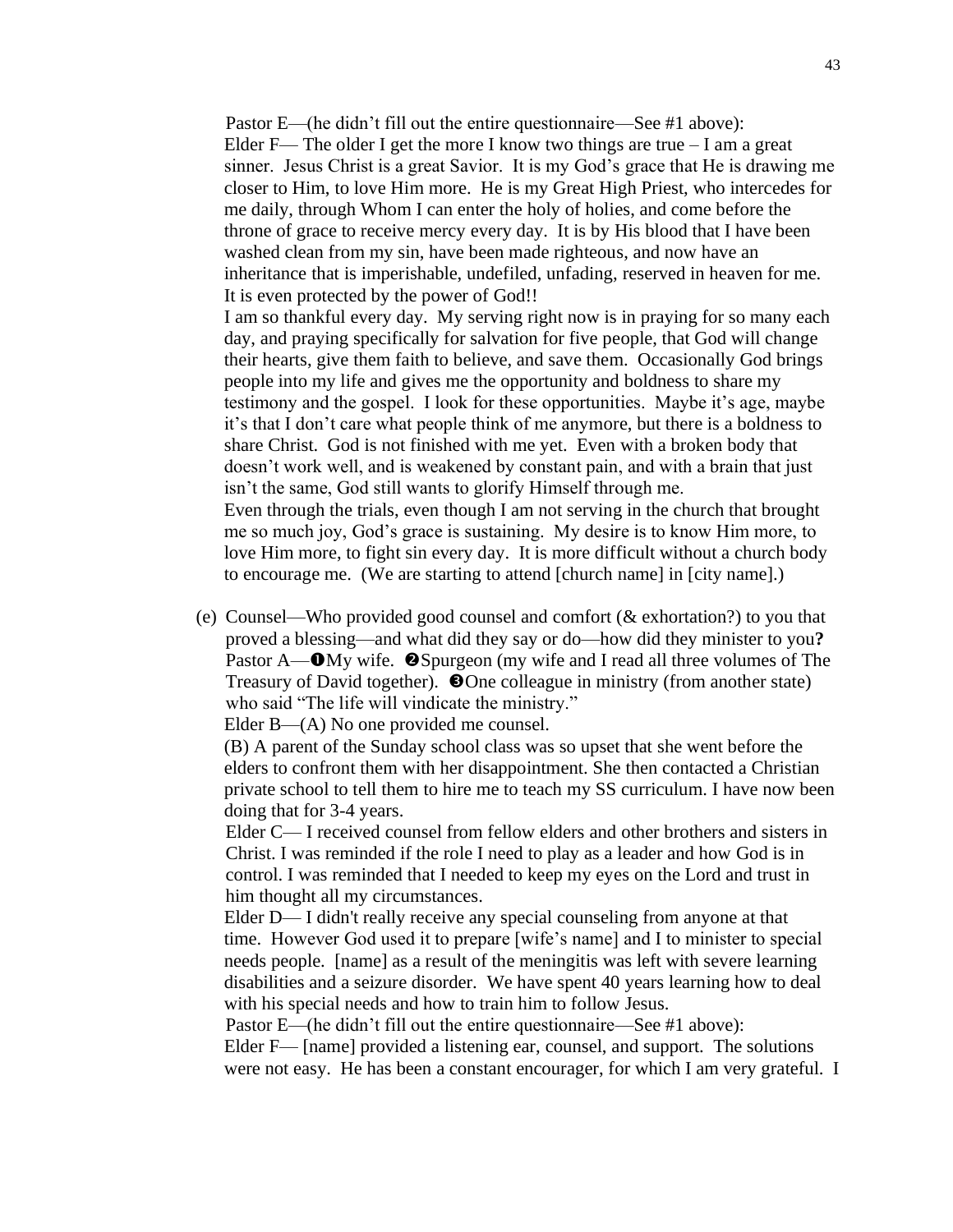Pastor E—(he didn't fill out the entire questionnaire—See #1 above):

Elder F— The older I get the more I know two things are true – I am a great sinner. Jesus Christ is a great Savior. It is my God's grace that He is drawing me closer to Him, to love Him more. He is my Great High Priest, who intercedes for me daily, through Whom I can enter the holy of holies, and come before the throne of grace to receive mercy every day. It is by His blood that I have been washed clean from my sin, have been made righteous, and now have an inheritance that is imperishable, undefiled, unfading, reserved in heaven for me. It is even protected by the power of God!!

I am so thankful every day. My serving right now is in praying for so many each day, and praying specifically for salvation for five people, that God will change their hearts, give them faith to believe, and save them. Occasionally God brings people into my life and gives me the opportunity and boldness to share my testimony and the gospel. I look for these opportunities. Maybe it's age, maybe it's that I don't care what people think of me anymore, but there is a boldness to share Christ. God is not finished with me yet. Even with a broken body that doesn't work well, and is weakened by constant pain, and with a brain that just isn't the same, God still wants to glorify Himself through me.

Even through the trials, even though I am not serving in the church that brought me so much joy, God's grace is sustaining. My desire is to know Him more, to love Him more, to fight sin every day. It is more difficult without a church body to encourage me. (We are starting to attend [church name] in [city name].)

(e) Counsel—Who provided good counsel and comfort (& exhortation?) to you that proved a blessing—and what did they say or do—how did they minister to you**?**

Pastor A—❶My wife. ❷Spurgeon (my wife and I read all three volumes of The Treasury of David together). ❸One colleague in ministry (from another state) who said "The life will vindicate the ministry."

Elder B—(A) No one provided me counsel.

(B) A parent of the Sunday school class was so upset that she went before the elders to confront them with her disappointment. She then contacted a Christian private school to tell them to hire me to teach my SS curriculum. I have now been doing that for 3-4 years.

Elder C— I received counsel from fellow elders and other brothers and sisters in Christ. I was reminded if the role I need to play as a leader and how God is in control. I was reminded that I needed to keep my eyes on the Lord and trust in him thought all my circumstances.

Elder D— I didn't really receive any special counseling from anyone at that time. However God used it to prepare [wife's name] and I to minister to special needs people. [name] as a result of the meningitis was left with severe learning disabilities and a seizure disorder. We have spent 40 years learning how to deal with his special needs and how to train him to follow Jesus.

Pastor E—(he didn't fill out the entire questionnaire—See #1 above):

Elder F— [name] provided a listening ear, counsel, and support. The solutions were not easy. He has been a constant encourager, for which I am very grateful. I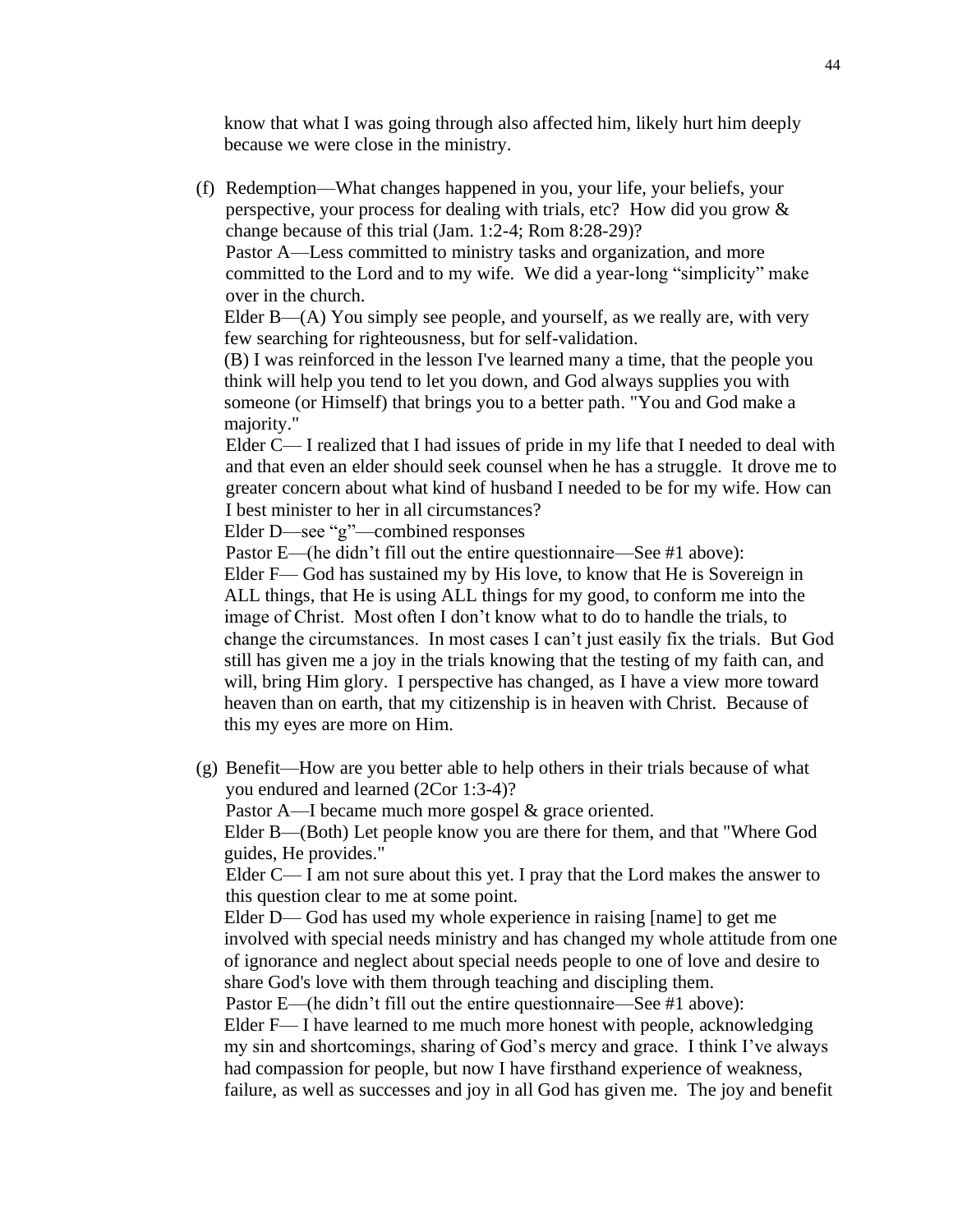know that what I was going through also affected him, likely hurt him deeply because we were close in the ministry.

(f) Redemption—What changes happened in you, your life, your beliefs, your perspective, your process for dealing with trials, etc? How did you grow & change because of this trial (Jam. 1:2-4; Rom 8:28-29)?

Pastor A—Less committed to ministry tasks and organization, and more committed to the Lord and to my wife. We did a year-long "simplicity" make over in the church.

Elder B—(A) You simply see people, and yourself, as we really are, with very few searching for righteousness, but for self-validation.

(B) I was reinforced in the lesson I've learned many a time, that the people you think will help you tend to let you down, and God always supplies you with someone (or Himself) that brings you to a better path. "You and God make a majority."

Elder C— I realized that I had issues of pride in my life that I needed to deal with and that even an elder should seek counsel when he has a struggle. It drove me to greater concern about what kind of husband I needed to be for my wife. How can I best minister to her in all circumstances?

Elder D—see "g"—combined responses

Pastor E—(he didn't fill out the entire questionnaire—See #1 above):

Elder F— God has sustained my by His love, to know that He is Sovereign in ALL things, that He is using ALL things for my good, to conform me into the image of Christ. Most often I don't know what to do to handle the trials, to change the circumstances. In most cases I can't just easily fix the trials. But God still has given me a joy in the trials knowing that the testing of my faith can, and will, bring Him glory. I perspective has changed, as I have a view more toward heaven than on earth, that my citizenship is in heaven with Christ. Because of this my eyes are more on Him.

(g) Benefit—How are you better able to help others in their trials because of what you endured and learned (2Cor 1:3-4)?

Pastor A—I became much more gospel & grace oriented.

Elder B—(Both) Let people know you are there for them, and that "Where God guides, He provides."

Elder C— I am not sure about this yet. I pray that the Lord makes the answer to this question clear to me at some point.

Elder D— God has used my whole experience in raising [name] to get me involved with special needs ministry and has changed my whole attitude from one of ignorance and neglect about special needs people to one of love and desire to share God's love with them through teaching and discipling them.

Pastor E—(he didn't fill out the entire questionnaire—See #1 above):

Elder F— I have learned to me much more honest with people, acknowledging my sin and shortcomings, sharing of God's mercy and grace. I think I've always had compassion for people, but now I have firsthand experience of weakness, failure, as well as successes and joy in all God has given me. The joy and benefit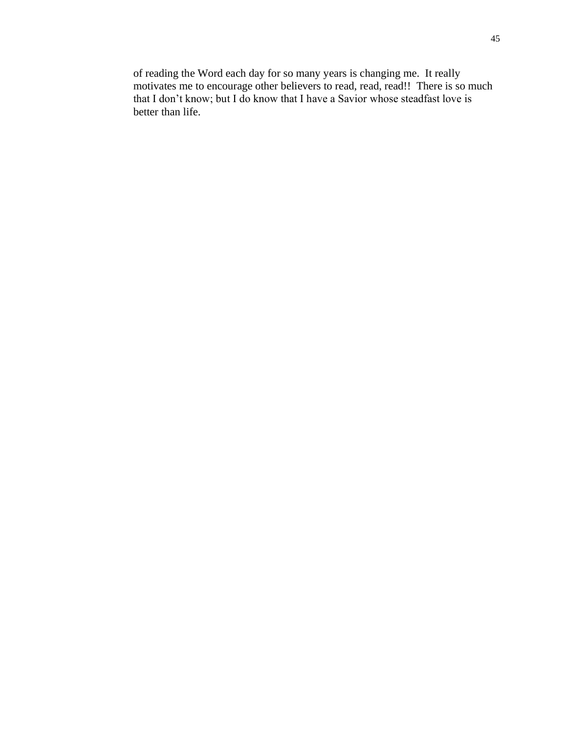of reading the Word each day for so many years is changing me. It really motivates me to encourage other believers to read, read, read!! There is so much that I don't know; but I do know that I have a Savior whose steadfast love is better than life.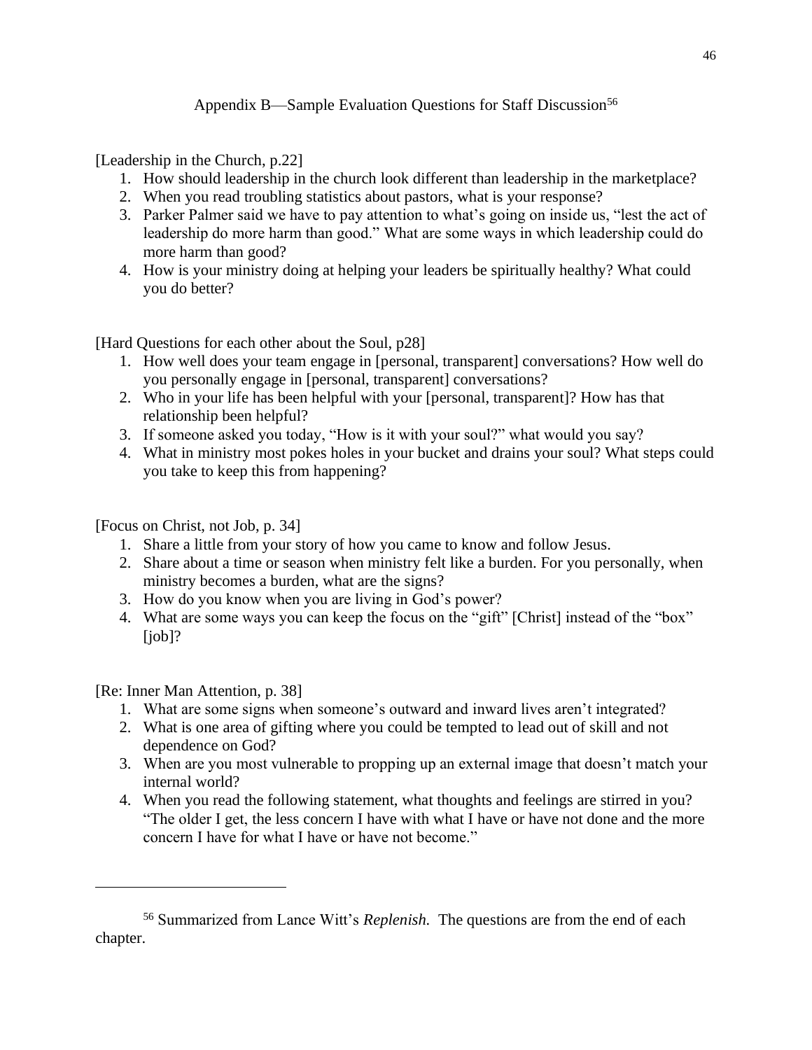## Appendix B—Sample Evaluation Questions for Staff Discussion[56]

[Leadership in the Church, p.22]

1. How should leadership in the church look different than leadership in the marketplace?
2. When you read troubling statistics about pastors, what is your response?
3. Parker Palmer said we have to pay attention to what's going on inside us, "lest the act of leadership do more harm than good." What are some ways in which leadership could do more harm than good?
4. How is your ministry doing at helping your leaders be spiritually healthy? What could you do better?

[Hard Questions for each other about the Soul, p28]

1. How well does your team engage in [personal, transparent] conversations? How well do you personally engage in [personal, transparent] conversations?
2. Who in your life has been helpful with your [personal, transparent]? How has that relationship been helpful?
3. If someone asked you today, "How is it with your soul?" what would you say?
4. What in ministry most pokes holes in your bucket and drains your soul? What steps could you take to keep this from happening?

[Focus on Christ, not Job, p. 34]

1. Share a little from your story of how you came to know and follow Jesus.
2. Share about a time or season when ministry felt like a burden. For you personally, when ministry becomes a burden, what are the signs?
3. How do you know when you are living in God's power?
4. What are some ways you can keep the focus on the "gift" [Christ] instead of the "box" [job]?

[Re: Inner Man Attention, p. 38]

1. What are some signs when someone's outward and inward lives aren't integrated?
2. What is one area of gifting where you could be tempted to lead out of skill and not dependence on God?
3. When are you most vulnerable to propping up an external image that doesn't match your internal world?
4. When you read the following statement, what thoughts and feelings are stirred in you? "The older I get, the less concern I have with what I have or have not done and the more concern I have for what I have or have not become."

---

[56] Summarized from Lance Witt's *Replenish.* The questions are from the end of each chapter.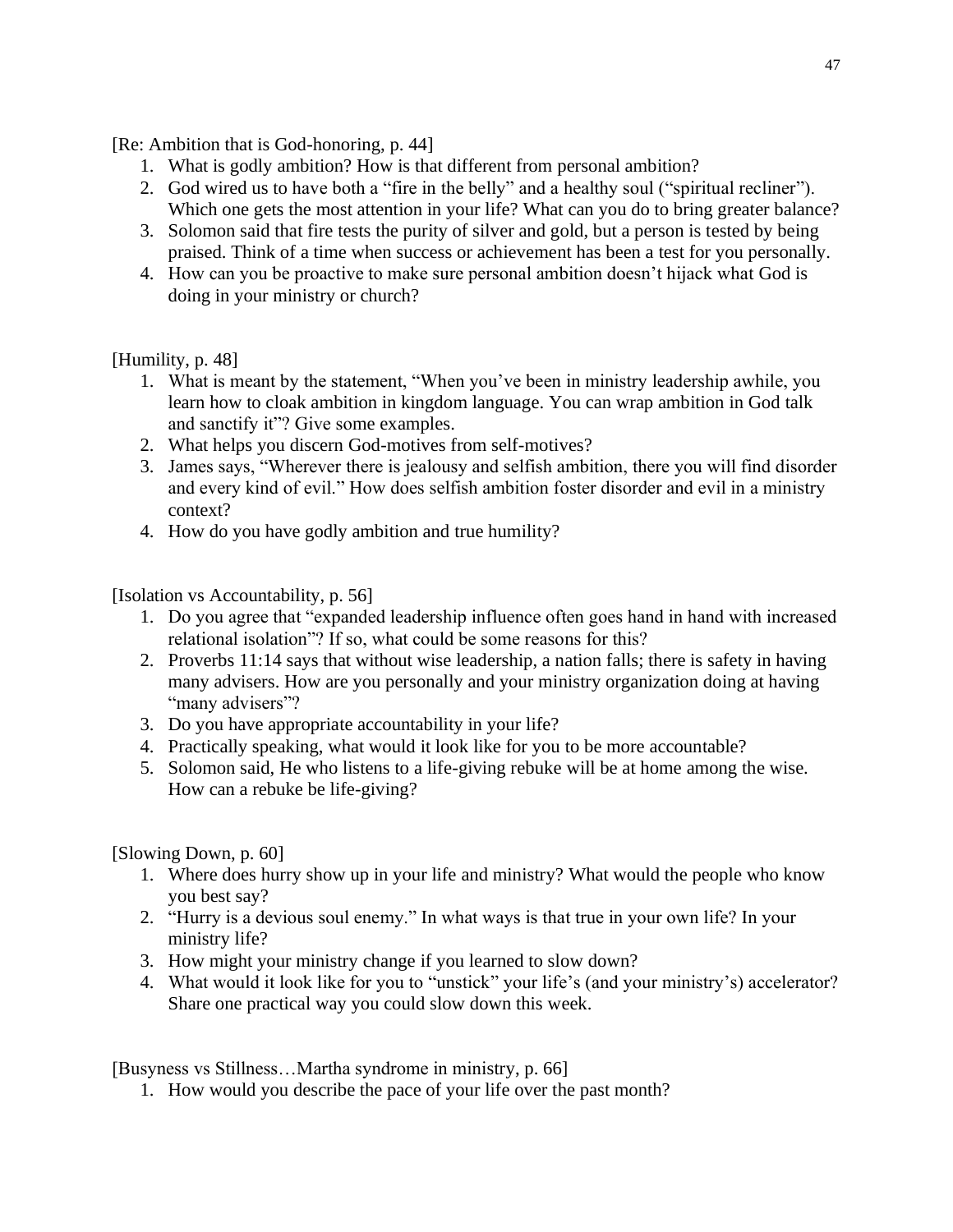[Re: Ambition that is God-honoring, p. 44]

1. What is godly ambition? How is that different from personal ambition?
2. God wired us to have both a "fire in the belly" and a healthy soul ("spiritual recliner"). Which one gets the most attention in your life? What can you do to bring greater balance?
3. Solomon said that fire tests the purity of silver and gold, but a person is tested by being praised. Think of a time when success or achievement has been a test for you personally.
4. How can you be proactive to make sure personal ambition doesn't hijack what God is doing in your ministry or church?

[Humility, p. 48]

1. What is meant by the statement, "When you've been in ministry leadership awhile, you learn how to cloak ambition in kingdom language. You can wrap ambition in God talk and sanctify it"? Give some examples.
2. What helps you discern God-motives from self-motives?
3. James says, "Wherever there is jealousy and selfish ambition, there you will find disorder and every kind of evil." How does selfish ambition foster disorder and evil in a ministry context?
4. How do you have godly ambition and true humility?

[Isolation vs Accountability, p. 56]

1. Do you agree that "expanded leadership influence often goes hand in hand with increased relational isolation"? If so, what could be some reasons for this?
2. Proverbs 11:14 says that without wise leadership, a nation falls; there is safety in having many advisers. How are you personally and your ministry organization doing at having "many advisers"?
3. Do you have appropriate accountability in your life?
4. Practically speaking, what would it look like for you to be more accountable?
5. Solomon said, He who listens to a life-giving rebuke will be at home among the wise. How can a rebuke be life-giving?

[Slowing Down, p. 60]

1. Where does hurry show up in your life and ministry? What would the people who know you best say?
2. "Hurry is a devious soul enemy." In what ways is that true in your own life? In your ministry life?
3. How might your ministry change if you learned to slow down?
4. What would it look like for you to "unstick" your life's (and your ministry's) accelerator? Share one practical way you could slow down this week.

[Busyness vs Stillness…Martha syndrome in ministry, p. 66]

1. How would you describe the pace of your life over the past month?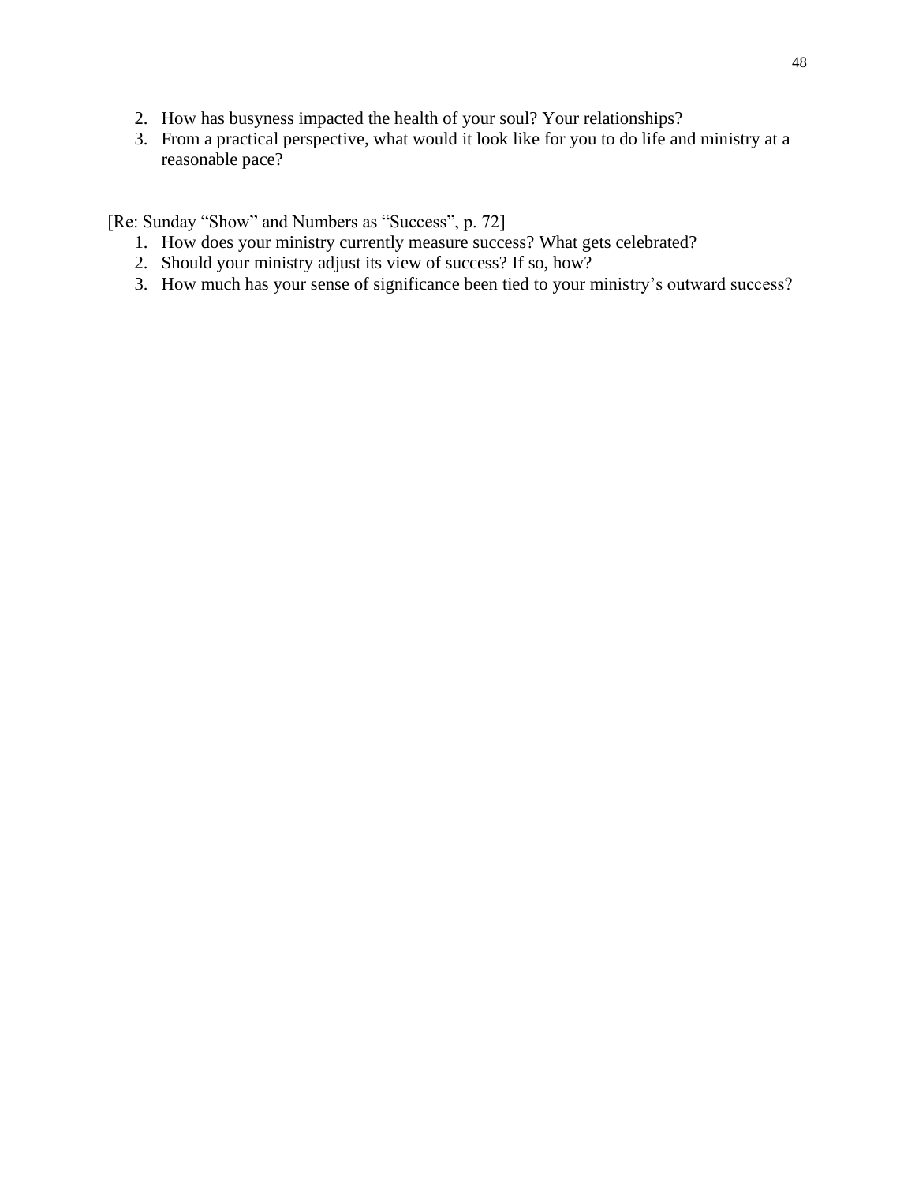2. How has busyness impacted the health of your soul? Your relationships?
3. From a practical perspective, what would it look like for you to do life and ministry at a reasonable pace?

[Re: Sunday “Show” and Numbers as “Success”, p. 72]

1. How does your ministry currently measure success? What gets celebrated?
2. Should your ministry adjust its view of success? If so, how?
3. How much has your sense of significance been tied to your ministry’s outward success?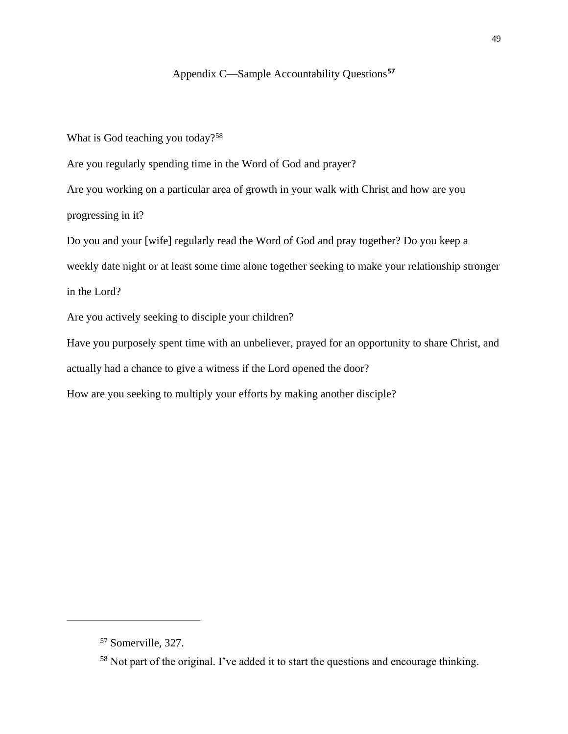# Appendix C—Sample Accountability Questions[57]

What is God teaching you today?[58]

Are you regularly spending time in the Word of God and prayer?

Are you working on a particular area of growth in your walk with Christ and how are you progressing in it?

Do you and your [wife] regularly read the Word of God and pray together? Do you keep a weekly date night or at least some time alone together seeking to make your relationship stronger in the Lord?

Are you actively seeking to disciple your children?

Have you purposely spent time with an unbeliever, prayed for an opportunity to share Christ, and actually had a chance to give a witness if the Lord opened the door?

How are you seeking to multiply your efforts by making another disciple?

---

[57] Somerville, 327.

[58] Not part of the original. I've added it to start the questions and encourage thinking.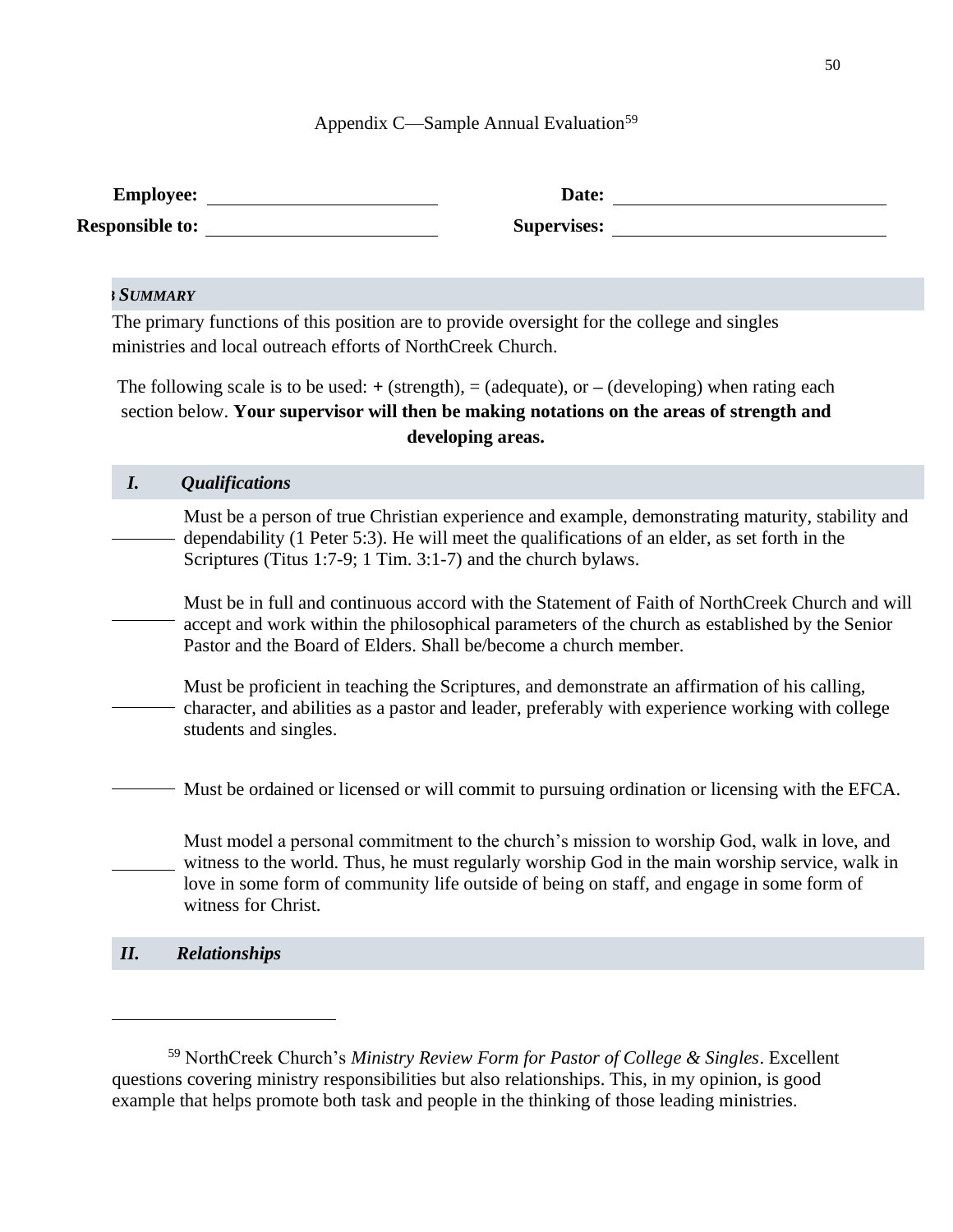Appendix C—Sample Annual Evaluation[59]

**Employee:** ______________________ **Date:** ______________________

**Responsible to:** ______________________ **Supervises:** ______________________

***SUMMARY***

The primary functions of this position are to provide oversight for the college and singles ministries and local outreach efforts of NorthCreek Church.

The following scale is to be used: **+** (strength), = (adequate), or **–** (developing) when rating each section below. **Your supervisor will then be making notations on the areas of strength and developing areas.**

***I. Qualifications***

_______ Must be a person of true Christian experience and example, demonstrating maturity, stability and dependability (1 Peter 5:3). He will meet the qualifications of an elder, as set forth in the Scriptures (Titus 1:7-9; 1 Tim. 3:1-7) and the church bylaws.

_______ Must be in full and continuous accord with the Statement of Faith of NorthCreek Church and will accept and work within the philosophical parameters of the church as established by the Senior Pastor and the Board of Elders. Shall be/become a church member.

_______ Must be proficient in teaching the Scriptures, and demonstrate an affirmation of his calling, character, and abilities as a pastor and leader, preferably with experience working with college students and singles.

_______ Must be ordained or licensed or will commit to pursuing ordination or licensing with the EFCA.

_______ Must model a personal commitment to the church's mission to worship God, walk in love, and witness to the world. Thus, he must regularly worship God in the main worship service, walk in love in some form of community life outside of being on staff, and engage in some form of witness for Christ.

***II. Relationships***

---

[59] NorthCreek Church's *Ministry Review Form for Pastor of College & Singles*. Excellent questions covering ministry responsibilities but also relationships. This, in my opinion, is good example that helps promote both task and people in the thinking of those leading ministries.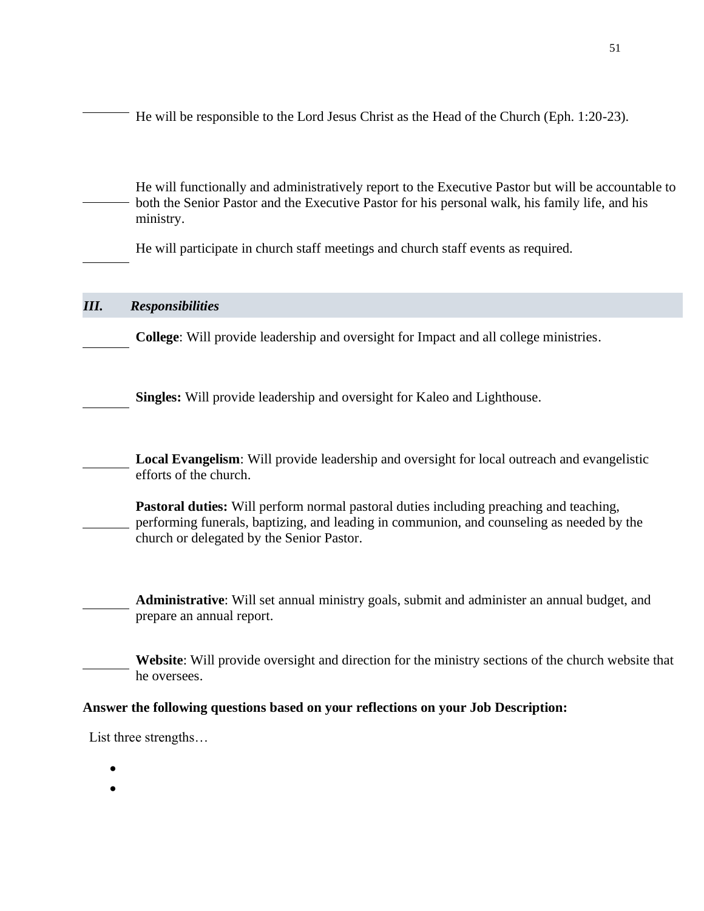_______ He will be responsible to the Lord Jesus Christ as the Head of the Church (Eph. 1:20-23).

_______ He will functionally and administratively report to the Executive Pastor but will be accountable to both the Senior Pastor and the Executive Pastor for his personal walk, his family life, and his ministry.

_______ He will participate in church staff meetings and church staff events as required.

### *III. Responsibilities*

_______ **College**: Will provide leadership and oversight for Impact and all college ministries.

_______ **Singles:** Will provide leadership and oversight for Kaleo and Lighthouse.

_______ **Local Evangelism**: Will provide leadership and oversight for local outreach and evangelistic efforts of the church.

_______ **Pastoral duties:** Will perform normal pastoral duties including preaching and teaching, performing funerals, baptizing, and leading in communion, and counseling as needed by the church or delegated by the Senior Pastor.

_______ **Administrative**: Will set annual ministry goals, submit and administer an annual budget, and prepare an annual report.

_______ **Website**: Will provide oversight and direction for the ministry sections of the church website that he oversees.

**Answer the following questions based on your reflections on your Job Description:**

List three strengths…

- 
-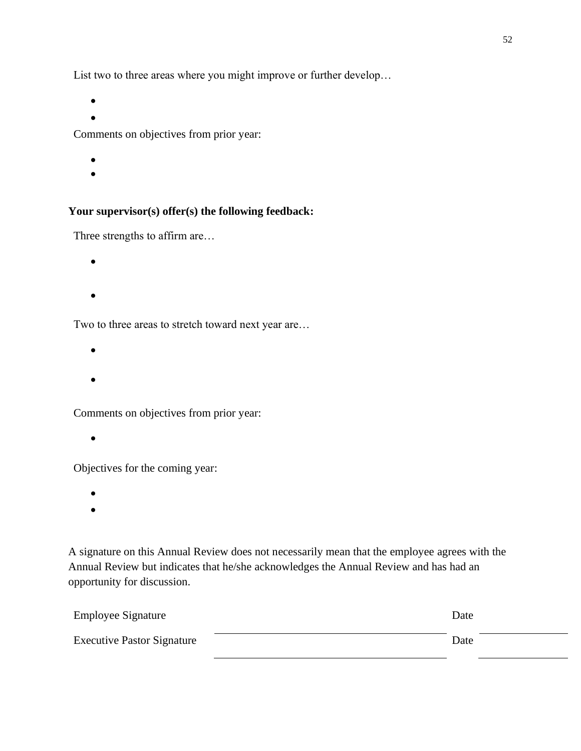List two to three areas where you might improve or further develop…

- 
- 

Comments on objectives from prior year:

- 
- 

**Your supervisor(s) offer(s) the following feedback:**

Three strengths to affirm are…

- 
- 

Two to three areas to stretch toward next year are…

- 
- 

Comments on objectives from prior year:

- 

Objectives for the coming year:

- 
- 

A signature on this Annual Review does not necessarily mean that the employee agrees with the Annual Review but indicates that he/she acknowledges the Annual Review and has had an opportunity for discussion.

Employee Signature \_\_\_\_\_\_\_\_\_\_\_\_\_\_\_\_\_\_\_\_\_\_\_\_\_\_\_\_\_\_\_\_\_\_\_\_\_\_ Date \_\_\_\_\_\_\_\_\_\_\_\_\_\_

Executive Pastor Signature \_\_\_\_\_\_\_\_\_\_\_\_\_\_\_\_\_\_\_\_\_\_\_\_\_\_\_\_\_\_\_\_\_\_\_\_\_\_ Date \_\_\_\_\_\_\_\_\_\_\_\_\_\_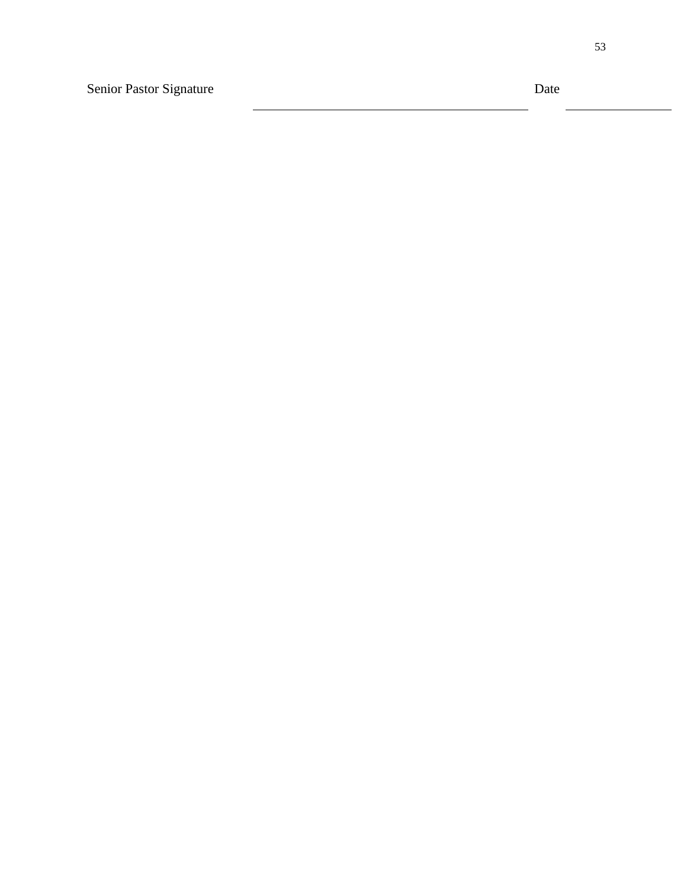Senior Pastor Signature \_\_\_\_\_\_\_\_\_\_\_\_\_\_\_\_\_\_\_\_\_\_\_\_\_\_\_\_\_\_\_\_\_\_\_\_ Date \_\_\_\_\_\_\_\_\_\_\_\_\_\_